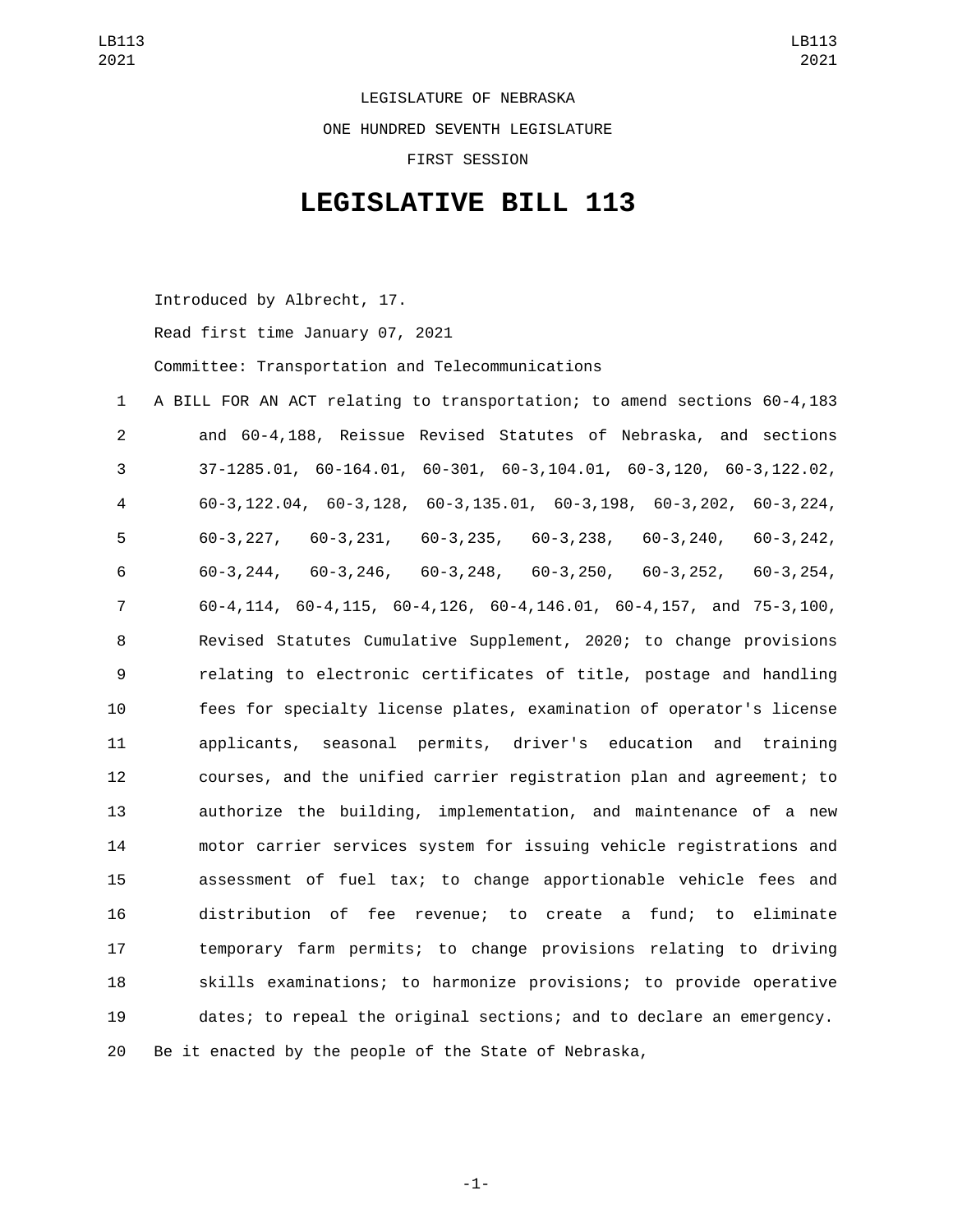LEGISLATURE OF NEBRASKA

ONE HUNDRED SEVENTH LEGISLATURE

FIRST SESSION

# LEGISLATIVE BILL 113

Introduced by Albrecht, 17.

Read first time January 07, 2021

Committee: Transportation and Telecommunications

1 A BILL FOR AN ACT relating to transportation; to amend sections 60-4,183
2 and 60-4,188, Reissue Revised Statutes of Nebraska, and sections
3 37-1285.01, 60-164.01, 60-301, 60-3,104.01, 60-3,120, 60-3,122.02,
4 60-3,122.04, 60-3,128, 60-3,135.01, 60-3,198, 60-3,202, 60-3,224,
5 60-3,227, 60-3,231, 60-3,235, 60-3,238, 60-3,240, 60-3,242,
6 60-3,244, 60-3,246, 60-3,248, 60-3,250, 60-3,252, 60-3,254,
7 60-4,114, 60-4,115, 60-4,126, 60-4,146.01, 60-4,157, and 75-3,100,
8 Revised Statutes Cumulative Supplement, 2020; to change provisions
9 relating to electronic certificates of title, postage and handling
10 fees for specialty license plates, examination of operator's license
11 applicants, seasonal permits, driver's education and training
12 courses, and the unified carrier registration plan and agreement; to
13 authorize the building, implementation, and maintenance of a new
14 motor carrier services system for issuing vehicle registrations and
15 assessment of fuel tax; to change apportionable vehicle fees and
16 distribution of fee revenue; to create a fund; to eliminate
17 temporary farm permits; to change provisions relating to driving
18 skills examinations; to harmonize provisions; to provide operative
19 dates; to repeal the original sections; and to declare an emergency.
20 Be it enacted by the people of the State of Nebraska,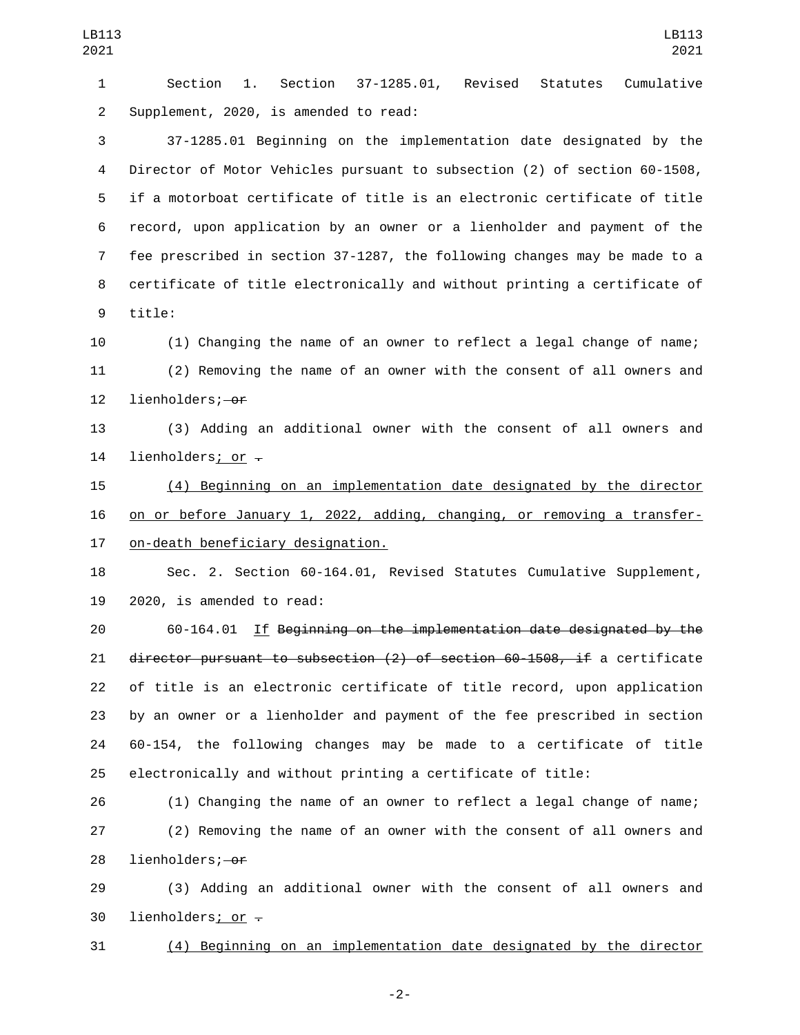Section 1. Section 37-1285.01, Revised Statutes Cumulative Supplement, 2020, is amended to read:

37-1285.01 Beginning on the implementation date designated by the Director of Motor Vehicles pursuant to subsection (2) of section 60-1508, if a motorboat certificate of title is an electronic certificate of title record, upon application by an owner or a lienholder and payment of the fee prescribed in section 37-1287, the following changes may be made to a certificate of title electronically and without printing a certificate of title:

(1) Changing the name of an owner to reflect a legal change of name;

(2) Removing the name of an owner with the consent of all owners and lienholders; ~~or~~

(3) Adding an additional owner with the consent of all owners and lienholders; or ~~.~~

(4) Beginning on an implementation date designated by the director on or before January 1, 2022, adding, changing, or removing a transfer-on-death beneficiary designation.

Sec. 2. Section 60-164.01, Revised Statutes Cumulative Supplement, 2020, is amended to read:

60-164.01 If ~~Beginning on the implementation date designated by the director pursuant to subsection (2) of section 60-1508, if~~ a certificate of title is an electronic certificate of title record, upon application by an owner or a lienholder and payment of the fee prescribed in section 60-154, the following changes may be made to a certificate of title electronically and without printing a certificate of title:

(1) Changing the name of an owner to reflect a legal change of name;

(2) Removing the name of an owner with the consent of all owners and lienholders; ~~or~~

(3) Adding an additional owner with the consent of all owners and lienholders; or ~~.~~

(4) Beginning on an implementation date designated by the director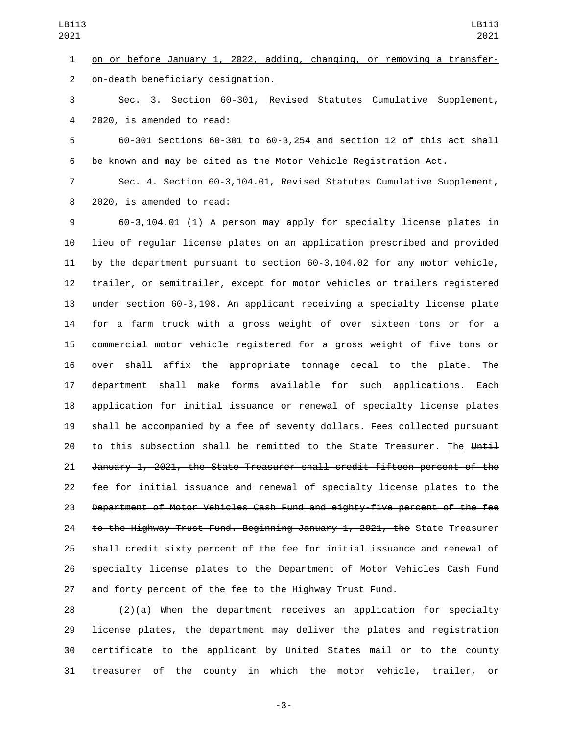on or before January 1, 2022, adding, changing, or removing a transfer-on-death beneficiary designation.

Sec. 3. Section 60-301, Revised Statutes Cumulative Supplement, 2020, is amended to read:

60-301 Sections 60-301 to 60-3,254 and section 12 of this act shall be known and may be cited as the Motor Vehicle Registration Act.

Sec. 4. Section 60-3,104.01, Revised Statutes Cumulative Supplement, 2020, is amended to read:

60-3,104.01 (1) A person may apply for specialty license plates in lieu of regular license plates on an application prescribed and provided by the department pursuant to section 60-3,104.02 for any motor vehicle, trailer, or semitrailer, except for motor vehicles or trailers registered under section 60-3,198. An applicant receiving a specialty license plate for a farm truck with a gross weight of over sixteen tons or for a commercial motor vehicle registered for a gross weight of five tons or over shall affix the appropriate tonnage decal to the plate. The department shall make forms available for such applications. Each application for initial issuance or renewal of specialty license plates shall be accompanied by a fee of seventy dollars. Fees collected pursuant to this subsection shall be remitted to the State Treasurer. The ~~Until January 1, 2021, the State Treasurer shall credit fifteen percent of the fee for initial issuance and renewal of specialty license plates to the Department of Motor Vehicles Cash Fund and eighty-five percent of the fee to the Highway Trust Fund. Beginning January 1, 2021, the~~ State Treasurer shall credit sixty percent of the fee for initial issuance and renewal of specialty license plates to the Department of Motor Vehicles Cash Fund and forty percent of the fee to the Highway Trust Fund.

(2)(a) When the department receives an application for specialty license plates, the department may deliver the plates and registration certificate to the applicant by United States mail or to the county treasurer of the county in which the motor vehicle, trailer, or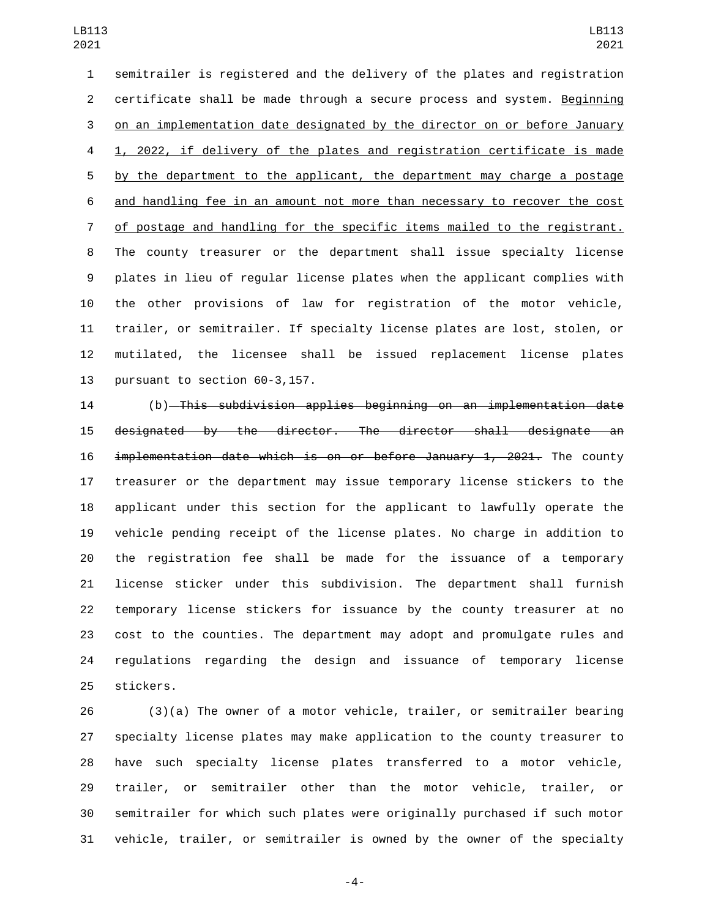semitrailer is registered and the delivery of the plates and registration certificate shall be made through a secure process and system. <u>Beginning on an implementation date designated by the director on or before January 1, 2022, if delivery of the plates and registration certificate is made by the department to the applicant, the department may charge a postage and handling fee in an amount not more than necessary to recover the cost of postage and handling for the specific items mailed to the registrant.</u> The county treasurer or the department shall issue specialty license plates in lieu of regular license plates when the applicant complies with the other provisions of law for registration of the motor vehicle, trailer, or semitrailer. If specialty license plates are lost, stolen, or mutilated, the licensee shall be issued replacement license plates pursuant to section 60-3,157.

(b) ~~This subdivision applies beginning on an implementation date designated by the director. The director shall designate an implementation date which is on or before January 1, 2021.~~ The county treasurer or the department may issue temporary license stickers to the applicant under this section for the applicant to lawfully operate the vehicle pending receipt of the license plates. No charge in addition to the registration fee shall be made for the issuance of a temporary license sticker under this subdivision. The department shall furnish temporary license stickers for issuance by the county treasurer at no cost to the counties. The department may adopt and promulgate rules and regulations regarding the design and issuance of temporary license stickers.

(3)(a) The owner of a motor vehicle, trailer, or semitrailer bearing specialty license plates may make application to the county treasurer to have such specialty license plates transferred to a motor vehicle, trailer, or semitrailer other than the motor vehicle, trailer, or semitrailer for which such plates were originally purchased if such motor vehicle, trailer, or semitrailer is owned by the owner of the specialty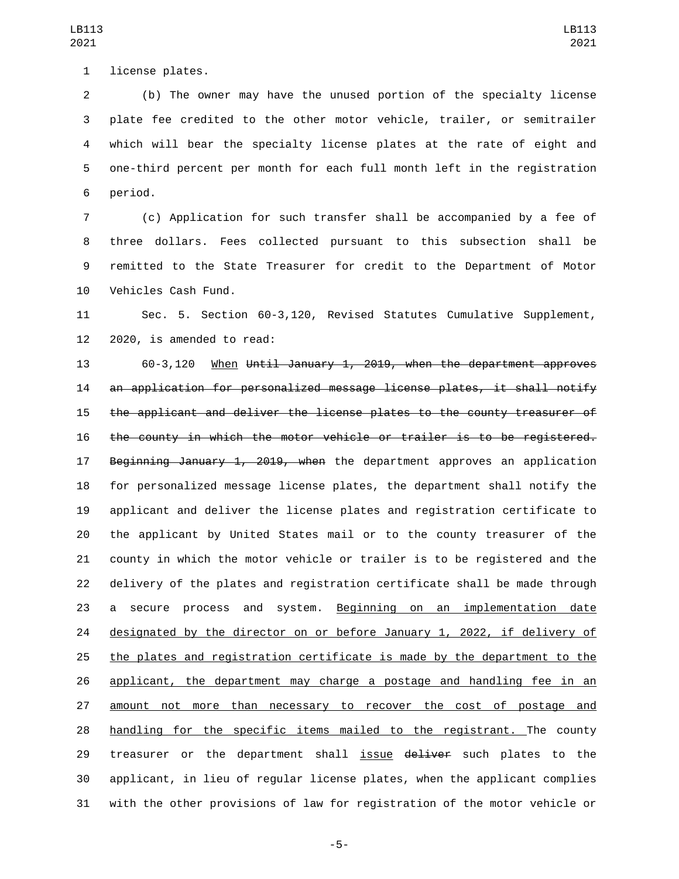license plates.

(b) The owner may have the unused portion of the specialty license plate fee credited to the other motor vehicle, trailer, or semitrailer which will bear the specialty license plates at the rate of eight and one-third percent per month for each full month left in the registration period.

(c) Application for such transfer shall be accompanied by a fee of three dollars. Fees collected pursuant to this subsection shall be remitted to the State Treasurer for credit to the Department of Motor Vehicles Cash Fund.

Sec. 5. Section 60-3,120, Revised Statutes Cumulative Supplement, 2020, is amended to read:

60-3,120 When ~~Until January 1, 2019, when the department approves an application for personalized message license plates, it shall notify the applicant and deliver the license plates to the county treasurer of the county in which the motor vehicle or trailer is to be registered. Beginning January 1, 2019, when~~ the department approves an application for personalized message license plates, the department shall notify the applicant and deliver the license plates and registration certificate to the applicant by United States mail or to the county treasurer of the county in which the motor vehicle or trailer is to be registered and the delivery of the plates and registration certificate shall be made through a secure process and system. Beginning on an implementation date designated by the director on or before January 1, 2022, if delivery of the plates and registration certificate is made by the department to the applicant, the department may charge a postage and handling fee in an amount not more than necessary to recover the cost of postage and handling for the specific items mailed to the registrant. The county treasurer or the department shall issue ~~deliver~~ such plates to the applicant, in lieu of regular license plates, when the applicant complies with the other provisions of law for registration of the motor vehicle or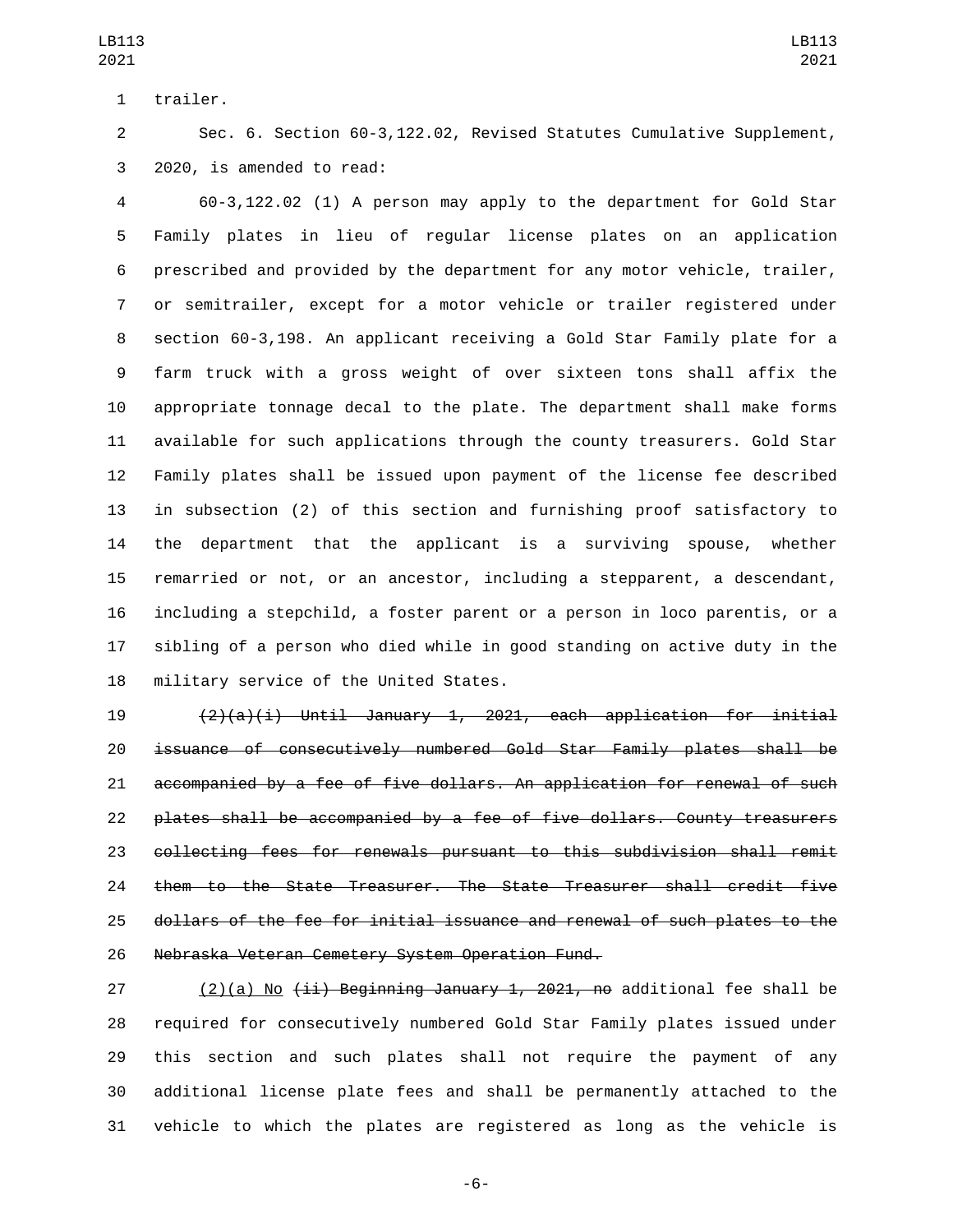trailer.

Sec. 6. Section 60-3,122.02, Revised Statutes Cumulative Supplement, 2020, is amended to read:

60-3,122.02 (1) A person may apply to the department for Gold Star Family plates in lieu of regular license plates on an application prescribed and provided by the department for any motor vehicle, trailer, or semitrailer, except for a motor vehicle or trailer registered under section 60-3,198. An applicant receiving a Gold Star Family plate for a farm truck with a gross weight of over sixteen tons shall affix the appropriate tonnage decal to the plate. The department shall make forms available for such applications through the county treasurers. Gold Star Family plates shall be issued upon payment of the license fee described in subsection (2) of this section and furnishing proof satisfactory to the department that the applicant is a surviving spouse, whether remarried or not, or an ancestor, including a stepparent, a descendant, including a stepchild, a foster parent or a person in loco parentis, or a sibling of a person who died while in good standing on active duty in the military service of the United States.

~~(2)(a)(i) Until January 1, 2021, each application for initial issuance of consecutively numbered Gold Star Family plates shall be accompanied by a fee of five dollars. An application for renewal of such plates shall be accompanied by a fee of five dollars. County treasurers collecting fees for renewals pursuant to this subdivision shall remit them to the State Treasurer. The State Treasurer shall credit five dollars of the fee for initial issuance and renewal of such plates to the Nebraska Veteran Cemetery System Operation Fund.~~

(2)(a) No ~~(ii) Beginning January 1, 2021, no~~ additional fee shall be required for consecutively numbered Gold Star Family plates issued under this section and such plates shall not require the payment of any additional license plate fees and shall be permanently attached to the vehicle to which the plates are registered as long as the vehicle is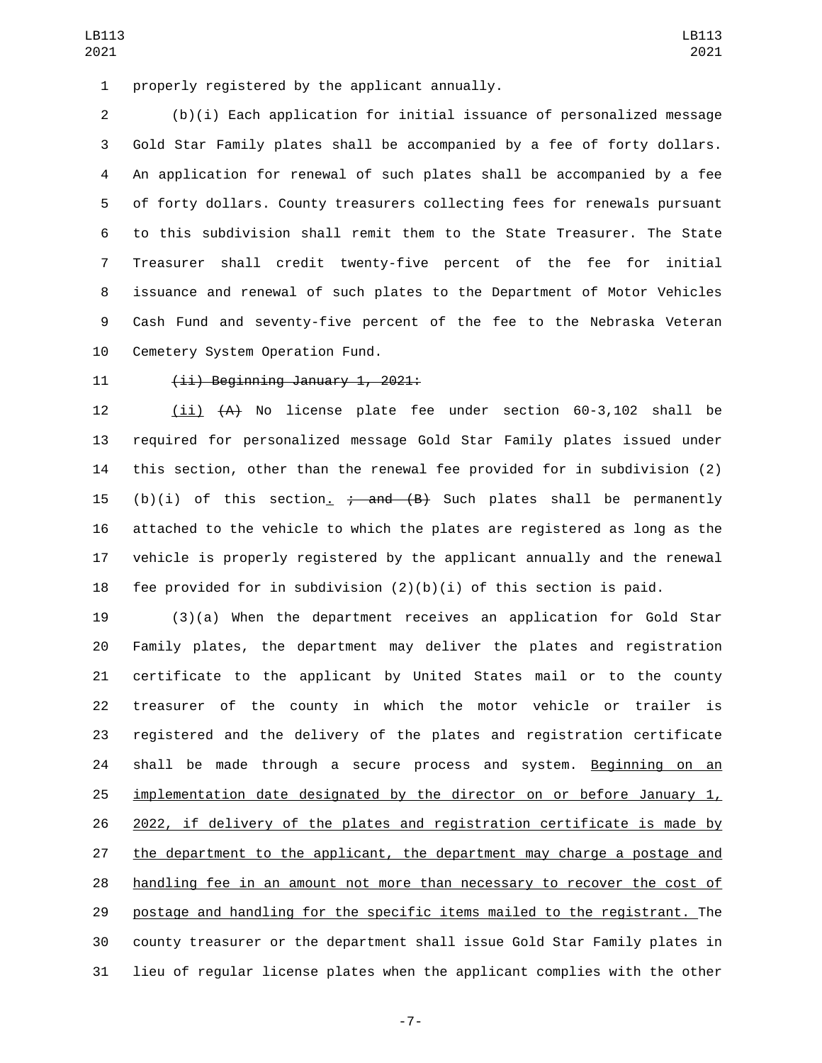properly registered by the applicant annually.

(b)(i) Each application for initial issuance of personalized message Gold Star Family plates shall be accompanied by a fee of forty dollars. An application for renewal of such plates shall be accompanied by a fee of forty dollars. County treasurers collecting fees for renewals pursuant to this subdivision shall remit them to the State Treasurer. The State Treasurer shall credit twenty-five percent of the fee for initial issuance and renewal of such plates to the Department of Motor Vehicles Cash Fund and seventy-five percent of the fee to the Nebraska Veteran Cemetery System Operation Fund.

~~(ii) Beginning January 1, 2021:~~

(ii) ~~(A)~~ No license plate fee under section 60-3,102 shall be required for personalized message Gold Star Family plates issued under this section, other than the renewal fee provided for in subdivision (2)(b)(i) of this section. ~~; and (B)~~ Such plates shall be permanently attached to the vehicle to which the plates are registered as long as the vehicle is properly registered by the applicant annually and the renewal fee provided for in subdivision (2)(b)(i) of this section is paid.

(3)(a) When the department receives an application for Gold Star Family plates, the department may deliver the plates and registration certificate to the applicant by United States mail or to the county treasurer of the county in which the motor vehicle or trailer is registered and the delivery of the plates and registration certificate shall be made through a secure process and system. Beginning on an implementation date designated by the director on or before January 1, 2022, if delivery of the plates and registration certificate is made by the department to the applicant, the department may charge a postage and handling fee in an amount not more than necessary to recover the cost of postage and handling for the specific items mailed to the registrant. The county treasurer or the department shall issue Gold Star Family plates in lieu of regular license plates when the applicant complies with the other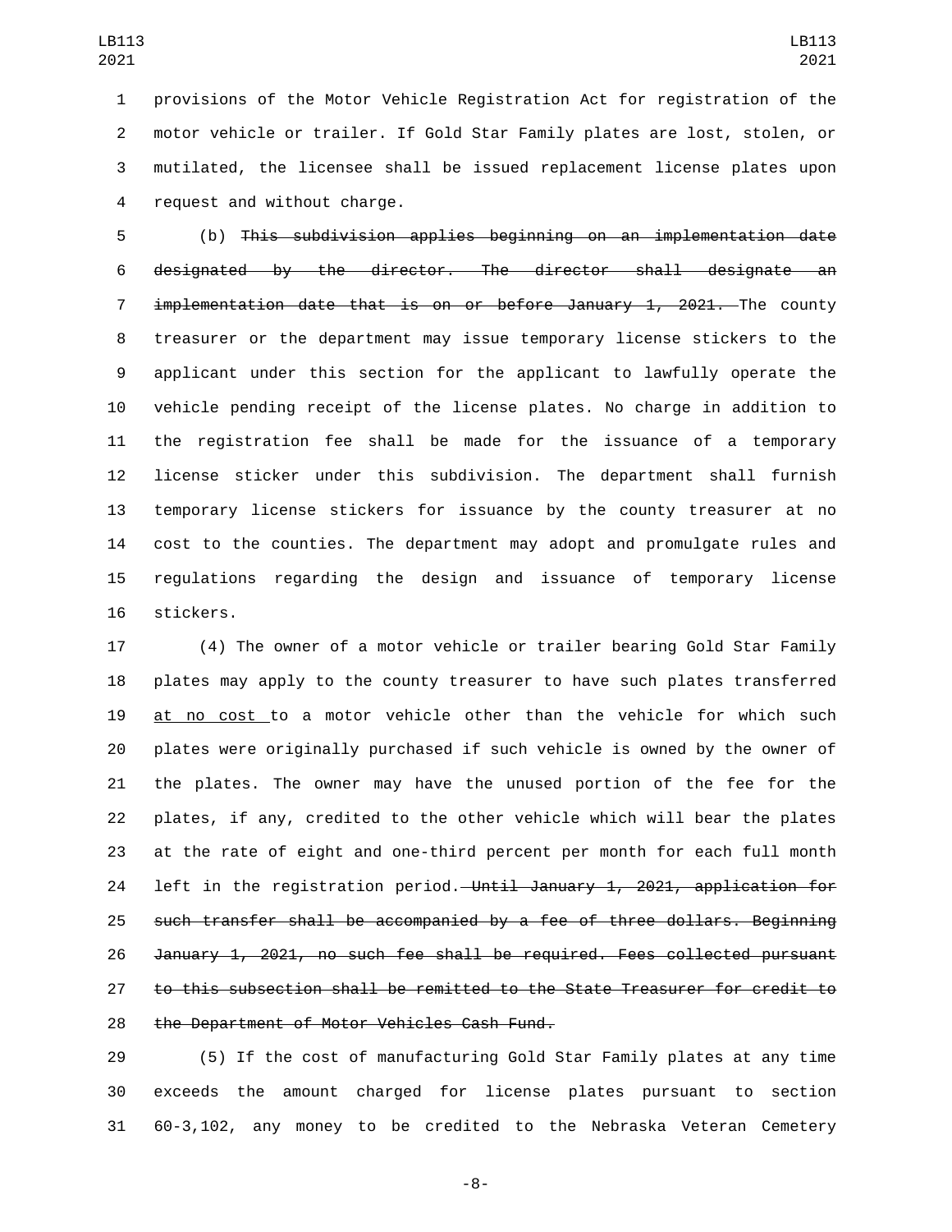provisions of the Motor Vehicle Registration Act for registration of the motor vehicle or trailer. If Gold Star Family plates are lost, stolen, or mutilated, the licensee shall be issued replacement license plates upon request and without charge.

(b) ~~This subdivision applies beginning on an implementation date designated by the director. The director shall designate an implementation date that is on or before January 1, 2021.~~ The county treasurer or the department may issue temporary license stickers to the applicant under this section for the applicant to lawfully operate the vehicle pending receipt of the license plates. No charge in addition to the registration fee shall be made for the issuance of a temporary license sticker under this subdivision. The department shall furnish temporary license stickers for issuance by the county treasurer at no cost to the counties. The department may adopt and promulgate rules and regulations regarding the design and issuance of temporary license stickers.

(4) The owner of a motor vehicle or trailer bearing Gold Star Family plates may apply to the county treasurer to have such plates transferred <u>at no cost</u> to a motor vehicle other than the vehicle for which such plates were originally purchased if such vehicle is owned by the owner of the plates. The owner may have the unused portion of the fee for the plates, if any, credited to the other vehicle which will bear the plates at the rate of eight and one-third percent per month for each full month left in the registration period. ~~Until January 1, 2021, application for such transfer shall be accompanied by a fee of three dollars. Beginning January 1, 2021, no such fee shall be required. Fees collected pursuant to this subsection shall be remitted to the State Treasurer for credit to the Department of Motor Vehicles Cash Fund.~~

(5) If the cost of manufacturing Gold Star Family plates at any time exceeds the amount charged for license plates pursuant to section 60-3,102, any money to be credited to the Nebraska Veteran Cemetery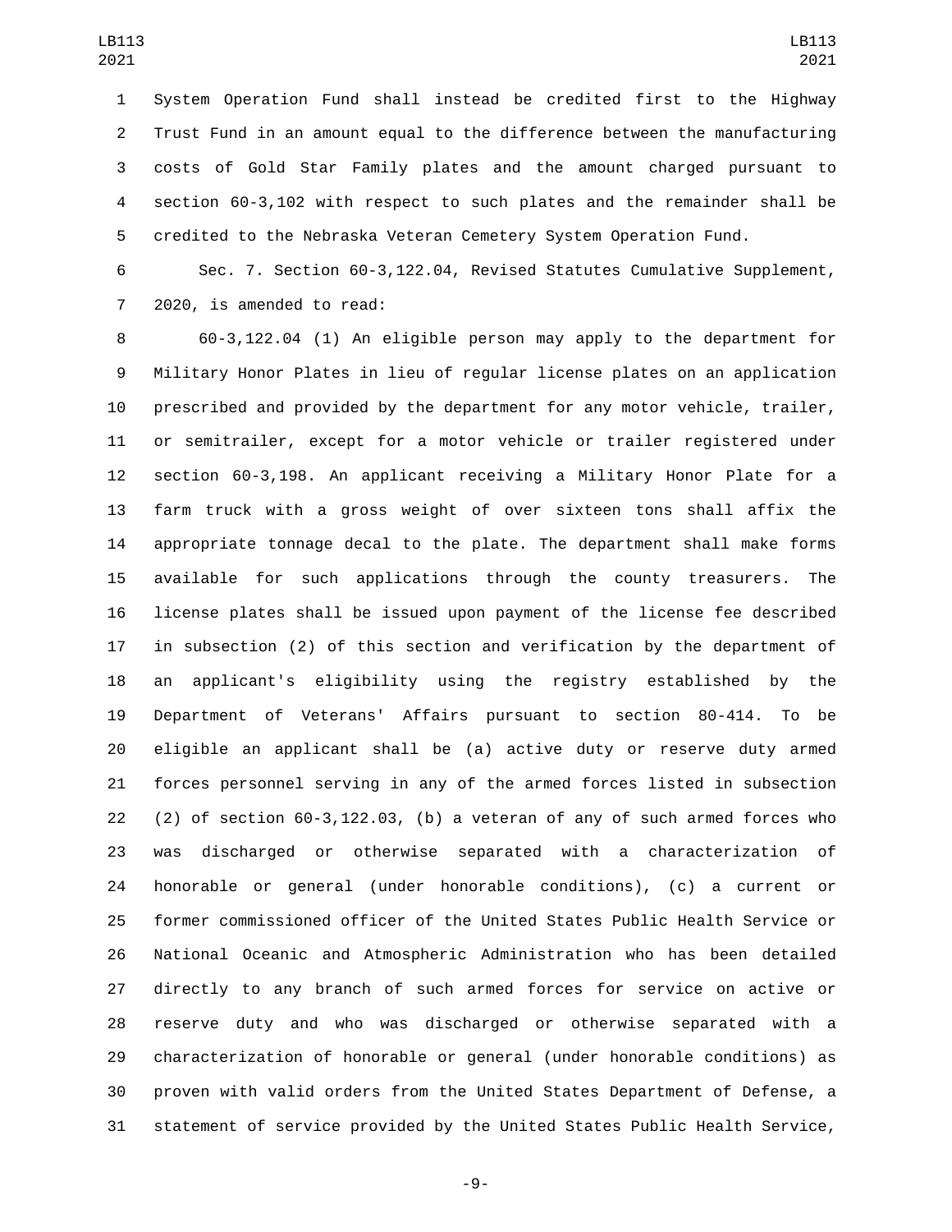System Operation Fund shall instead be credited first to the Highway Trust Fund in an amount equal to the difference between the manufacturing costs of Gold Star Family plates and the amount charged pursuant to section 60-3,102 with respect to such plates and the remainder shall be credited to the Nebraska Veteran Cemetery System Operation Fund.

Sec. 7. Section 60-3,122.04, Revised Statutes Cumulative Supplement, 2020, is amended to read:

60-3,122.04 (1) An eligible person may apply to the department for Military Honor Plates in lieu of regular license plates on an application prescribed and provided by the department for any motor vehicle, trailer, or semitrailer, except for a motor vehicle or trailer registered under section 60-3,198. An applicant receiving a Military Honor Plate for a farm truck with a gross weight of over sixteen tons shall affix the appropriate tonnage decal to the plate. The department shall make forms available for such applications through the county treasurers. The license plates shall be issued upon payment of the license fee described in subsection (2) of this section and verification by the department of an applicant's eligibility using the registry established by the Department of Veterans' Affairs pursuant to section 80-414. To be eligible an applicant shall be (a) active duty or reserve duty armed forces personnel serving in any of the armed forces listed in subsection (2) of section 60-3,122.03, (b) a veteran of any of such armed forces who was discharged or otherwise separated with a characterization of honorable or general (under honorable conditions), (c) a current or former commissioned officer of the United States Public Health Service or National Oceanic and Atmospheric Administration who has been detailed directly to any branch of such armed forces for service on active or reserve duty and who was discharged or otherwise separated with a characterization of honorable or general (under honorable conditions) as proven with valid orders from the United States Department of Defense, a statement of service provided by the United States Public Health Service,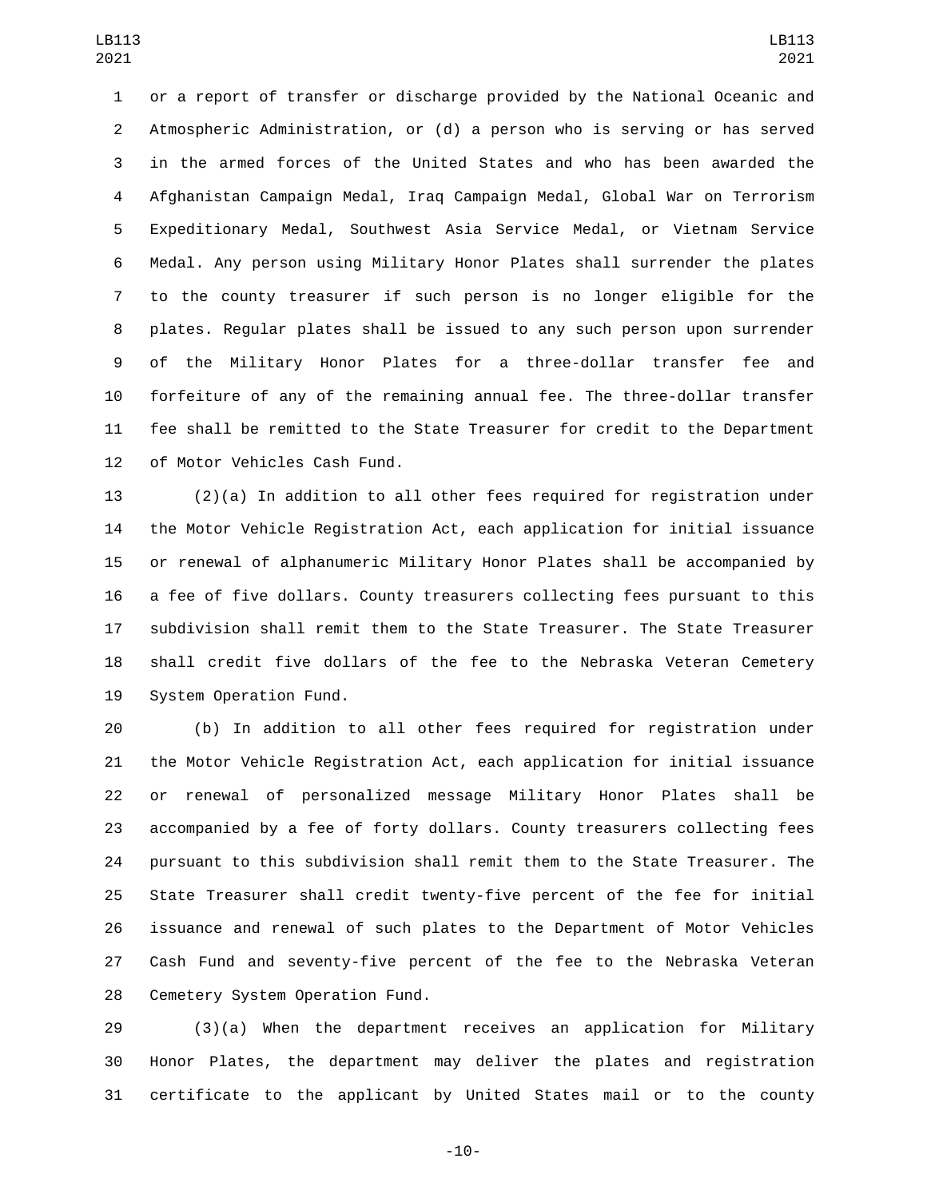or a report of transfer or discharge provided by the National Oceanic and Atmospheric Administration, or (d) a person who is serving or has served in the armed forces of the United States and who has been awarded the Afghanistan Campaign Medal, Iraq Campaign Medal, Global War on Terrorism Expeditionary Medal, Southwest Asia Service Medal, or Vietnam Service Medal. Any person using Military Honor Plates shall surrender the plates to the county treasurer if such person is no longer eligible for the plates. Regular plates shall be issued to any such person upon surrender of the Military Honor Plates for a three-dollar transfer fee and forfeiture of any of the remaining annual fee. The three-dollar transfer fee shall be remitted to the State Treasurer for credit to the Department of Motor Vehicles Cash Fund.

(2)(a) In addition to all other fees required for registration under the Motor Vehicle Registration Act, each application for initial issuance or renewal of alphanumeric Military Honor Plates shall be accompanied by a fee of five dollars. County treasurers collecting fees pursuant to this subdivision shall remit them to the State Treasurer. The State Treasurer shall credit five dollars of the fee to the Nebraska Veteran Cemetery System Operation Fund.

(b) In addition to all other fees required for registration under the Motor Vehicle Registration Act, each application for initial issuance or renewal of personalized message Military Honor Plates shall be accompanied by a fee of forty dollars. County treasurers collecting fees pursuant to this subdivision shall remit them to the State Treasurer. The State Treasurer shall credit twenty-five percent of the fee for initial issuance and renewal of such plates to the Department of Motor Vehicles Cash Fund and seventy-five percent of the fee to the Nebraska Veteran Cemetery System Operation Fund.

(3)(a) When the department receives an application for Military Honor Plates, the department may deliver the plates and registration certificate to the applicant by United States mail or to the county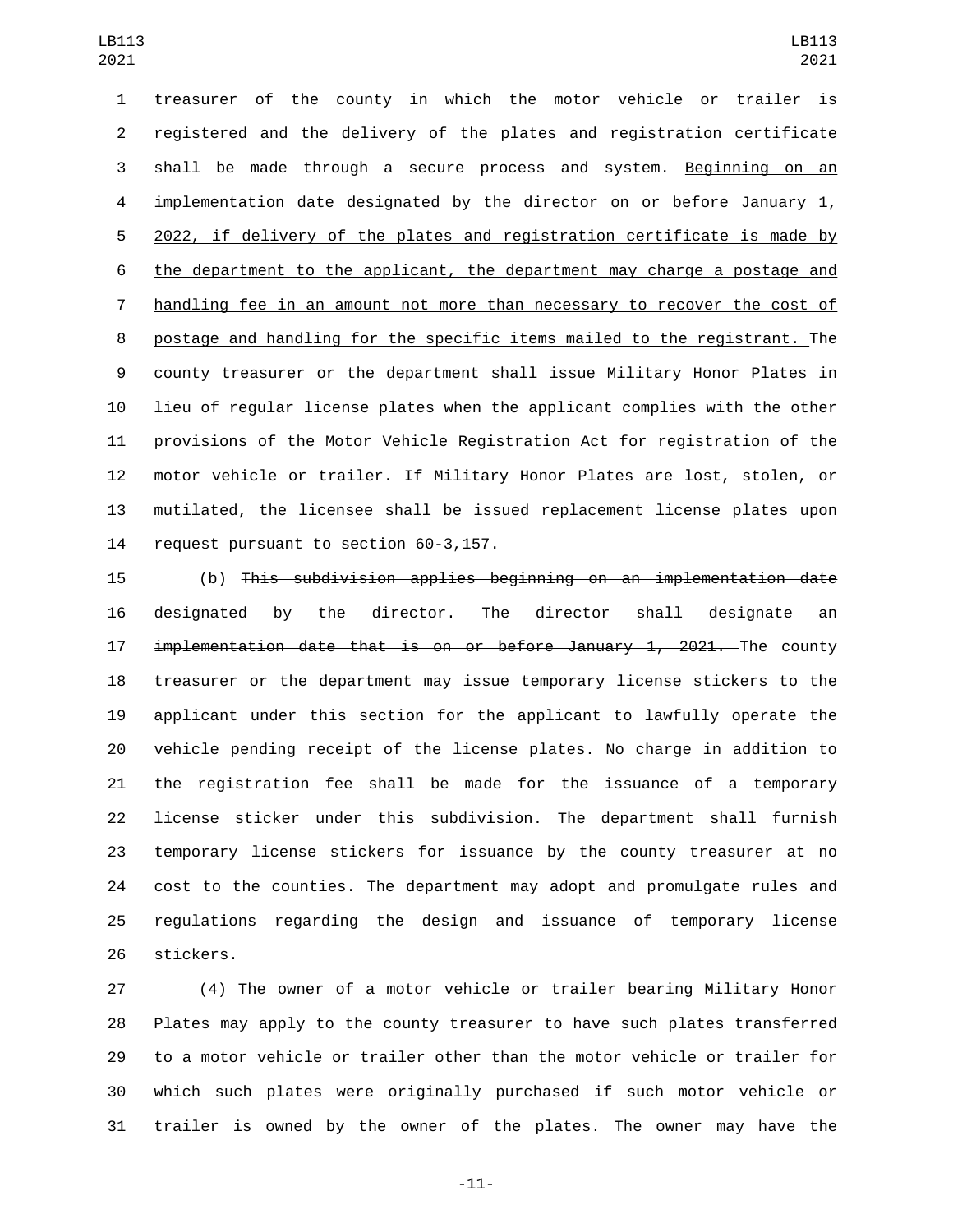treasurer of the county in which the motor vehicle or trailer is registered and the delivery of the plates and registration certificate shall be made through a secure process and system. Beginning on an implementation date designated by the director on or before January 1, 2022, if delivery of the plates and registration certificate is made by the department to the applicant, the department may charge a postage and handling fee in an amount not more than necessary to recover the cost of postage and handling for the specific items mailed to the registrant. The county treasurer or the department shall issue Military Honor Plates in lieu of regular license plates when the applicant complies with the other provisions of the Motor Vehicle Registration Act for registration of the motor vehicle or trailer. If Military Honor Plates are lost, stolen, or mutilated, the licensee shall be issued replacement license plates upon request pursuant to section 60-3,157.

(b) ~~This subdivision applies beginning on an implementation date designated by the director. The director shall designate an implementation date that is on or before January 1, 2021.~~ The county treasurer or the department may issue temporary license stickers to the applicant under this section for the applicant to lawfully operate the vehicle pending receipt of the license plates. No charge in addition to the registration fee shall be made for the issuance of a temporary license sticker under this subdivision. The department shall furnish temporary license stickers for issuance by the county treasurer at no cost to the counties. The department may adopt and promulgate rules and regulations regarding the design and issuance of temporary license stickers.

(4) The owner of a motor vehicle or trailer bearing Military Honor Plates may apply to the county treasurer to have such plates transferred to a motor vehicle or trailer other than the motor vehicle or trailer for which such plates were originally purchased if such motor vehicle or trailer is owned by the owner of the plates. The owner may have the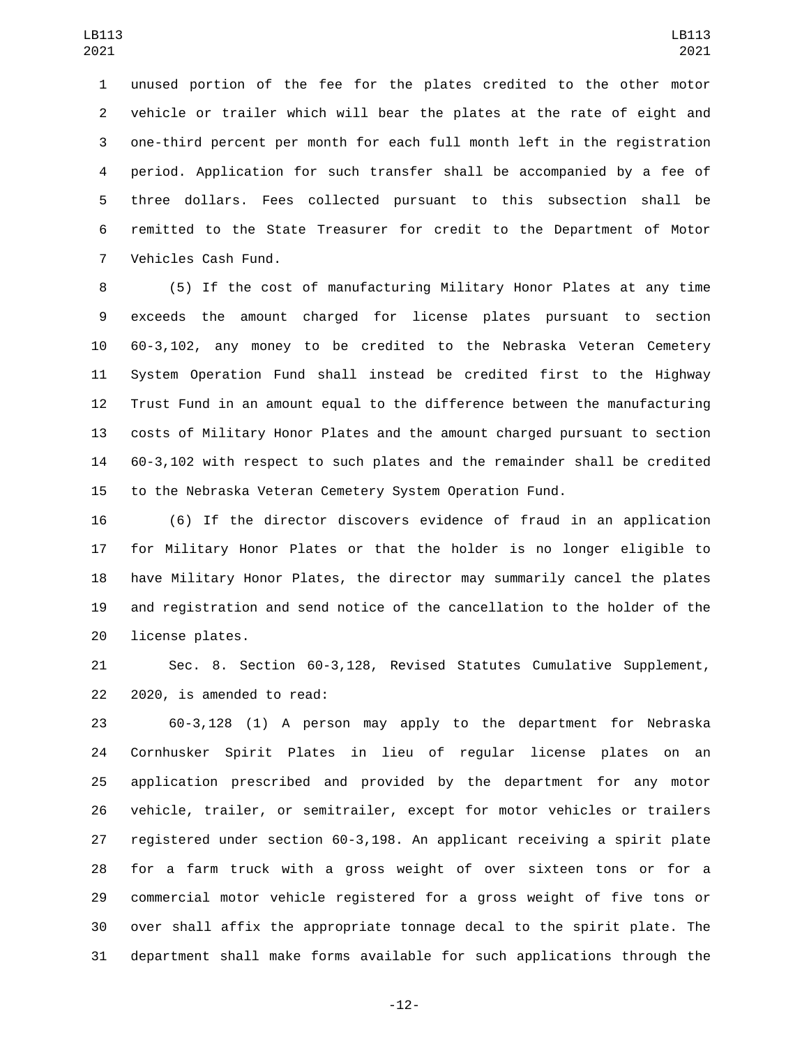unused portion of the fee for the plates credited to the other motor vehicle or trailer which will bear the plates at the rate of eight and one-third percent per month for each full month left in the registration period. Application for such transfer shall be accompanied by a fee of three dollars. Fees collected pursuant to this subsection shall be remitted to the State Treasurer for credit to the Department of Motor Vehicles Cash Fund.

(5) If the cost of manufacturing Military Honor Plates at any time exceeds the amount charged for license plates pursuant to section 60-3,102, any money to be credited to the Nebraska Veteran Cemetery System Operation Fund shall instead be credited first to the Highway Trust Fund in an amount equal to the difference between the manufacturing costs of Military Honor Plates and the amount charged pursuant to section 60-3,102 with respect to such plates and the remainder shall be credited to the Nebraska Veteran Cemetery System Operation Fund.

(6) If the director discovers evidence of fraud in an application for Military Honor Plates or that the holder is no longer eligible to have Military Honor Plates, the director may summarily cancel the plates and registration and send notice of the cancellation to the holder of the license plates.

Sec. 8. Section 60-3,128, Revised Statutes Cumulative Supplement, 2020, is amended to read:

60-3,128 (1) A person may apply to the department for Nebraska Cornhusker Spirit Plates in lieu of regular license plates on an application prescribed and provided by the department for any motor vehicle, trailer, or semitrailer, except for motor vehicles or trailers registered under section 60-3,198. An applicant receiving a spirit plate for a farm truck with a gross weight of over sixteen tons or for a commercial motor vehicle registered for a gross weight of five tons or over shall affix the appropriate tonnage decal to the spirit plate. The department shall make forms available for such applications through the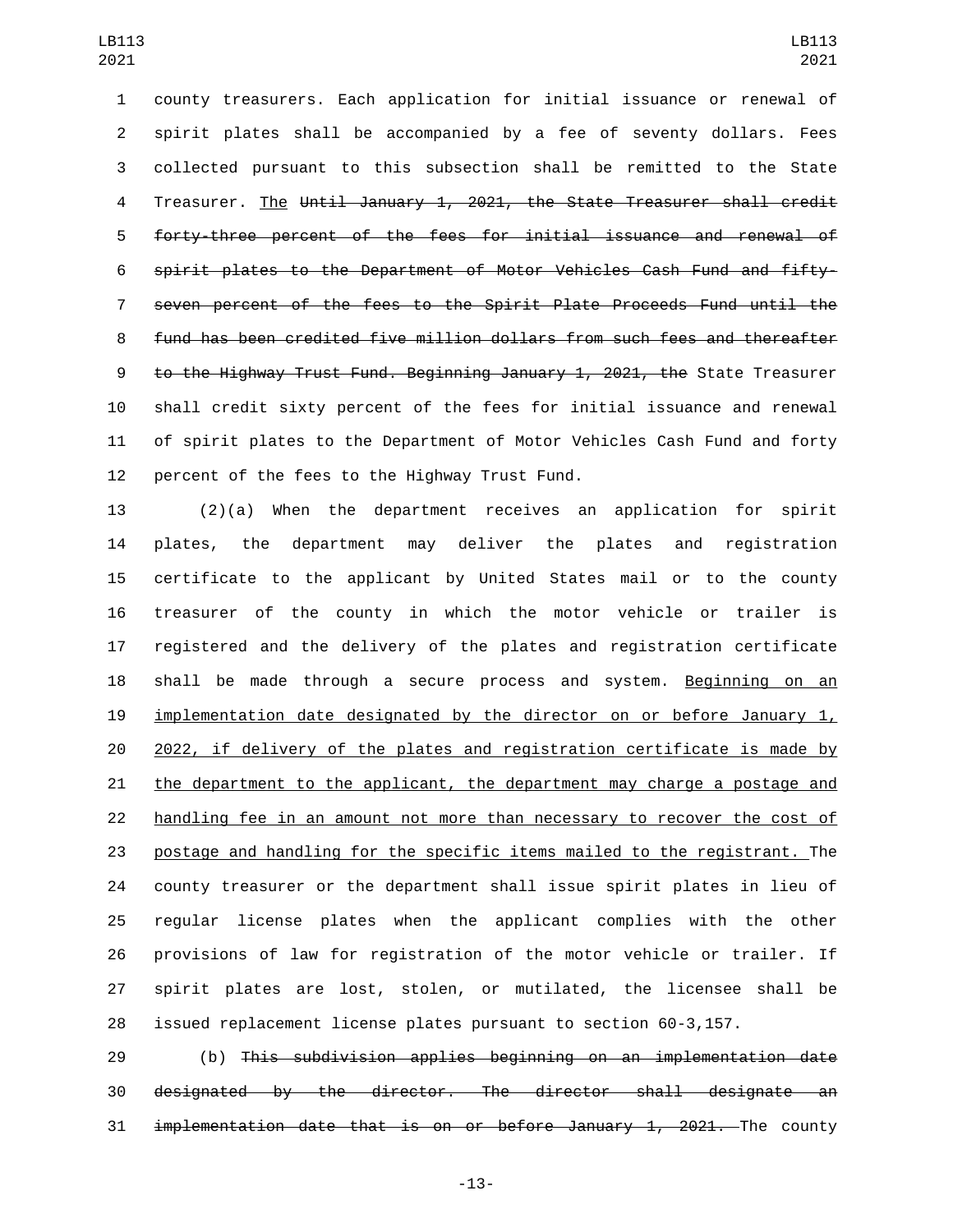county treasurers. Each application for initial issuance or renewal of spirit plates shall be accompanied by a fee of seventy dollars. Fees collected pursuant to this subsection shall be remitted to the State Treasurer. The ~~Until January 1, 2021, the State Treasurer shall credit forty-three percent of the fees for initial issuance and renewal of spirit plates to the Department of Motor Vehicles Cash Fund and fifty-seven percent of the fees to the Spirit Plate Proceeds Fund until the fund has been credited five million dollars from such fees and thereafter to the Highway Trust Fund. Beginning January 1, 2021, the~~ State Treasurer shall credit sixty percent of the fees for initial issuance and renewal of spirit plates to the Department of Motor Vehicles Cash Fund and forty percent of the fees to the Highway Trust Fund.

(2)(a) When the department receives an application for spirit plates, the department may deliver the plates and registration certificate to the applicant by United States mail or to the county treasurer of the county in which the motor vehicle or trailer is registered and the delivery of the plates and registration certificate shall be made through a secure process and system. Beginning on an implementation date designated by the director on or before January 1, 2022, if delivery of the plates and registration certificate is made by the department to the applicant, the department may charge a postage and handling fee in an amount not more than necessary to recover the cost of postage and handling for the specific items mailed to the registrant. The county treasurer or the department shall issue spirit plates in lieu of regular license plates when the applicant complies with the other provisions of law for registration of the motor vehicle or trailer. If spirit plates are lost, stolen, or mutilated, the licensee shall be issued replacement license plates pursuant to section 60-3,157.

(b) ~~This subdivision applies beginning on an implementation date designated by the director. The director shall designate an implementation date that is on or before January 1, 2021.~~ The county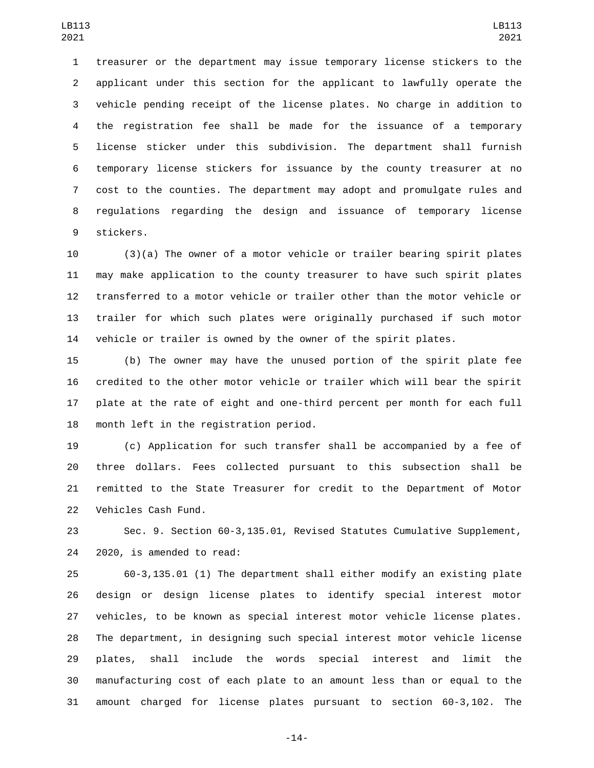treasurer or the department may issue temporary license stickers to the applicant under this section for the applicant to lawfully operate the vehicle pending receipt of the license plates. No charge in addition to the registration fee shall be made for the issuance of a temporary license sticker under this subdivision. The department shall furnish temporary license stickers for issuance by the county treasurer at no cost to the counties. The department may adopt and promulgate rules and regulations regarding the design and issuance of temporary license stickers.

(3)(a) The owner of a motor vehicle or trailer bearing spirit plates may make application to the county treasurer to have such spirit plates transferred to a motor vehicle or trailer other than the motor vehicle or trailer for which such plates were originally purchased if such motor vehicle or trailer is owned by the owner of the spirit plates.

(b) The owner may have the unused portion of the spirit plate fee credited to the other motor vehicle or trailer which will bear the spirit plate at the rate of eight and one-third percent per month for each full month left in the registration period.

(c) Application for such transfer shall be accompanied by a fee of three dollars. Fees collected pursuant to this subsection shall be remitted to the State Treasurer for credit to the Department of Motor Vehicles Cash Fund.

Sec. 9. Section 60-3,135.01, Revised Statutes Cumulative Supplement, 2020, is amended to read:

60-3,135.01 (1) The department shall either modify an existing plate design or design license plates to identify special interest motor vehicles, to be known as special interest motor vehicle license plates. The department, in designing such special interest motor vehicle license plates, shall include the words special interest and limit the manufacturing cost of each plate to an amount less than or equal to the amount charged for license plates pursuant to section 60-3,102. The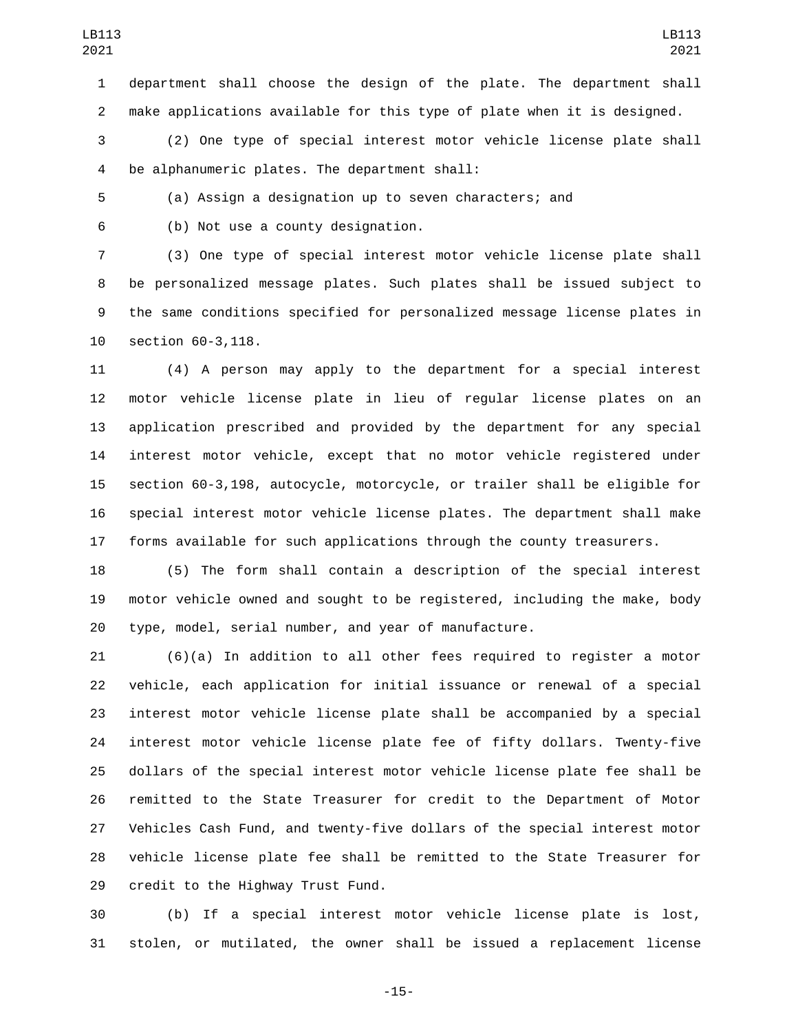department shall choose the design of the plate. The department shall make applications available for this type of plate when it is designed.

(2) One type of special interest motor vehicle license plate shall be alphanumeric plates. The department shall:

(a) Assign a designation up to seven characters; and

(b) Not use a county designation.

(3) One type of special interest motor vehicle license plate shall be personalized message plates. Such plates shall be issued subject to the same conditions specified for personalized message license plates in section 60-3,118.

(4) A person may apply to the department for a special interest motor vehicle license plate in lieu of regular license plates on an application prescribed and provided by the department for any special interest motor vehicle, except that no motor vehicle registered under section 60-3,198, autocycle, motorcycle, or trailer shall be eligible for special interest motor vehicle license plates. The department shall make forms available for such applications through the county treasurers.

(5) The form shall contain a description of the special interest motor vehicle owned and sought to be registered, including the make, body type, model, serial number, and year of manufacture.

(6)(a) In addition to all other fees required to register a motor vehicle, each application for initial issuance or renewal of a special interest motor vehicle license plate shall be accompanied by a special interest motor vehicle license plate fee of fifty dollars. Twenty-five dollars of the special interest motor vehicle license plate fee shall be remitted to the State Treasurer for credit to the Department of Motor Vehicles Cash Fund, and twenty-five dollars of the special interest motor vehicle license plate fee shall be remitted to the State Treasurer for credit to the Highway Trust Fund.

(b) If a special interest motor vehicle license plate is lost, stolen, or mutilated, the owner shall be issued a replacement license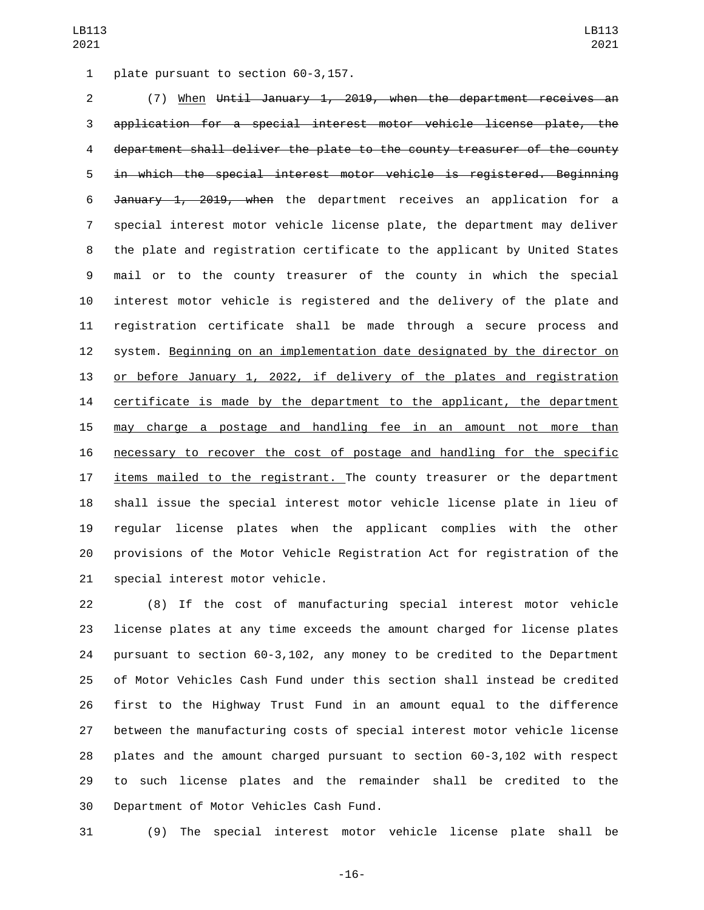plate pursuant to section 60-3,157.

(7) <u>When</u> ~~Until January 1, 2019, when the department receives an application for a special interest motor vehicle license plate, the department shall deliver the plate to the county treasurer of the county in which the special interest motor vehicle is registered. Beginning January 1, 2019, when~~ the department receives an application for a special interest motor vehicle license plate, the department may deliver the plate and registration certificate to the applicant by United States mail or to the county treasurer of the county in which the special interest motor vehicle is registered and the delivery of the plate and registration certificate shall be made through a secure process and system. <u>Beginning on an implementation date designated by the director on or before January 1, 2022, if delivery of the plates and registration certificate is made by the department to the applicant, the department may charge a postage and handling fee in an amount not more than necessary to recover the cost of postage and handling for the specific items mailed to the registrant.</u> The county treasurer or the department shall issue the special interest motor vehicle license plate in lieu of regular license plates when the applicant complies with the other provisions of the Motor Vehicle Registration Act for registration of the special interest motor vehicle.

(8) If the cost of manufacturing special interest motor vehicle license plates at any time exceeds the amount charged for license plates pursuant to section 60-3,102, any money to be credited to the Department of Motor Vehicles Cash Fund under this section shall instead be credited first to the Highway Trust Fund in an amount equal to the difference between the manufacturing costs of special interest motor vehicle license plates and the amount charged pursuant to section 60-3,102 with respect to such license plates and the remainder shall be credited to the Department of Motor Vehicles Cash Fund.

(9) The special interest motor vehicle license plate shall be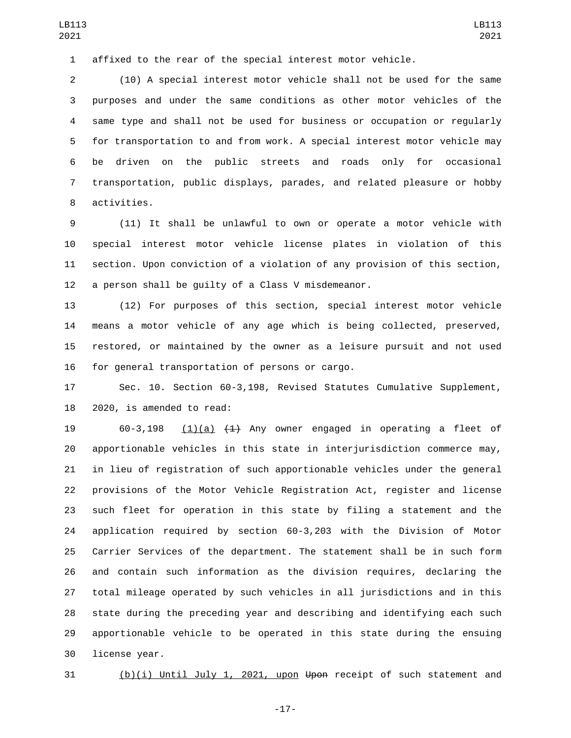affixed to the rear of the special interest motor vehicle.

(10) A special interest motor vehicle shall not be used for the same purposes and under the same conditions as other motor vehicles of the same type and shall not be used for business or occupation or regularly for transportation to and from work. A special interest motor vehicle may be driven on the public streets and roads only for occasional transportation, public displays, parades, and related pleasure or hobby activities.

(11) It shall be unlawful to own or operate a motor vehicle with special interest motor vehicle license plates in violation of this section. Upon conviction of a violation of any provision of this section, a person shall be guilty of a Class V misdemeanor.

(12) For purposes of this section, special interest motor vehicle means a motor vehicle of any age which is being collected, preserved, restored, or maintained by the owner as a leisure pursuit and not used for general transportation of persons or cargo.

Sec. 10. Section 60-3,198, Revised Statutes Cumulative Supplement, 2020, is amended to read:

60-3,198 <u>(1)(a)</u> ~~(1)~~ Any owner engaged in operating a fleet of apportionable vehicles in this state in interjurisdiction commerce may, in lieu of registration of such apportionable vehicles under the general provisions of the Motor Vehicle Registration Act, register and license such fleet for operation in this state by filing a statement and the application required by section 60-3,203 with the Division of Motor Carrier Services of the department. The statement shall be in such form and contain such information as the division requires, declaring the total mileage operated by such vehicles in all jurisdictions and in this state during the preceding year and describing and identifying each such apportionable vehicle to be operated in this state during the ensuing license year.

<u>(b)(i) Until July 1, 2021, upon</u> ~~Upon~~ receipt of such statement and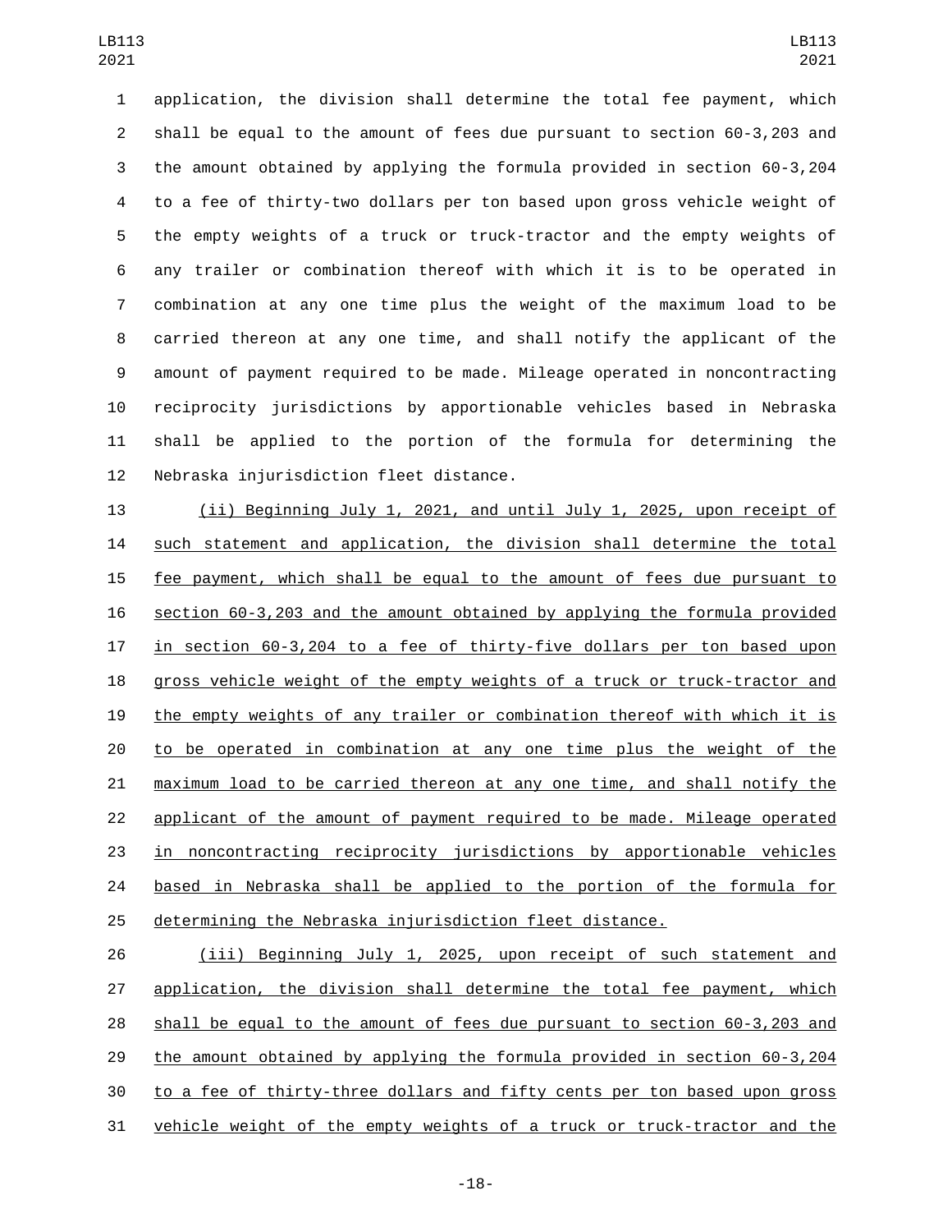application, the division shall determine the total fee payment, which shall be equal to the amount of fees due pursuant to section 60-3,203 and the amount obtained by applying the formula provided in section 60-3,204 to a fee of thirty-two dollars per ton based upon gross vehicle weight of the empty weights of a truck or truck-tractor and the empty weights of any trailer or combination thereof with which it is to be operated in combination at any one time plus the weight of the maximum load to be carried thereon at any one time, and shall notify the applicant of the amount of payment required to be made. Mileage operated in noncontracting reciprocity jurisdictions by apportionable vehicles based in Nebraska shall be applied to the portion of the formula for determining the Nebraska injurisdiction fleet distance.

(ii) Beginning July 1, 2021, and until July 1, 2025, upon receipt of such statement and application, the division shall determine the total fee payment, which shall be equal to the amount of fees due pursuant to section 60-3,203 and the amount obtained by applying the formula provided in section 60-3,204 to a fee of thirty-five dollars per ton based upon gross vehicle weight of the empty weights of a truck or truck-tractor and the empty weights of any trailer or combination thereof with which it is to be operated in combination at any one time plus the weight of the maximum load to be carried thereon at any one time, and shall notify the applicant of the amount of payment required to be made. Mileage operated in noncontracting reciprocity jurisdictions by apportionable vehicles based in Nebraska shall be applied to the portion of the formula for determining the Nebraska injurisdiction fleet distance.

(iii) Beginning July 1, 2025, upon receipt of such statement and application, the division shall determine the total fee payment, which shall be equal to the amount of fees due pursuant to section 60-3,203 and the amount obtained by applying the formula provided in section 60-3,204 to a fee of thirty-three dollars and fifty cents per ton based upon gross vehicle weight of the empty weights of a truck or truck-tractor and the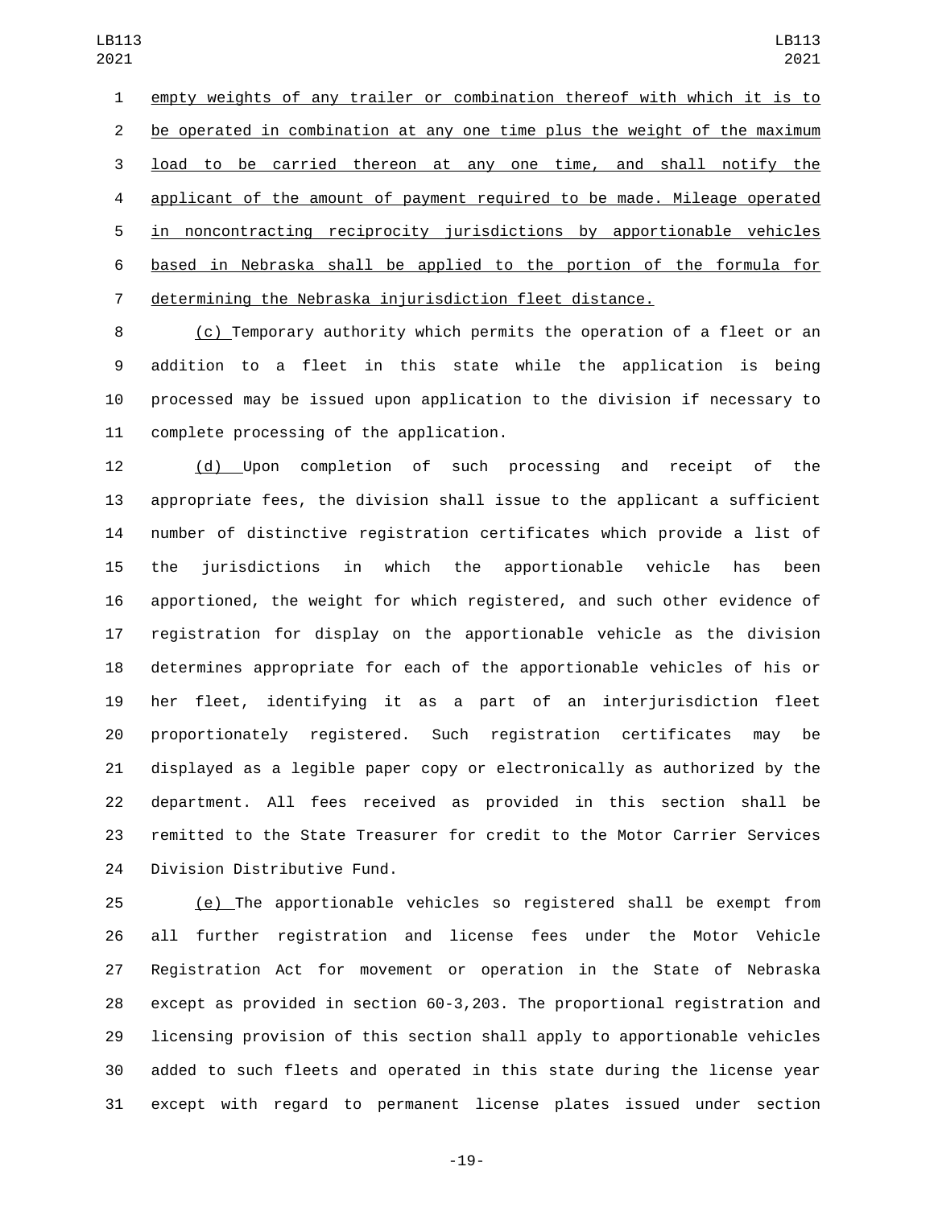empty weights of any trailer or combination thereof with which it is to be operated in combination at any one time plus the weight of the maximum load to be carried thereon at any one time, and shall notify the applicant of the amount of payment required to be made. Mileage operated in noncontracting reciprocity jurisdictions by apportionable vehicles based in Nebraska shall be applied to the portion of the formula for determining the Nebraska injurisdiction fleet distance.

(c) Temporary authority which permits the operation of a fleet or an addition to a fleet in this state while the application is being processed may be issued upon application to the division if necessary to complete processing of the application.

(d) Upon completion of such processing and receipt of the appropriate fees, the division shall issue to the applicant a sufficient number of distinctive registration certificates which provide a list of the jurisdictions in which the apportionable vehicle has been apportioned, the weight for which registered, and such other evidence of registration for display on the apportionable vehicle as the division determines appropriate for each of the apportionable vehicles of his or her fleet, identifying it as a part of an interjurisdiction fleet proportionately registered. Such registration certificates may be displayed as a legible paper copy or electronically as authorized by the department. All fees received as provided in this section shall be remitted to the State Treasurer for credit to the Motor Carrier Services Division Distributive Fund.

(e) The apportionable vehicles so registered shall be exempt from all further registration and license fees under the Motor Vehicle Registration Act for movement or operation in the State of Nebraska except as provided in section 60-3,203. The proportional registration and licensing provision of this section shall apply to apportionable vehicles added to such fleets and operated in this state during the license year except with regard to permanent license plates issued under section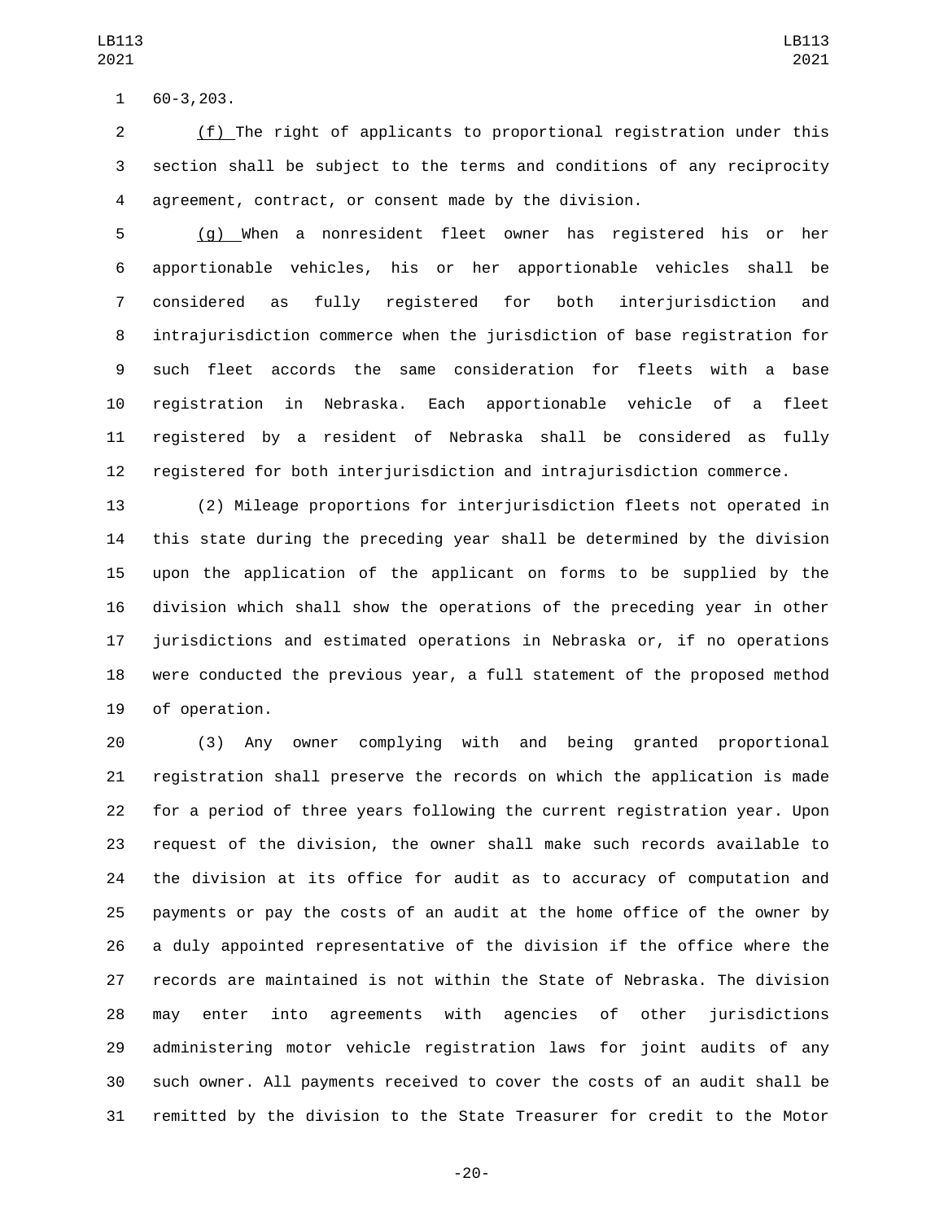60-3,203.

(f) The right of applicants to proportional registration under this section shall be subject to the terms and conditions of any reciprocity agreement, contract, or consent made by the division.

(g) When a nonresident fleet owner has registered his or her apportionable vehicles, his or her apportionable vehicles shall be considered as fully registered for both interjurisdiction and intrajurisdiction commerce when the jurisdiction of base registration for such fleet accords the same consideration for fleets with a base registration in Nebraska. Each apportionable vehicle of a fleet registered by a resident of Nebraska shall be considered as fully registered for both interjurisdiction and intrajurisdiction commerce.

(2) Mileage proportions for interjurisdiction fleets not operated in this state during the preceding year shall be determined by the division upon the application of the applicant on forms to be supplied by the division which shall show the operations of the preceding year in other jurisdictions and estimated operations in Nebraska or, if no operations were conducted the previous year, a full statement of the proposed method of operation.

(3) Any owner complying with and being granted proportional registration shall preserve the records on which the application is made for a period of three years following the current registration year. Upon request of the division, the owner shall make such records available to the division at its office for audit as to accuracy of computation and payments or pay the costs of an audit at the home office of the owner by a duly appointed representative of the division if the office where the records are maintained is not within the State of Nebraska. The division may enter into agreements with agencies of other jurisdictions administering motor vehicle registration laws for joint audits of any such owner. All payments received to cover the costs of an audit shall be remitted by the division to the State Treasurer for credit to the Motor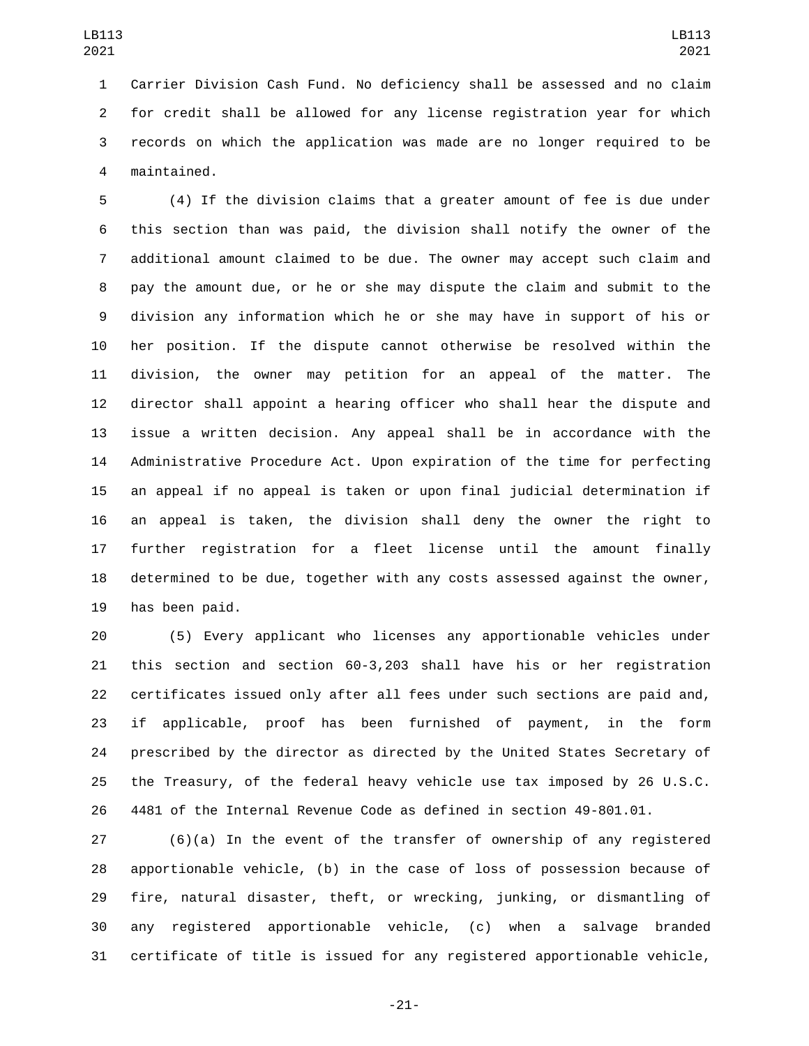Carrier Division Cash Fund. No deficiency shall be assessed and no claim for credit shall be allowed for any license registration year for which records on which the application was made are no longer required to be maintained.

(4) If the division claims that a greater amount of fee is due under this section than was paid, the division shall notify the owner of the additional amount claimed to be due. The owner may accept such claim and pay the amount due, or he or she may dispute the claim and submit to the division any information which he or she may have in support of his or her position. If the dispute cannot otherwise be resolved within the division, the owner may petition for an appeal of the matter. The director shall appoint a hearing officer who shall hear the dispute and issue a written decision. Any appeal shall be in accordance with the Administrative Procedure Act. Upon expiration of the time for perfecting an appeal if no appeal is taken or upon final judicial determination if an appeal is taken, the division shall deny the owner the right to further registration for a fleet license until the amount finally determined to be due, together with any costs assessed against the owner, has been paid.

(5) Every applicant who licenses any apportionable vehicles under this section and section 60-3,203 shall have his or her registration certificates issued only after all fees under such sections are paid and, if applicable, proof has been furnished of payment, in the form prescribed by the director as directed by the United States Secretary of the Treasury, of the federal heavy vehicle use tax imposed by 26 U.S.C. 4481 of the Internal Revenue Code as defined in section 49-801.01.

(6)(a) In the event of the transfer of ownership of any registered apportionable vehicle, (b) in the case of loss of possession because of fire, natural disaster, theft, or wrecking, junking, or dismantling of any registered apportionable vehicle, (c) when a salvage branded certificate of title is issued for any registered apportionable vehicle,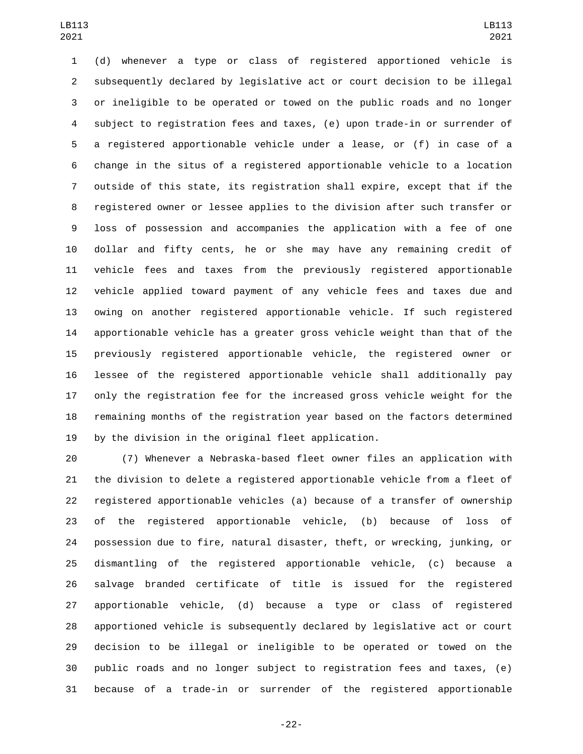(d) whenever a type or class of registered apportioned vehicle is subsequently declared by legislative act or court decision to be illegal or ineligible to be operated or towed on the public roads and no longer subject to registration fees and taxes, (e) upon trade-in or surrender of a registered apportionable vehicle under a lease, or (f) in case of a change in the situs of a registered apportionable vehicle to a location outside of this state, its registration shall expire, except that if the registered owner or lessee applies to the division after such transfer or loss of possession and accompanies the application with a fee of one dollar and fifty cents, he or she may have any remaining credit of vehicle fees and taxes from the previously registered apportionable vehicle applied toward payment of any vehicle fees and taxes due and owing on another registered apportionable vehicle. If such registered apportionable vehicle has a greater gross vehicle weight than that of the previously registered apportionable vehicle, the registered owner or lessee of the registered apportionable vehicle shall additionally pay only the registration fee for the increased gross vehicle weight for the remaining months of the registration year based on the factors determined by the division in the original fleet application.

(7) Whenever a Nebraska-based fleet owner files an application with the division to delete a registered apportionable vehicle from a fleet of registered apportionable vehicles (a) because of a transfer of ownership of the registered apportionable vehicle, (b) because of loss of possession due to fire, natural disaster, theft, or wrecking, junking, or dismantling of the registered apportionable vehicle, (c) because a salvage branded certificate of title is issued for the registered apportionable vehicle, (d) because a type or class of registered apportioned vehicle is subsequently declared by legislative act or court decision to be illegal or ineligible to be operated or towed on the public roads and no longer subject to registration fees and taxes, (e) because of a trade-in or surrender of the registered apportionable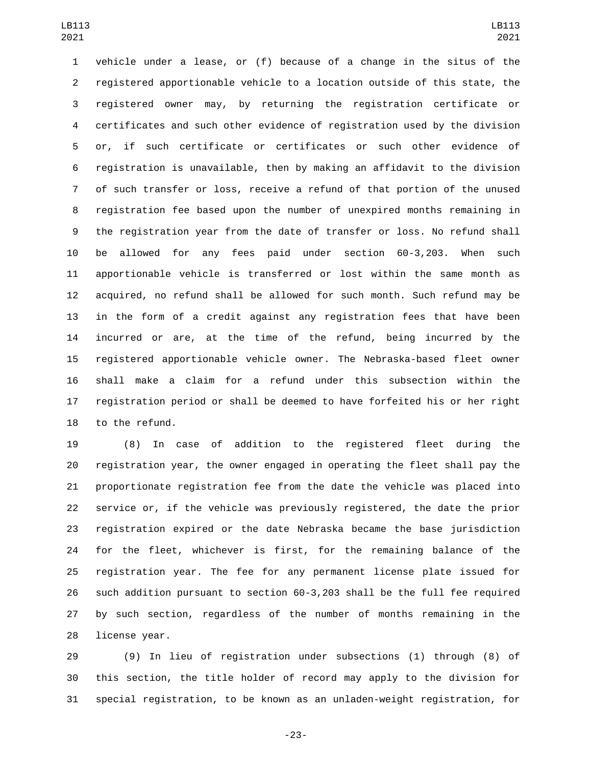vehicle under a lease, or (f) because of a change in the situs of the registered apportionable vehicle to a location outside of this state, the registered owner may, by returning the registration certificate or certificates and such other evidence of registration used by the division or, if such certificate or certificates or such other evidence of registration is unavailable, then by making an affidavit to the division of such transfer or loss, receive a refund of that portion of the unused registration fee based upon the number of unexpired months remaining in the registration year from the date of transfer or loss. No refund shall be allowed for any fees paid under section 60-3,203. When such apportionable vehicle is transferred or lost within the same month as acquired, no refund shall be allowed for such month. Such refund may be in the form of a credit against any registration fees that have been incurred or are, at the time of the refund, being incurred by the registered apportionable vehicle owner. The Nebraska-based fleet owner shall make a claim for a refund under this subsection within the registration period or shall be deemed to have forfeited his or her right to the refund.

(8) In case of addition to the registered fleet during the registration year, the owner engaged in operating the fleet shall pay the proportionate registration fee from the date the vehicle was placed into service or, if the vehicle was previously registered, the date the prior registration expired or the date Nebraska became the base jurisdiction for the fleet, whichever is first, for the remaining balance of the registration year. The fee for any permanent license plate issued for such addition pursuant to section 60-3,203 shall be the full fee required by such section, regardless of the number of months remaining in the license year.

(9) In lieu of registration under subsections (1) through (8) of this section, the title holder of record may apply to the division for special registration, to be known as an unladen-weight registration, for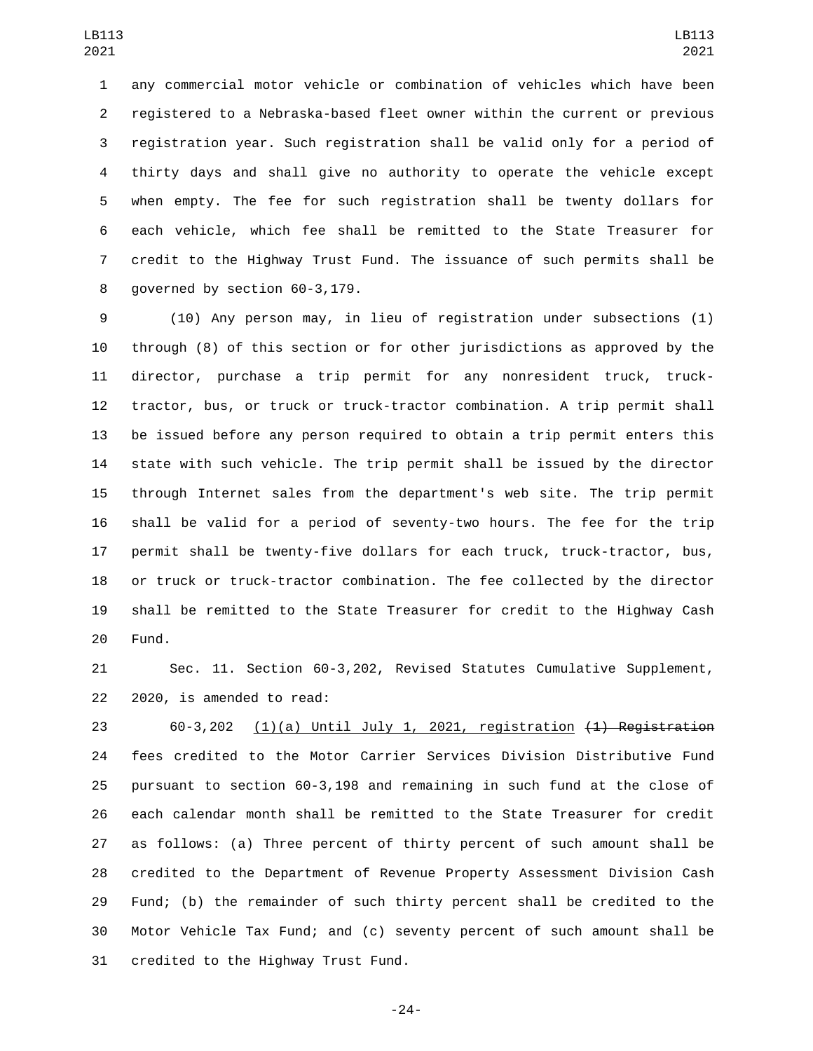any commercial motor vehicle or combination of vehicles which have been registered to a Nebraska-based fleet owner within the current or previous registration year. Such registration shall be valid only for a period of thirty days and shall give no authority to operate the vehicle except when empty. The fee for such registration shall be twenty dollars for each vehicle, which fee shall be remitted to the State Treasurer for credit to the Highway Trust Fund. The issuance of such permits shall be governed by section 60-3,179.

(10) Any person may, in lieu of registration under subsections (1) through (8) of this section or for other jurisdictions as approved by the director, purchase a trip permit for any nonresident truck, truck-tractor, bus, or truck or truck-tractor combination. A trip permit shall be issued before any person required to obtain a trip permit enters this state with such vehicle. The trip permit shall be issued by the director through Internet sales from the department's web site. The trip permit shall be valid for a period of seventy-two hours. The fee for the trip permit shall be twenty-five dollars for each truck, truck-tractor, bus, or truck or truck-tractor combination. The fee collected by the director shall be remitted to the State Treasurer for credit to the Highway Cash Fund.

Sec. 11. Section 60-3,202, Revised Statutes Cumulative Supplement, 2020, is amended to read:

60-3,202 (1)(a) Until July 1, 2021, registration ~~(1) Registration~~ fees credited to the Motor Carrier Services Division Distributive Fund pursuant to section 60-3,198 and remaining in such fund at the close of each calendar month shall be remitted to the State Treasurer for credit as follows: (a) Three percent of thirty percent of such amount shall be credited to the Department of Revenue Property Assessment Division Cash Fund; (b) the remainder of such thirty percent shall be credited to the Motor Vehicle Tax Fund; and (c) seventy percent of such amount shall be credited to the Highway Trust Fund.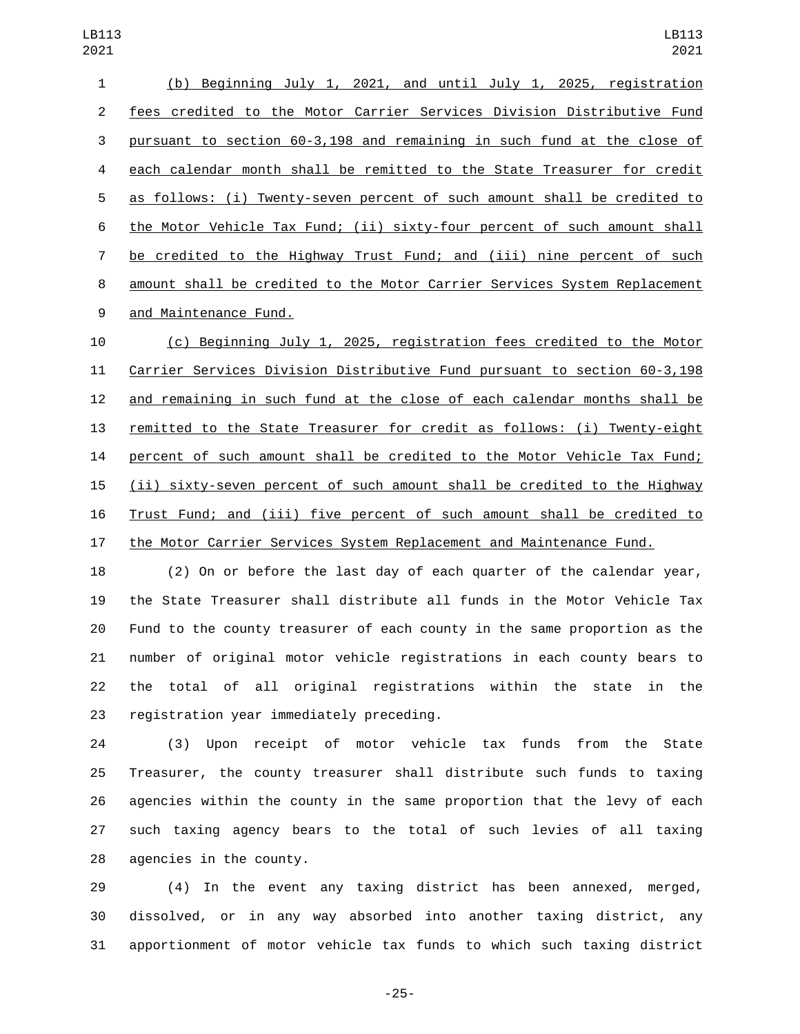(b) Beginning July 1, 2021, and until July 1, 2025, registration fees credited to the Motor Carrier Services Division Distributive Fund pursuant to section 60-3,198 and remaining in such fund at the close of each calendar month shall be remitted to the State Treasurer for credit as follows: (i) Twenty-seven percent of such amount shall be credited to the Motor Vehicle Tax Fund; (ii) sixty-four percent of such amount shall be credited to the Highway Trust Fund; and (iii) nine percent of such amount shall be credited to the Motor Carrier Services System Replacement and Maintenance Fund.

(c) Beginning July 1, 2025, registration fees credited to the Motor Carrier Services Division Distributive Fund pursuant to section 60-3,198 and remaining in such fund at the close of each calendar months shall be remitted to the State Treasurer for credit as follows: (i) Twenty-eight percent of such amount shall be credited to the Motor Vehicle Tax Fund; (ii) sixty-seven percent of such amount shall be credited to the Highway Trust Fund; and (iii) five percent of such amount shall be credited to the Motor Carrier Services System Replacement and Maintenance Fund.

(2) On or before the last day of each quarter of the calendar year, the State Treasurer shall distribute all funds in the Motor Vehicle Tax Fund to the county treasurer of each county in the same proportion as the number of original motor vehicle registrations in each county bears to the total of all original registrations within the state in the registration year immediately preceding.

(3) Upon receipt of motor vehicle tax funds from the State Treasurer, the county treasurer shall distribute such funds to taxing agencies within the county in the same proportion that the levy of each such taxing agency bears to the total of such levies of all taxing agencies in the county.

(4) In the event any taxing district has been annexed, merged, dissolved, or in any way absorbed into another taxing district, any apportionment of motor vehicle tax funds to which such taxing district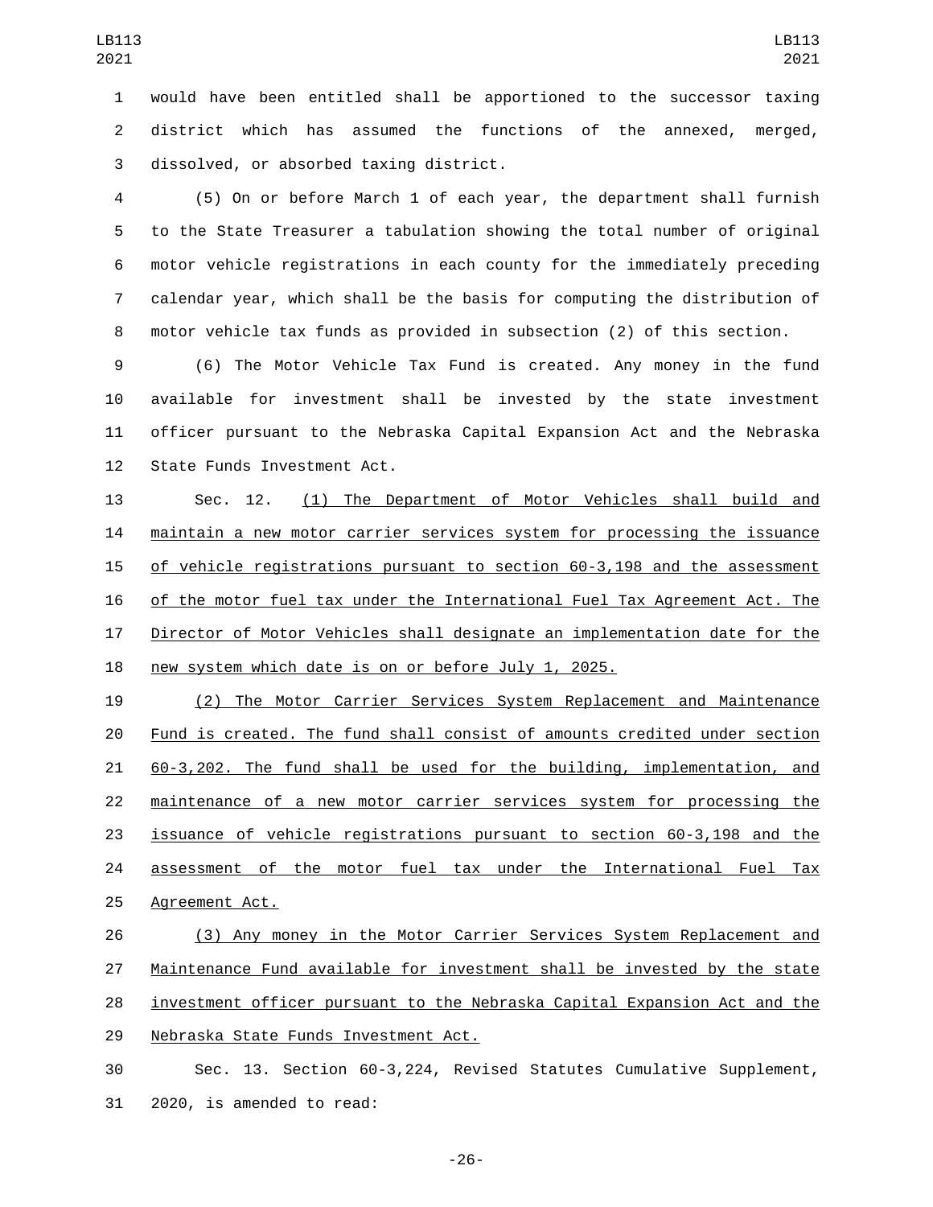would have been entitled shall be apportioned to the successor taxing district which has assumed the functions of the annexed, merged, dissolved, or absorbed taxing district.

(5) On or before March 1 of each year, the department shall furnish to the State Treasurer a tabulation showing the total number of original motor vehicle registrations in each county for the immediately preceding calendar year, which shall be the basis for computing the distribution of motor vehicle tax funds as provided in subsection (2) of this section.

(6) The Motor Vehicle Tax Fund is created. Any money in the fund available for investment shall be invested by the state investment officer pursuant to the Nebraska Capital Expansion Act and the Nebraska State Funds Investment Act.

Sec. 12. <u>(1) The Department of Motor Vehicles shall build and maintain a new motor carrier services system for processing the issuance of vehicle registrations pursuant to section 60-3,198 and the assessment of the motor fuel tax under the International Fuel Tax Agreement Act. The Director of Motor Vehicles shall designate an implementation date for the new system which date is on or before July 1, 2025.</u>

<u>(2) The Motor Carrier Services System Replacement and Maintenance Fund is created. The fund shall consist of amounts credited under section 60-3,202. The fund shall be used for the building, implementation, and maintenance of a new motor carrier services system for processing the issuance of vehicle registrations pursuant to section 60-3,198 and the assessment of the motor fuel tax under the International Fuel Tax Agreement Act.</u>

<u>(3) Any money in the Motor Carrier Services System Replacement and Maintenance Fund available for investment shall be invested by the state investment officer pursuant to the Nebraska Capital Expansion Act and the Nebraska State Funds Investment Act.</u>

Sec. 13. Section 60-3,224, Revised Statutes Cumulative Supplement, 2020, is amended to read: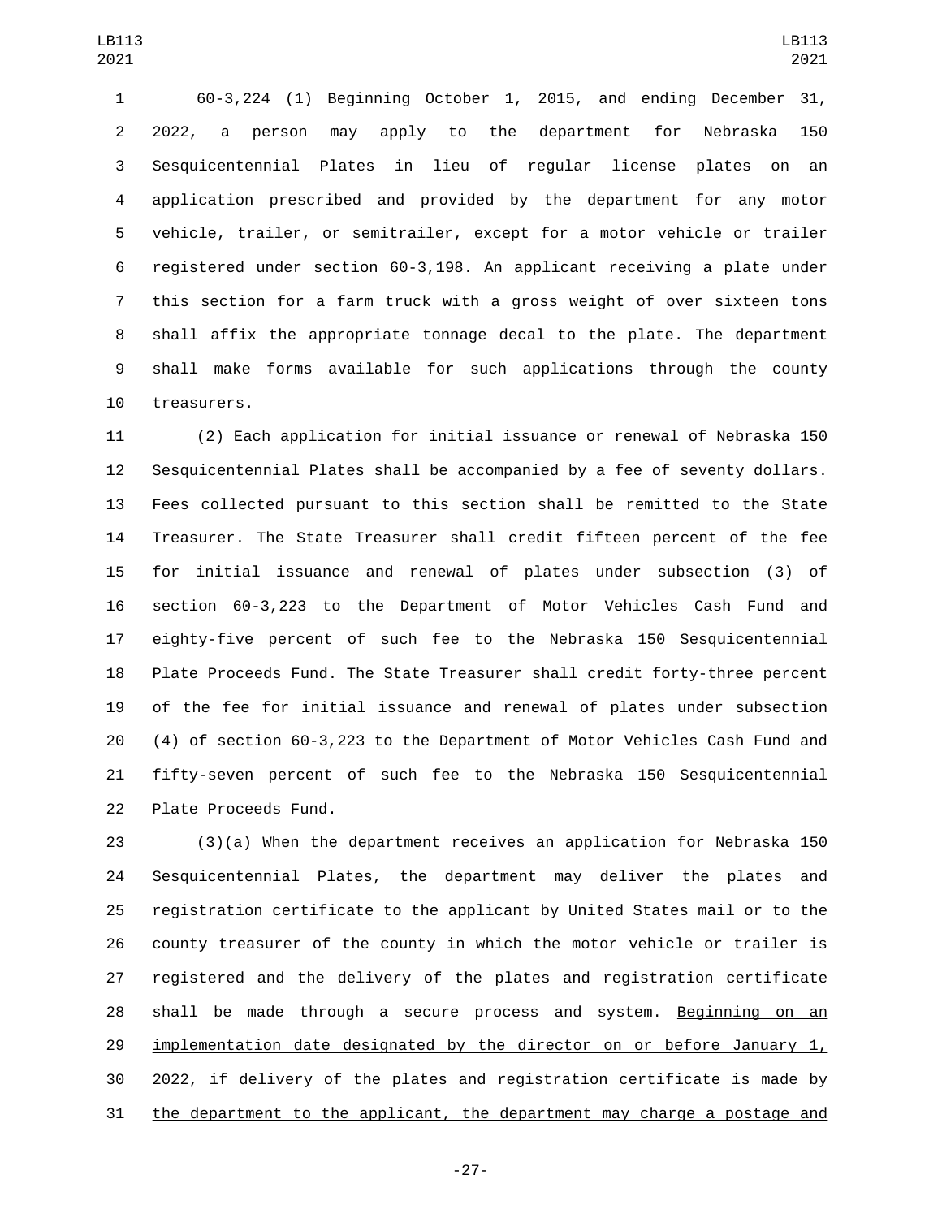60-3,224 (1) Beginning October 1, 2015, and ending December 31, 2022, a person may apply to the department for Nebraska 150 Sesquicentennial Plates in lieu of regular license plates on an application prescribed and provided by the department for any motor vehicle, trailer, or semitrailer, except for a motor vehicle or trailer registered under section 60-3,198. An applicant receiving a plate under this section for a farm truck with a gross weight of over sixteen tons shall affix the appropriate tonnage decal to the plate. The department shall make forms available for such applications through the county treasurers.

(2) Each application for initial issuance or renewal of Nebraska 150 Sesquicentennial Plates shall be accompanied by a fee of seventy dollars. Fees collected pursuant to this section shall be remitted to the State Treasurer. The State Treasurer shall credit fifteen percent of the fee for initial issuance and renewal of plates under subsection (3) of section 60-3,223 to the Department of Motor Vehicles Cash Fund and eighty-five percent of such fee to the Nebraska 150 Sesquicentennial Plate Proceeds Fund. The State Treasurer shall credit forty-three percent of the fee for initial issuance and renewal of plates under subsection (4) of section 60-3,223 to the Department of Motor Vehicles Cash Fund and fifty-seven percent of such fee to the Nebraska 150 Sesquicentennial Plate Proceeds Fund.

(3)(a) When the department receives an application for Nebraska 150 Sesquicentennial Plates, the department may deliver the plates and registration certificate to the applicant by United States mail or to the county treasurer of the county in which the motor vehicle or trailer is registered and the delivery of the plates and registration certificate shall be made through a secure process and system. Beginning on an implementation date designated by the director on or before January 1, 2022, if delivery of the plates and registration certificate is made by the department to the applicant, the department may charge a postage and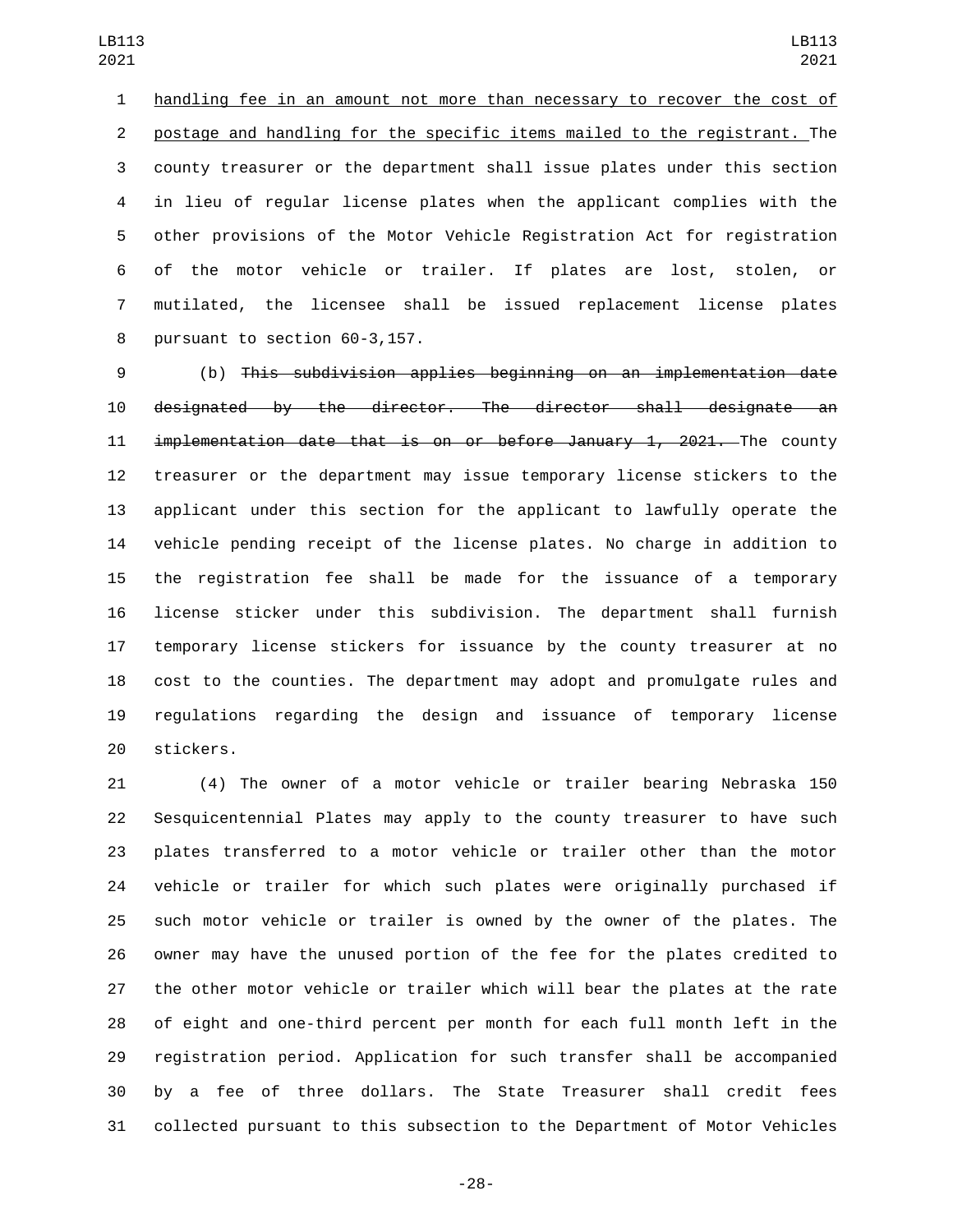handling fee in an amount not more than necessary to recover the cost of postage and handling for the specific items mailed to the registrant. The county treasurer or the department shall issue plates under this section in lieu of regular license plates when the applicant complies with the other provisions of the Motor Vehicle Registration Act for registration of the motor vehicle or trailer. If plates are lost, stolen, or mutilated, the licensee shall be issued replacement license plates pursuant to section 60-3,157.

(b) ~~This subdivision applies beginning on an implementation date designated by the director. The director shall designate an implementation date that is on or before January 1, 2021.~~ The county treasurer or the department may issue temporary license stickers to the applicant under this section for the applicant to lawfully operate the vehicle pending receipt of the license plates. No charge in addition to the registration fee shall be made for the issuance of a temporary license sticker under this subdivision. The department shall furnish temporary license stickers for issuance by the county treasurer at no cost to the counties. The department may adopt and promulgate rules and regulations regarding the design and issuance of temporary license stickers.

(4) The owner of a motor vehicle or trailer bearing Nebraska 150 Sesquicentennial Plates may apply to the county treasurer to have such plates transferred to a motor vehicle or trailer other than the motor vehicle or trailer for which such plates were originally purchased if such motor vehicle or trailer is owned by the owner of the plates. The owner may have the unused portion of the fee for the plates credited to the other motor vehicle or trailer which will bear the plates at the rate of eight and one-third percent per month for each full month left in the registration period. Application for such transfer shall be accompanied by a fee of three dollars. The State Treasurer shall credit fees collected pursuant to this subsection to the Department of Motor Vehicles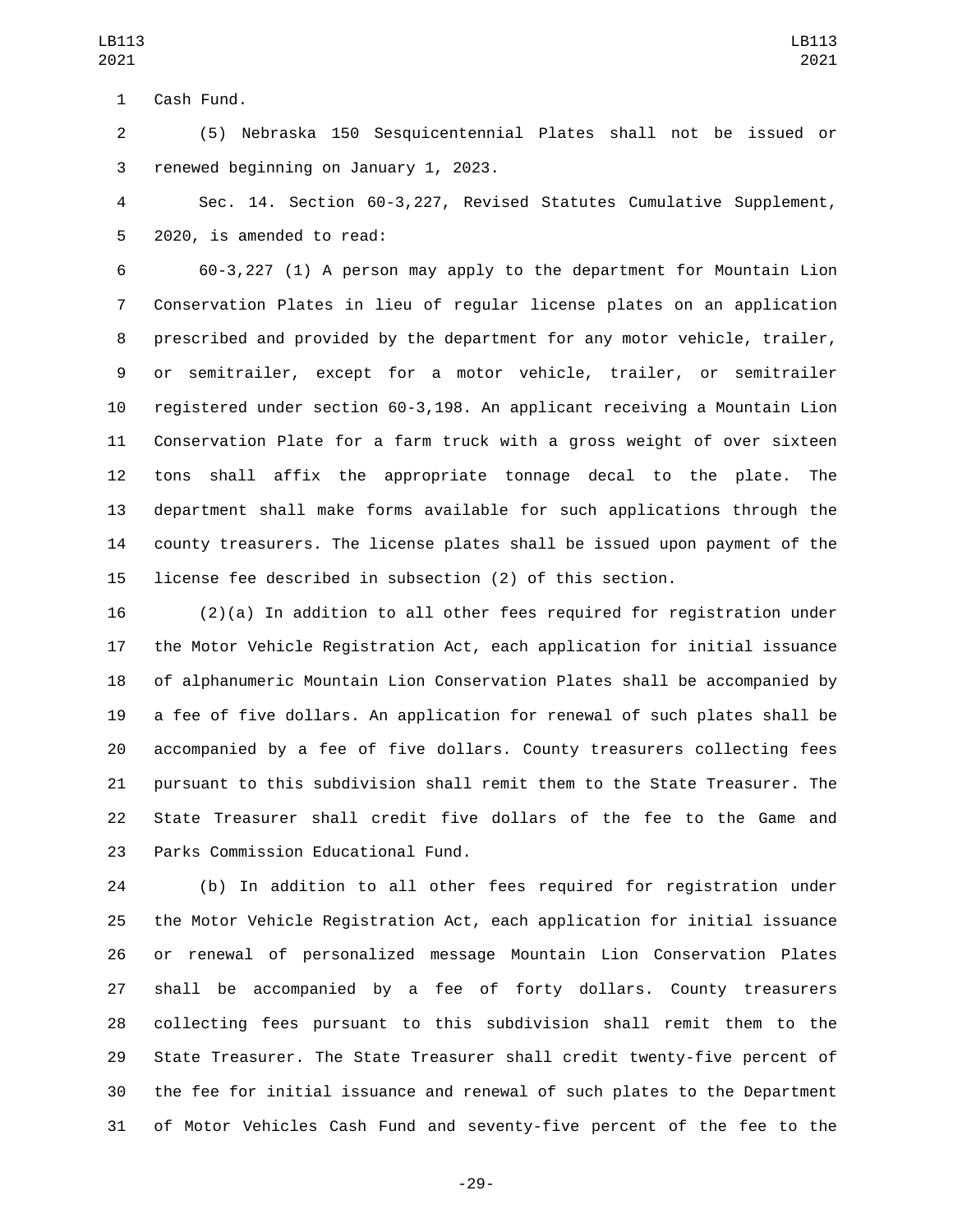Cash Fund.

(5) Nebraska 150 Sesquicentennial Plates shall not be issued or renewed beginning on January 1, 2023.

Sec. 14. Section 60-3,227, Revised Statutes Cumulative Supplement, 2020, is amended to read:

60-3,227 (1) A person may apply to the department for Mountain Lion Conservation Plates in lieu of regular license plates on an application prescribed and provided by the department for any motor vehicle, trailer, or semitrailer, except for a motor vehicle, trailer, or semitrailer registered under section 60-3,198. An applicant receiving a Mountain Lion Conservation Plate for a farm truck with a gross weight of over sixteen tons shall affix the appropriate tonnage decal to the plate. The department shall make forms available for such applications through the county treasurers. The license plates shall be issued upon payment of the license fee described in subsection (2) of this section.

(2)(a) In addition to all other fees required for registration under the Motor Vehicle Registration Act, each application for initial issuance of alphanumeric Mountain Lion Conservation Plates shall be accompanied by a fee of five dollars. An application for renewal of such plates shall be accompanied by a fee of five dollars. County treasurers collecting fees pursuant to this subdivision shall remit them to the State Treasurer. The State Treasurer shall credit five dollars of the fee to the Game and Parks Commission Educational Fund.

(b) In addition to all other fees required for registration under the Motor Vehicle Registration Act, each application for initial issuance or renewal of personalized message Mountain Lion Conservation Plates shall be accompanied by a fee of forty dollars. County treasurers collecting fees pursuant to this subdivision shall remit them to the State Treasurer. The State Treasurer shall credit twenty-five percent of the fee for initial issuance and renewal of such plates to the Department of Motor Vehicles Cash Fund and seventy-five percent of the fee to the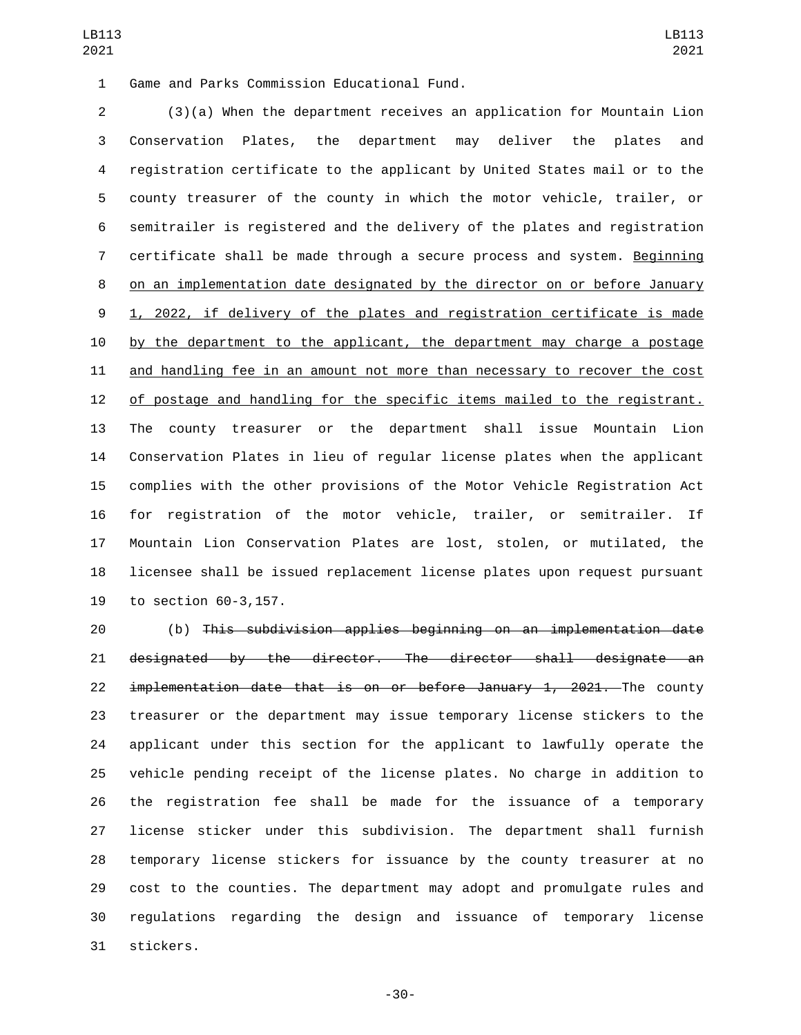Game and Parks Commission Educational Fund.

(3)(a) When the department receives an application for Mountain Lion Conservation Plates, the department may deliver the plates and registration certificate to the applicant by United States mail or to the county treasurer of the county in which the motor vehicle, trailer, or semitrailer is registered and the delivery of the plates and registration certificate shall be made through a secure process and system. <u>Beginning on an implementation date designated by the director on or before January 1, 2022, if delivery of the plates and registration certificate is made by the department to the applicant, the department may charge a postage and handling fee in an amount not more than necessary to recover the cost of postage and handling for the specific items mailed to the registrant.</u> The county treasurer or the department shall issue Mountain Lion Conservation Plates in lieu of regular license plates when the applicant complies with the other provisions of the Motor Vehicle Registration Act for registration of the motor vehicle, trailer, or semitrailer. If Mountain Lion Conservation Plates are lost, stolen, or mutilated, the licensee shall be issued replacement license plates upon request pursuant to section 60-3,157.

(b) ~~This subdivision applies beginning on an implementation date designated by the director. The director shall designate an implementation date that is on or before January 1, 2021.~~ The county treasurer or the department may issue temporary license stickers to the applicant under this section for the applicant to lawfully operate the vehicle pending receipt of the license plates. No charge in addition to the registration fee shall be made for the issuance of a temporary license sticker under this subdivision. The department shall furnish temporary license stickers for issuance by the county treasurer at no cost to the counties. The department may adopt and promulgate rules and regulations regarding the design and issuance of temporary license stickers.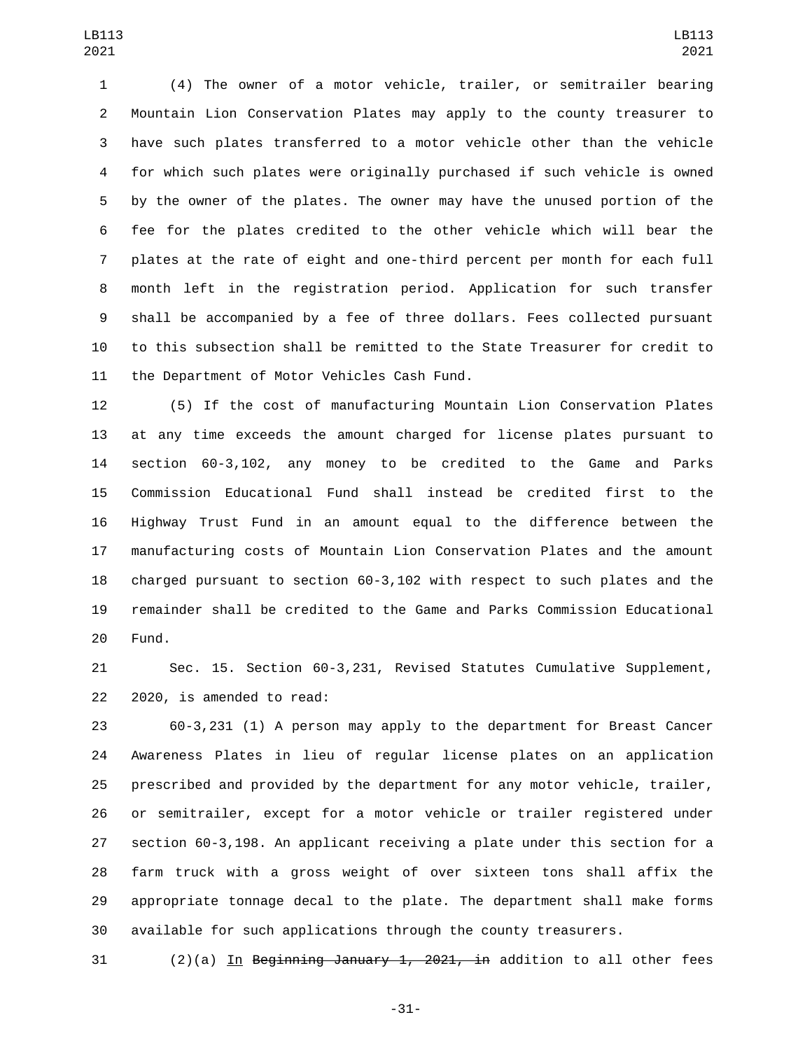(4) The owner of a motor vehicle, trailer, or semitrailer bearing Mountain Lion Conservation Plates may apply to the county treasurer to have such plates transferred to a motor vehicle other than the vehicle for which such plates were originally purchased if such vehicle is owned by the owner of the plates. The owner may have the unused portion of the fee for the plates credited to the other vehicle which will bear the plates at the rate of eight and one-third percent per month for each full month left in the registration period. Application for such transfer shall be accompanied by a fee of three dollars. Fees collected pursuant to this subsection shall be remitted to the State Treasurer for credit to the Department of Motor Vehicles Cash Fund.

(5) If the cost of manufacturing Mountain Lion Conservation Plates at any time exceeds the amount charged for license plates pursuant to section 60-3,102, any money to be credited to the Game and Parks Commission Educational Fund shall instead be credited first to the Highway Trust Fund in an amount equal to the difference between the manufacturing costs of Mountain Lion Conservation Plates and the amount charged pursuant to section 60-3,102 with respect to such plates and the remainder shall be credited to the Game and Parks Commission Educational Fund.

Sec. 15. Section 60-3,231, Revised Statutes Cumulative Supplement, 2020, is amended to read:

60-3,231 (1) A person may apply to the department for Breast Cancer Awareness Plates in lieu of regular license plates on an application prescribed and provided by the department for any motor vehicle, trailer, or semitrailer, except for a motor vehicle or trailer registered under section 60-3,198. An applicant receiving a plate under this section for a farm truck with a gross weight of over sixteen tons shall affix the appropriate tonnage decal to the plate. The department shall make forms available for such applications through the county treasurers.

(2)(a) In ~~Beginning January 1, 2021, in~~ addition to all other fees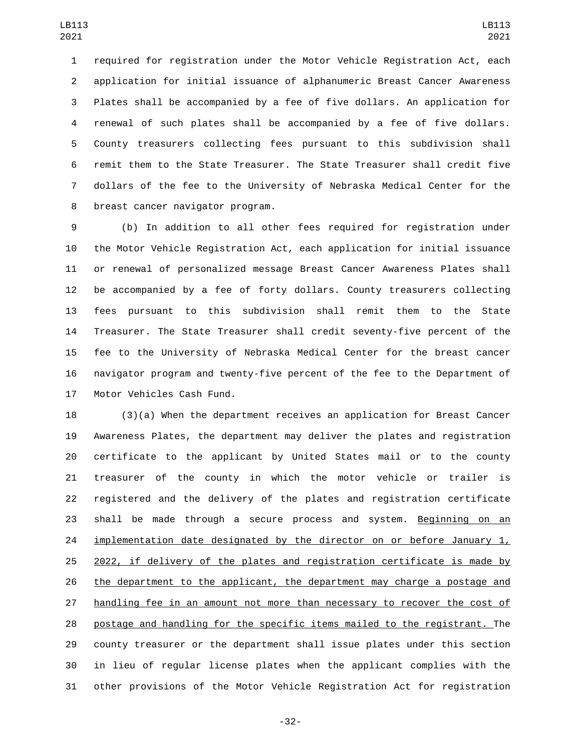required for registration under the Motor Vehicle Registration Act, each application for initial issuance of alphanumeric Breast Cancer Awareness Plates shall be accompanied by a fee of five dollars. An application for renewal of such plates shall be accompanied by a fee of five dollars. County treasurers collecting fees pursuant to this subdivision shall remit them to the State Treasurer. The State Treasurer shall credit five dollars of the fee to the University of Nebraska Medical Center for the breast cancer navigator program.

(b) In addition to all other fees required for registration under the Motor Vehicle Registration Act, each application for initial issuance or renewal of personalized message Breast Cancer Awareness Plates shall be accompanied by a fee of forty dollars. County treasurers collecting fees pursuant to this subdivision shall remit them to the State Treasurer. The State Treasurer shall credit seventy-five percent of the fee to the University of Nebraska Medical Center for the breast cancer navigator program and twenty-five percent of the fee to the Department of Motor Vehicles Cash Fund.

(3)(a) When the department receives an application for Breast Cancer Awareness Plates, the department may deliver the plates and registration certificate to the applicant by United States mail or to the county treasurer of the county in which the motor vehicle or trailer is registered and the delivery of the plates and registration certificate shall be made through a secure process and system. Beginning on an implementation date designated by the director on or before January 1, 2022, if delivery of the plates and registration certificate is made by the department to the applicant, the department may charge a postage and handling fee in an amount not more than necessary to recover the cost of postage and handling for the specific items mailed to the registrant. The county treasurer or the department shall issue plates under this section in lieu of regular license plates when the applicant complies with the other provisions of the Motor Vehicle Registration Act for registration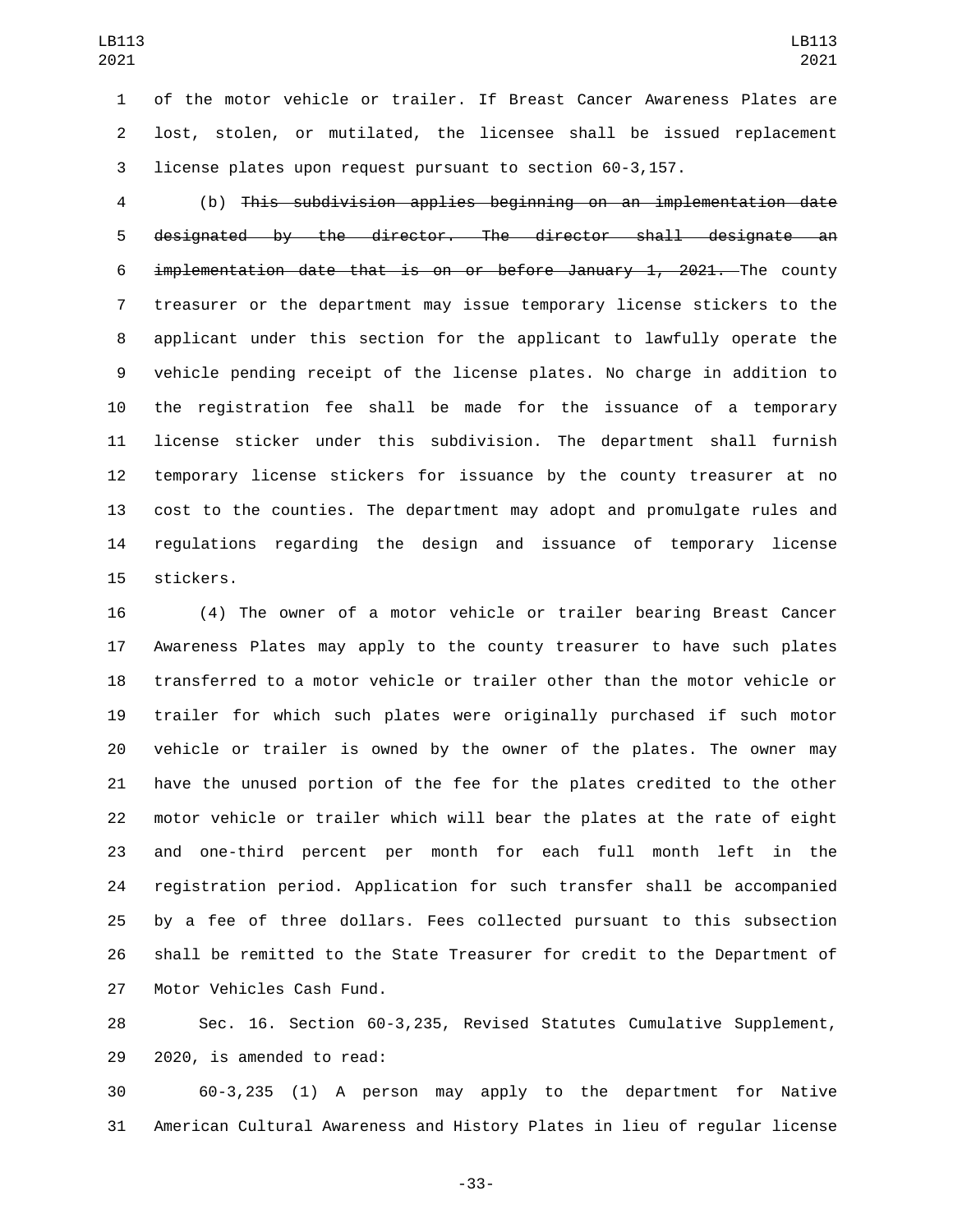of the motor vehicle or trailer. If Breast Cancer Awareness Plates are lost, stolen, or mutilated, the licensee shall be issued replacement license plates upon request pursuant to section 60-3,157.

(b) ~~This subdivision applies beginning on an implementation date designated by the director. The director shall designate an implementation date that is on or before January 1, 2021.~~ The county treasurer or the department may issue temporary license stickers to the applicant under this section for the applicant to lawfully operate the vehicle pending receipt of the license plates. No charge in addition to the registration fee shall be made for the issuance of a temporary license sticker under this subdivision. The department shall furnish temporary license stickers for issuance by the county treasurer at no cost to the counties. The department may adopt and promulgate rules and regulations regarding the design and issuance of temporary license stickers.

(4) The owner of a motor vehicle or trailer bearing Breast Cancer Awareness Plates may apply to the county treasurer to have such plates transferred to a motor vehicle or trailer other than the motor vehicle or trailer for which such plates were originally purchased if such motor vehicle or trailer is owned by the owner of the plates. The owner may have the unused portion of the fee for the plates credited to the other motor vehicle or trailer which will bear the plates at the rate of eight and one-third percent per month for each full month left in the registration period. Application for such transfer shall be accompanied by a fee of three dollars. Fees collected pursuant to this subsection shall be remitted to the State Treasurer for credit to the Department of Motor Vehicles Cash Fund.

Sec. 16. Section 60-3,235, Revised Statutes Cumulative Supplement, 2020, is amended to read:

60-3,235 (1) A person may apply to the department for Native American Cultural Awareness and History Plates in lieu of regular license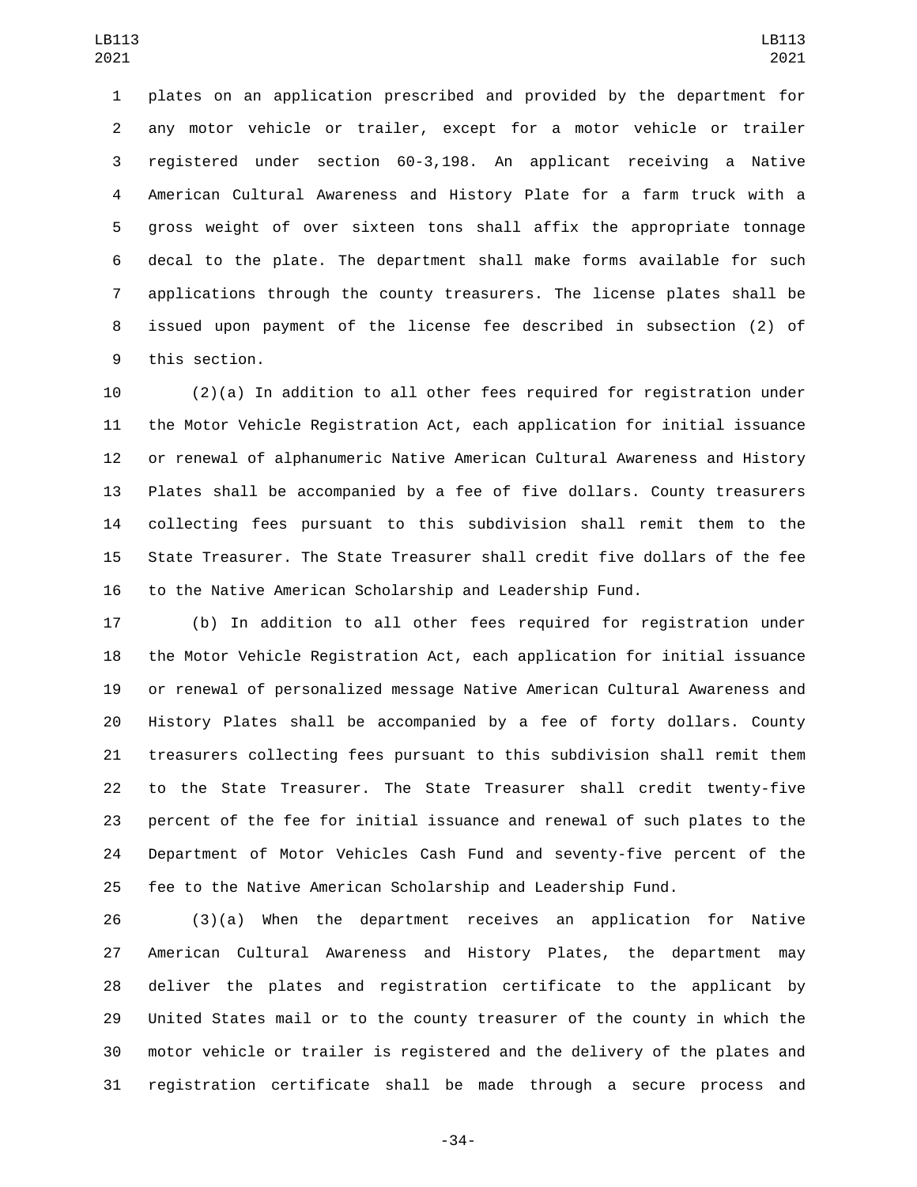plates on an application prescribed and provided by the department for any motor vehicle or trailer, except for a motor vehicle or trailer registered under section 60-3,198. An applicant receiving a Native American Cultural Awareness and History Plate for a farm truck with a gross weight of over sixteen tons shall affix the appropriate tonnage decal to the plate. The department shall make forms available for such applications through the county treasurers. The license plates shall be issued upon payment of the license fee described in subsection (2) of this section.

(2)(a) In addition to all other fees required for registration under the Motor Vehicle Registration Act, each application for initial issuance or renewal of alphanumeric Native American Cultural Awareness and History Plates shall be accompanied by a fee of five dollars. County treasurers collecting fees pursuant to this subdivision shall remit them to the State Treasurer. The State Treasurer shall credit five dollars of the fee to the Native American Scholarship and Leadership Fund.

(b) In addition to all other fees required for registration under the Motor Vehicle Registration Act, each application for initial issuance or renewal of personalized message Native American Cultural Awareness and History Plates shall be accompanied by a fee of forty dollars. County treasurers collecting fees pursuant to this subdivision shall remit them to the State Treasurer. The State Treasurer shall credit twenty-five percent of the fee for initial issuance and renewal of such plates to the Department of Motor Vehicles Cash Fund and seventy-five percent of the fee to the Native American Scholarship and Leadership Fund.

(3)(a) When the department receives an application for Native American Cultural Awareness and History Plates, the department may deliver the plates and registration certificate to the applicant by United States mail or to the county treasurer of the county in which the motor vehicle or trailer is registered and the delivery of the plates and registration certificate shall be made through a secure process and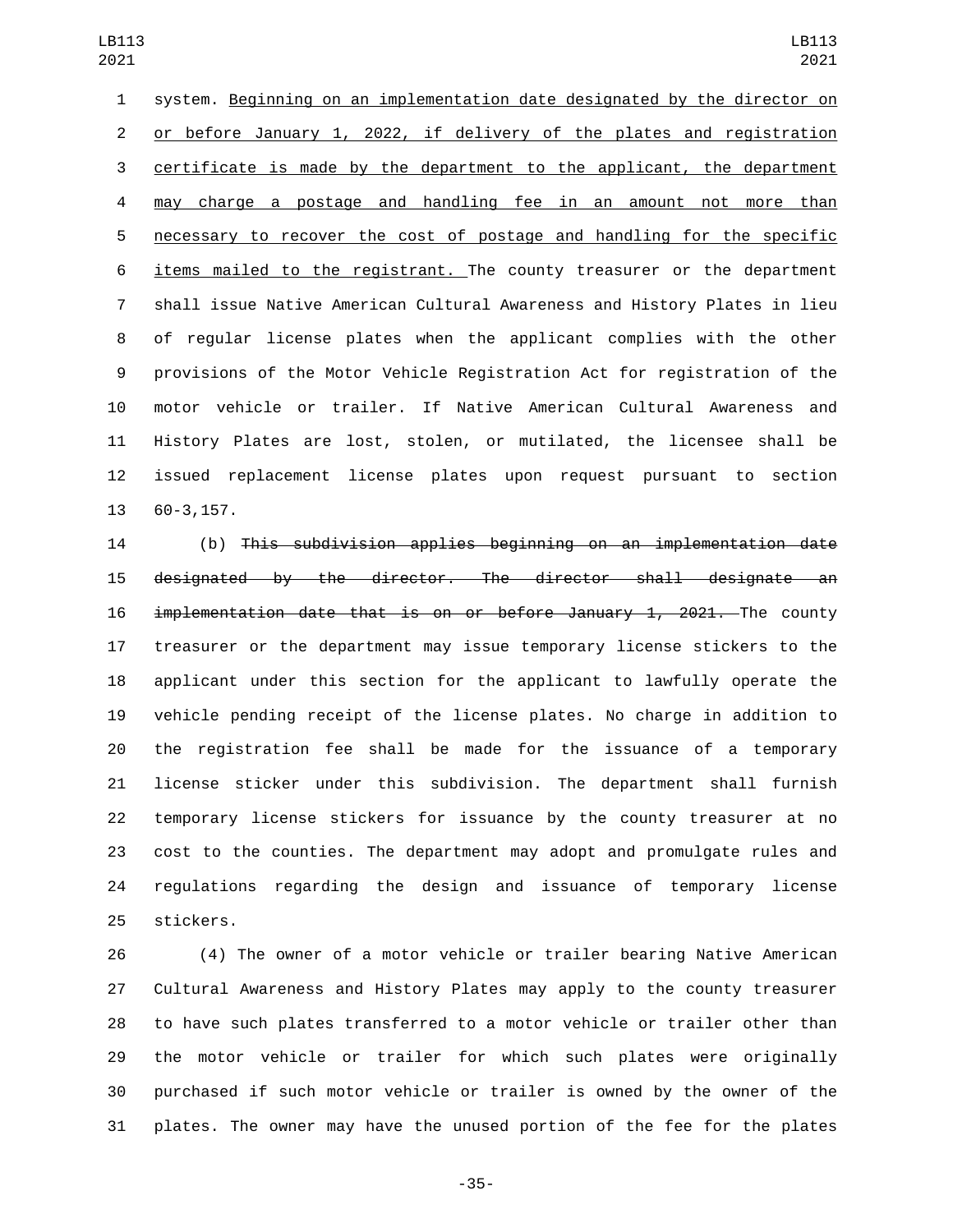system. Beginning on an implementation date designated by the director on or before January 1, 2022, if delivery of the plates and registration certificate is made by the department to the applicant, the department may charge a postage and handling fee in an amount not more than necessary to recover the cost of postage and handling for the specific items mailed to the registrant. The county treasurer or the department shall issue Native American Cultural Awareness and History Plates in lieu of regular license plates when the applicant complies with the other provisions of the Motor Vehicle Registration Act for registration of the motor vehicle or trailer. If Native American Cultural Awareness and History Plates are lost, stolen, or mutilated, the licensee shall be issued replacement license plates upon request pursuant to section 60-3,157.

(b) ~~This subdivision applies beginning on an implementation date designated by the director. The director shall designate an implementation date that is on or before January 1, 2021.~~ The county treasurer or the department may issue temporary license stickers to the applicant under this section for the applicant to lawfully operate the vehicle pending receipt of the license plates. No charge in addition to the registration fee shall be made for the issuance of a temporary license sticker under this subdivision. The department shall furnish temporary license stickers for issuance by the county treasurer at no cost to the counties. The department may adopt and promulgate rules and regulations regarding the design and issuance of temporary license stickers.

(4) The owner of a motor vehicle or trailer bearing Native American Cultural Awareness and History Plates may apply to the county treasurer to have such plates transferred to a motor vehicle or trailer other than the motor vehicle or trailer for which such plates were originally purchased if such motor vehicle or trailer is owned by the owner of the plates. The owner may have the unused portion of the fee for the plates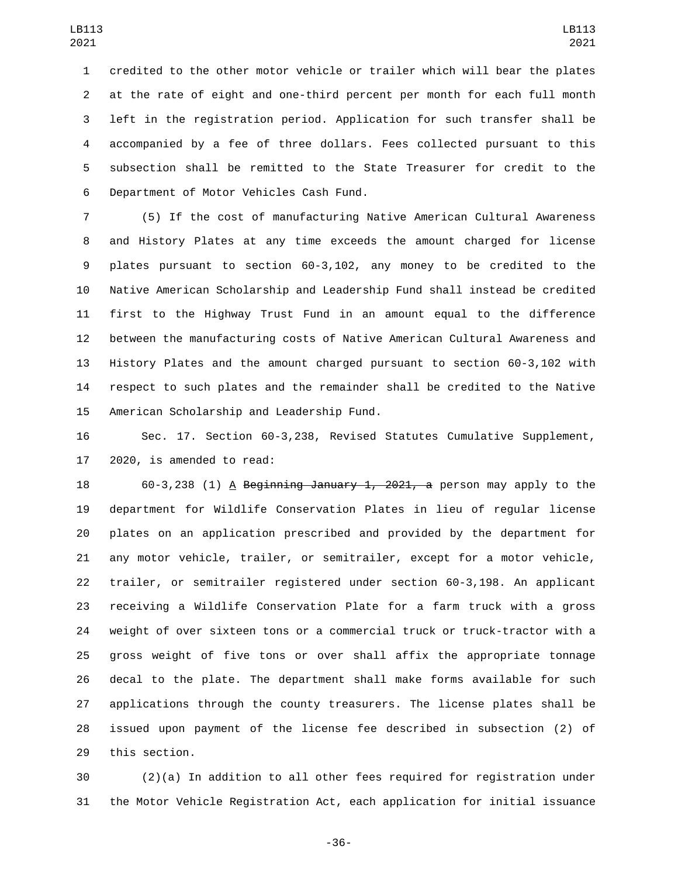credited to the other motor vehicle or trailer which will bear the plates at the rate of eight and one-third percent per month for each full month left in the registration period. Application for such transfer shall be accompanied by a fee of three dollars. Fees collected pursuant to this subsection shall be remitted to the State Treasurer for credit to the Department of Motor Vehicles Cash Fund.

(5) If the cost of manufacturing Native American Cultural Awareness and History Plates at any time exceeds the amount charged for license plates pursuant to section 60-3,102, any money to be credited to the Native American Scholarship and Leadership Fund shall instead be credited first to the Highway Trust Fund in an amount equal to the difference between the manufacturing costs of Native American Cultural Awareness and History Plates and the amount charged pursuant to section 60-3,102 with respect to such plates and the remainder shall be credited to the Native American Scholarship and Leadership Fund.

Sec. 17. Section 60-3,238, Revised Statutes Cumulative Supplement, 2020, is amended to read:

60-3,238 (1) A ~~Beginning January 1, 2021, a~~ person may apply to the department for Wildlife Conservation Plates in lieu of regular license plates on an application prescribed and provided by the department for any motor vehicle, trailer, or semitrailer, except for a motor vehicle, trailer, or semitrailer registered under section 60-3,198. An applicant receiving a Wildlife Conservation Plate for a farm truck with a gross weight of over sixteen tons or a commercial truck or truck-tractor with a gross weight of five tons or over shall affix the appropriate tonnage decal to the plate. The department shall make forms available for such applications through the county treasurers. The license plates shall be issued upon payment of the license fee described in subsection (2) of this section.

(2)(a) In addition to all other fees required for registration under the Motor Vehicle Registration Act, each application for initial issuance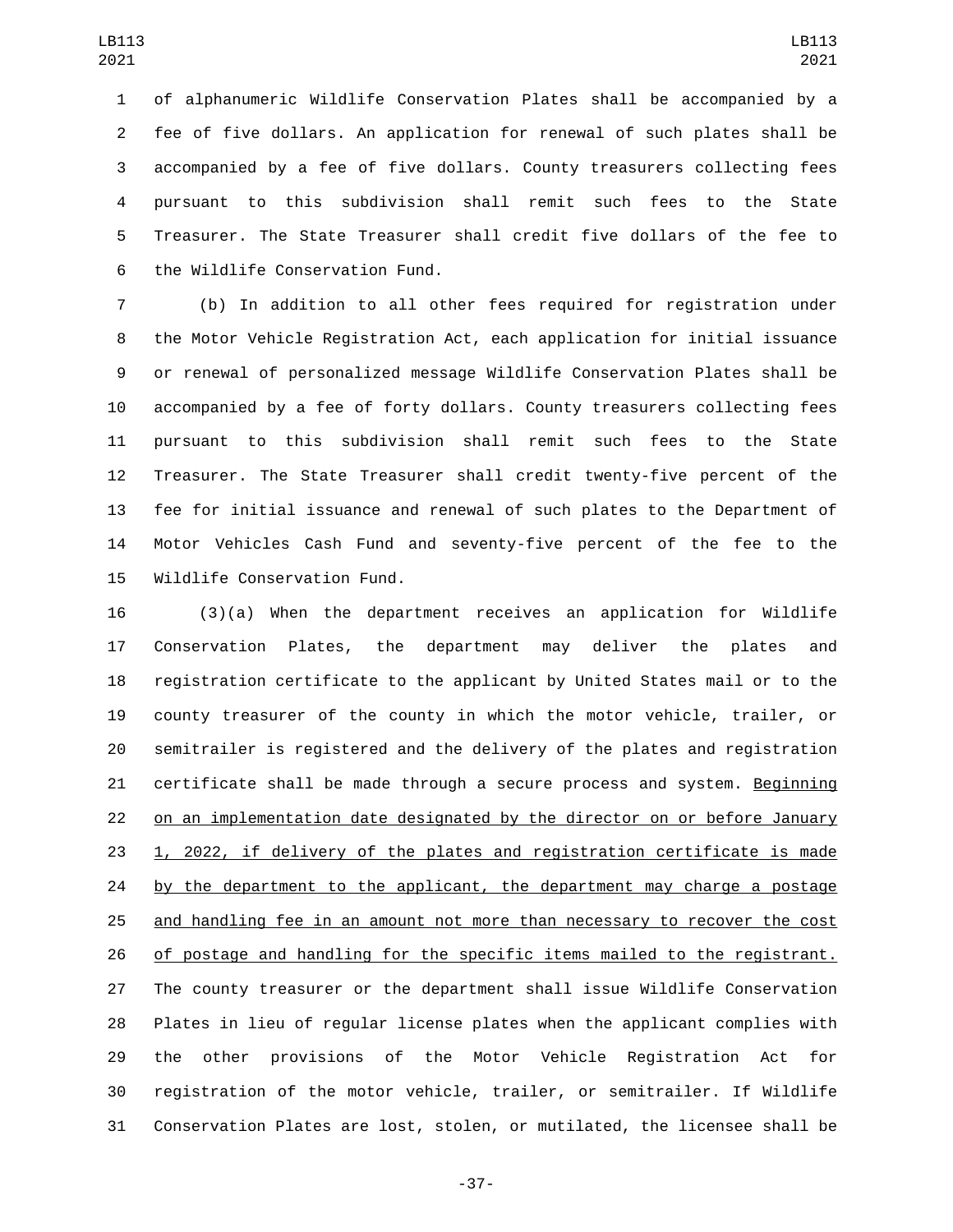of alphanumeric Wildlife Conservation Plates shall be accompanied by a fee of five dollars. An application for renewal of such plates shall be accompanied by a fee of five dollars. County treasurers collecting fees pursuant to this subdivision shall remit such fees to the State Treasurer. The State Treasurer shall credit five dollars of the fee to the Wildlife Conservation Fund.

(b) In addition to all other fees required for registration under the Motor Vehicle Registration Act, each application for initial issuance or renewal of personalized message Wildlife Conservation Plates shall be accompanied by a fee of forty dollars. County treasurers collecting fees pursuant to this subdivision shall remit such fees to the State Treasurer. The State Treasurer shall credit twenty-five percent of the fee for initial issuance and renewal of such plates to the Department of Motor Vehicles Cash Fund and seventy-five percent of the fee to the Wildlife Conservation Fund.

(3)(a) When the department receives an application for Wildlife Conservation Plates, the department may deliver the plates and registration certificate to the applicant by United States mail or to the county treasurer of the county in which the motor vehicle, trailer, or semitrailer is registered and the delivery of the plates and registration certificate shall be made through a secure process and system. Beginning on an implementation date designated by the director on or before January 1, 2022, if delivery of the plates and registration certificate is made by the department to the applicant, the department may charge a postage and handling fee in an amount not more than necessary to recover the cost of postage and handling for the specific items mailed to the registrant. The county treasurer or the department shall issue Wildlife Conservation Plates in lieu of regular license plates when the applicant complies with the other provisions of the Motor Vehicle Registration Act for registration of the motor vehicle, trailer, or semitrailer. If Wildlife Conservation Plates are lost, stolen, or mutilated, the licensee shall be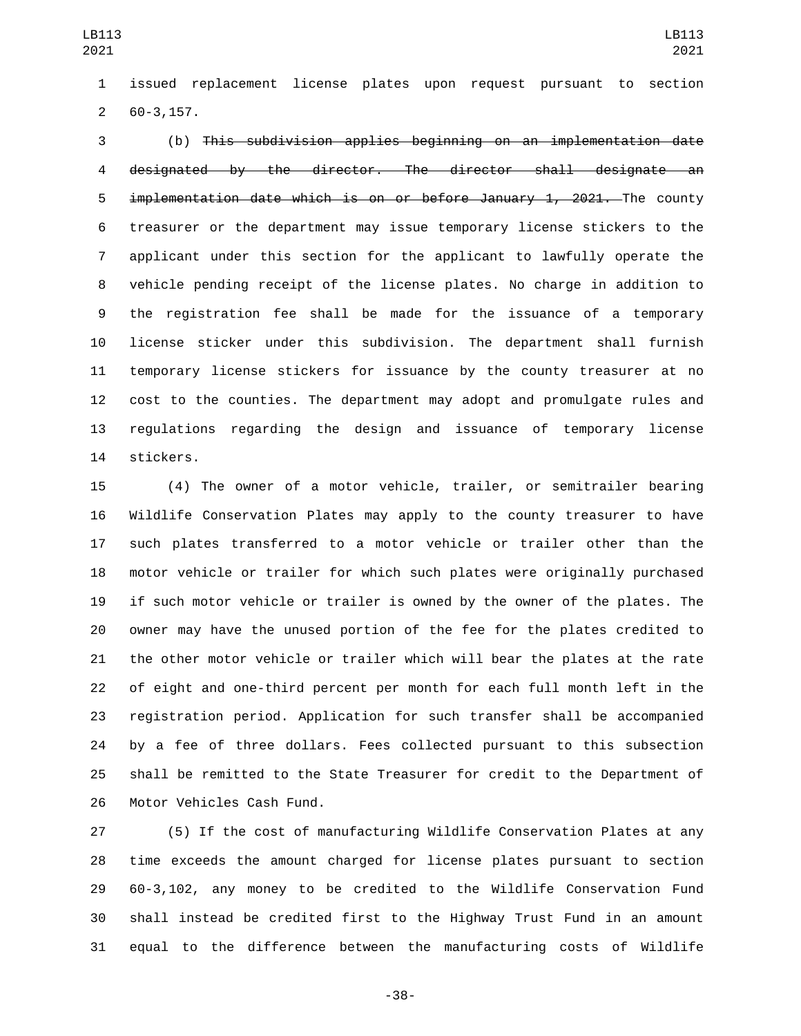issued replacement license plates upon request pursuant to section 60-3,157.

(b) ~~This subdivision applies beginning on an implementation date designated by the director. The director shall designate an implementation date which is on or before January 1, 2021.~~ The county treasurer or the department may issue temporary license stickers to the applicant under this section for the applicant to lawfully operate the vehicle pending receipt of the license plates. No charge in addition to the registration fee shall be made for the issuance of a temporary license sticker under this subdivision. The department shall furnish temporary license stickers for issuance by the county treasurer at no cost to the counties. The department may adopt and promulgate rules and regulations regarding the design and issuance of temporary license stickers.

(4) The owner of a motor vehicle, trailer, or semitrailer bearing Wildlife Conservation Plates may apply to the county treasurer to have such plates transferred to a motor vehicle or trailer other than the motor vehicle or trailer for which such plates were originally purchased if such motor vehicle or trailer is owned by the owner of the plates. The owner may have the unused portion of the fee for the plates credited to the other motor vehicle or trailer which will bear the plates at the rate of eight and one-third percent per month for each full month left in the registration period. Application for such transfer shall be accompanied by a fee of three dollars. Fees collected pursuant to this subsection shall be remitted to the State Treasurer for credit to the Department of Motor Vehicles Cash Fund.

(5) If the cost of manufacturing Wildlife Conservation Plates at any time exceeds the amount charged for license plates pursuant to section 60-3,102, any money to be credited to the Wildlife Conservation Fund shall instead be credited first to the Highway Trust Fund in an amount equal to the difference between the manufacturing costs of Wildlife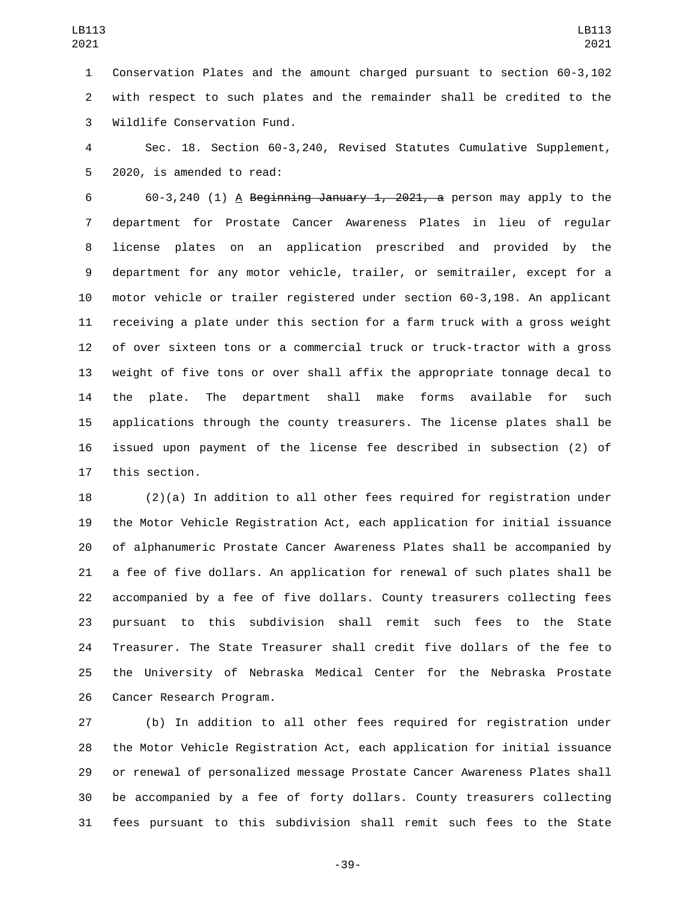Conservation Plates and the amount charged pursuant to section 60-3,102 with respect to such plates and the remainder shall be credited to the Wildlife Conservation Fund.

Sec. 18. Section 60-3,240, Revised Statutes Cumulative Supplement, 2020, is amended to read:

60-3,240 (1) A ~~Beginning January 1, 2021, a~~ person may apply to the department for Prostate Cancer Awareness Plates in lieu of regular license plates on an application prescribed and provided by the department for any motor vehicle, trailer, or semitrailer, except for a motor vehicle or trailer registered under section 60-3,198. An applicant receiving a plate under this section for a farm truck with a gross weight of over sixteen tons or a commercial truck or truck-tractor with a gross weight of five tons or over shall affix the appropriate tonnage decal to the plate. The department shall make forms available for such applications through the county treasurers. The license plates shall be issued upon payment of the license fee described in subsection (2) of this section.

(2)(a) In addition to all other fees required for registration under the Motor Vehicle Registration Act, each application for initial issuance of alphanumeric Prostate Cancer Awareness Plates shall be accompanied by a fee of five dollars. An application for renewal of such plates shall be accompanied by a fee of five dollars. County treasurers collecting fees pursuant to this subdivision shall remit such fees to the State Treasurer. The State Treasurer shall credit five dollars of the fee to the University of Nebraska Medical Center for the Nebraska Prostate Cancer Research Program.

(b) In addition to all other fees required for registration under the Motor Vehicle Registration Act, each application for initial issuance or renewal of personalized message Prostate Cancer Awareness Plates shall be accompanied by a fee of forty dollars. County treasurers collecting fees pursuant to this subdivision shall remit such fees to the State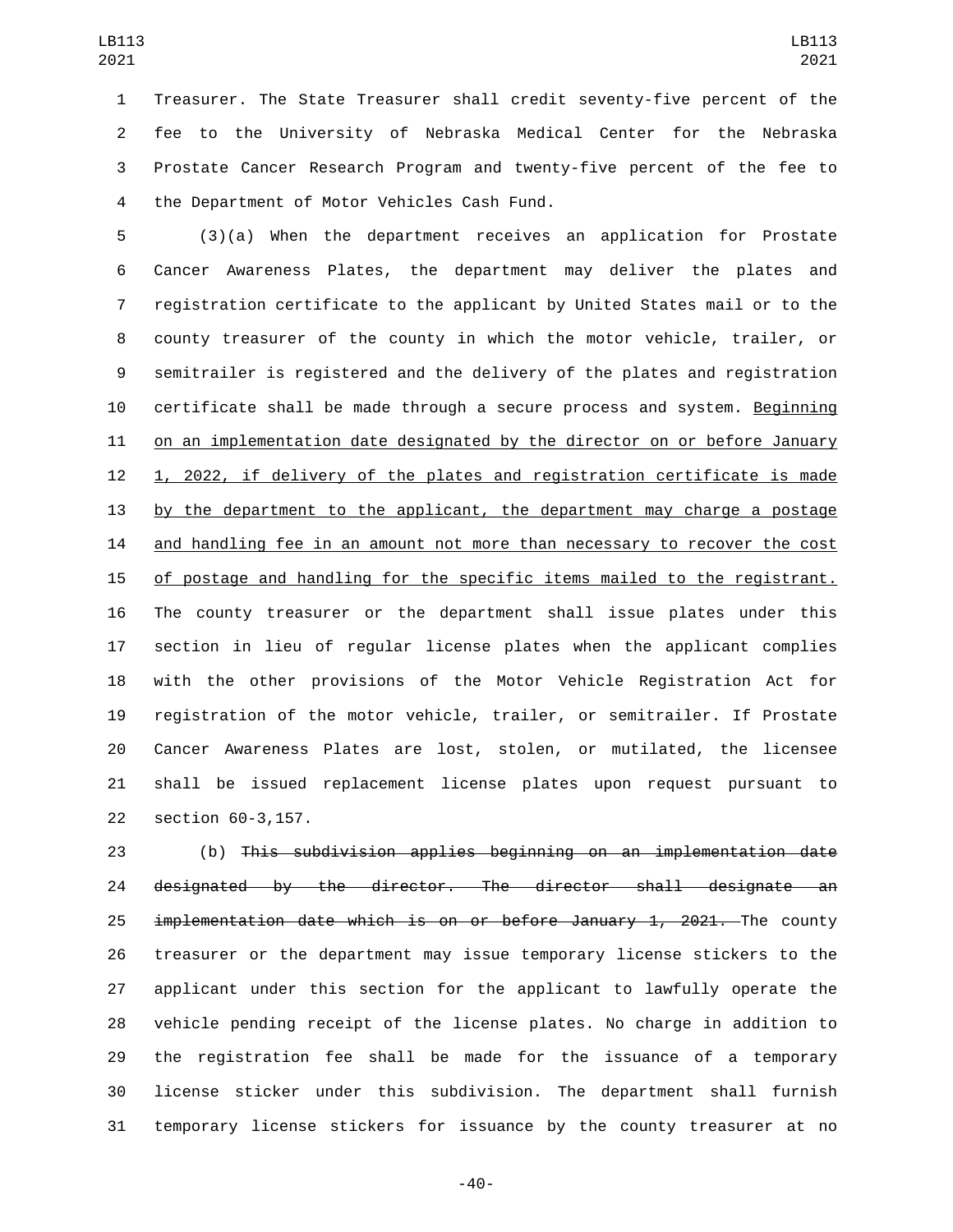Treasurer. The State Treasurer shall credit seventy-five percent of the fee to the University of Nebraska Medical Center for the Nebraska Prostate Cancer Research Program and twenty-five percent of the fee to the Department of Motor Vehicles Cash Fund.

(3)(a) When the department receives an application for Prostate Cancer Awareness Plates, the department may deliver the plates and registration certificate to the applicant by United States mail or to the county treasurer of the county in which the motor vehicle, trailer, or semitrailer is registered and the delivery of the plates and registration certificate shall be made through a secure process and system. <u>Beginning on an implementation date designated by the director on or before January 1, 2022, if delivery of the plates and registration certificate is made by the department to the applicant, the department may charge a postage and handling fee in an amount not more than necessary to recover the cost of postage and handling for the specific items mailed to the registrant.</u> The county treasurer or the department shall issue plates under this section in lieu of regular license plates when the applicant complies with the other provisions of the Motor Vehicle Registration Act for registration of the motor vehicle, trailer, or semitrailer. If Prostate Cancer Awareness Plates are lost, stolen, or mutilated, the licensee shall be issued replacement license plates upon request pursuant to section 60-3,157.

(b) ~~This subdivision applies beginning on an implementation date designated by the director. The director shall designate an implementation date which is on or before January 1, 2021.~~ The county treasurer or the department may issue temporary license stickers to the applicant under this section for the applicant to lawfully operate the vehicle pending receipt of the license plates. No charge in addition to the registration fee shall be made for the issuance of a temporary license sticker under this subdivision. The department shall furnish temporary license stickers for issuance by the county treasurer at no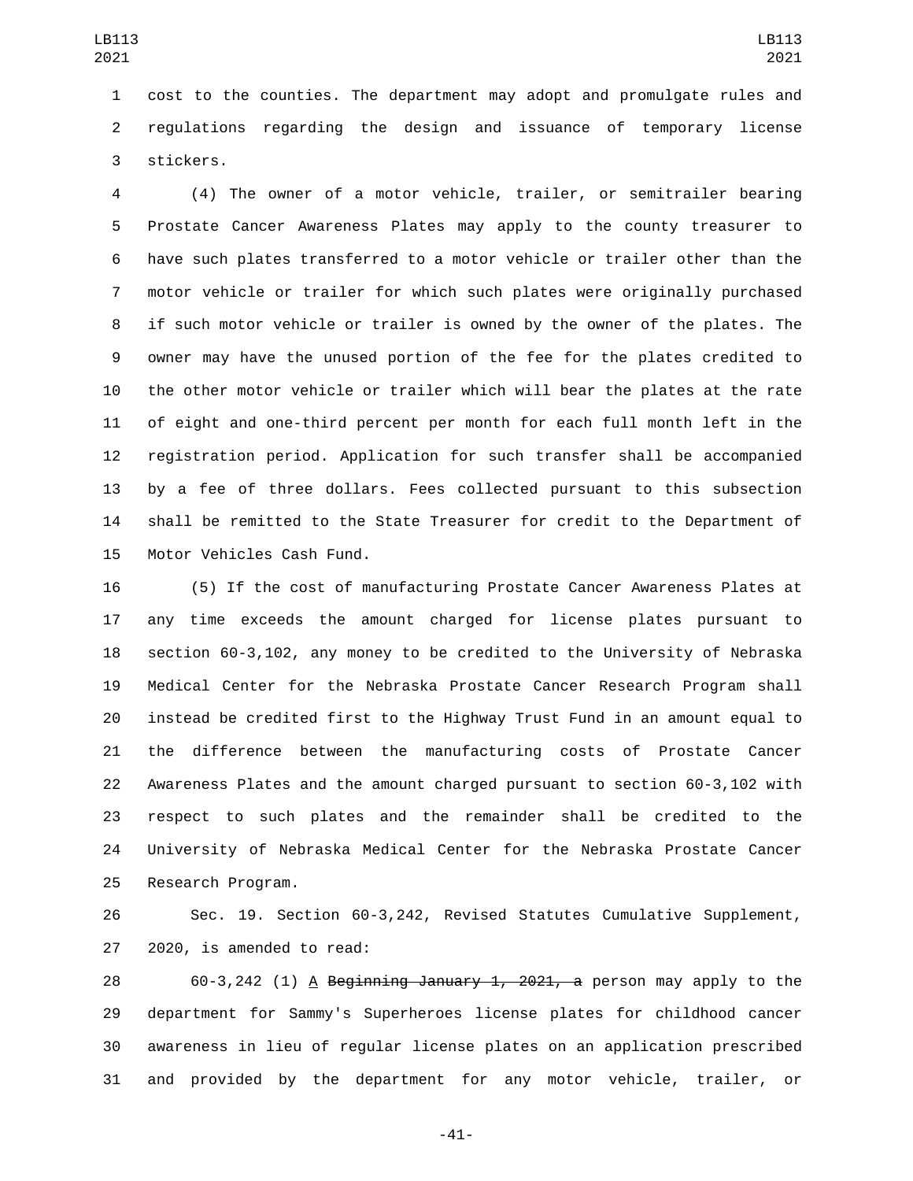cost to the counties. The department may adopt and promulgate rules and regulations regarding the design and issuance of temporary license stickers.

(4) The owner of a motor vehicle, trailer, or semitrailer bearing Prostate Cancer Awareness Plates may apply to the county treasurer to have such plates transferred to a motor vehicle or trailer other than the motor vehicle or trailer for which such plates were originally purchased if such motor vehicle or trailer is owned by the owner of the plates. The owner may have the unused portion of the fee for the plates credited to the other motor vehicle or trailer which will bear the plates at the rate of eight and one-third percent per month for each full month left in the registration period. Application for such transfer shall be accompanied by a fee of three dollars. Fees collected pursuant to this subsection shall be remitted to the State Treasurer for credit to the Department of Motor Vehicles Cash Fund.

(5) If the cost of manufacturing Prostate Cancer Awareness Plates at any time exceeds the amount charged for license plates pursuant to section 60-3,102, any money to be credited to the University of Nebraska Medical Center for the Nebraska Prostate Cancer Research Program shall instead be credited first to the Highway Trust Fund in an amount equal to the difference between the manufacturing costs of Prostate Cancer Awareness Plates and the amount charged pursuant to section 60-3,102 with respect to such plates and the remainder shall be credited to the University of Nebraska Medical Center for the Nebraska Prostate Cancer Research Program.

Sec. 19. Section 60-3,242, Revised Statutes Cumulative Supplement, 2020, is amended to read:

60-3,242 (1) <u>A</u> ~~Beginning January 1, 2021, a~~ person may apply to the department for Sammy's Superheroes license plates for childhood cancer awareness in lieu of regular license plates on an application prescribed and provided by the department for any motor vehicle, trailer, or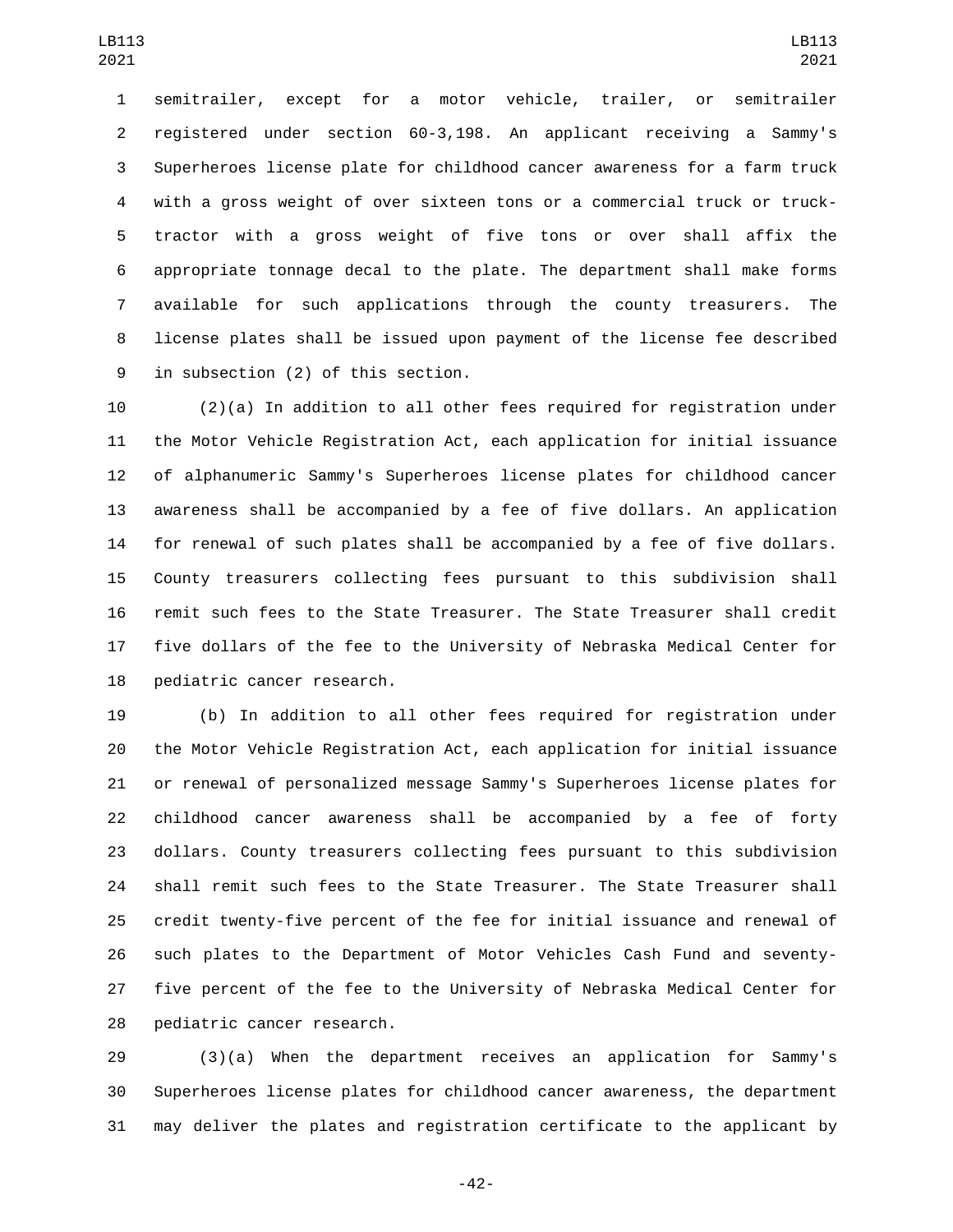semitrailer, except for a motor vehicle, trailer, or semitrailer registered under section 60-3,198. An applicant receiving a Sammy's Superheroes license plate for childhood cancer awareness for a farm truck with a gross weight of over sixteen tons or a commercial truck or truck-tractor with a gross weight of five tons or over shall affix the appropriate tonnage decal to the plate. The department shall make forms available for such applications through the county treasurers. The license plates shall be issued upon payment of the license fee described in subsection (2) of this section.

(2)(a) In addition to all other fees required for registration under the Motor Vehicle Registration Act, each application for initial issuance of alphanumeric Sammy's Superheroes license plates for childhood cancer awareness shall be accompanied by a fee of five dollars. An application for renewal of such plates shall be accompanied by a fee of five dollars. County treasurers collecting fees pursuant to this subdivision shall remit such fees to the State Treasurer. The State Treasurer shall credit five dollars of the fee to the University of Nebraska Medical Center for pediatric cancer research.

(b) In addition to all other fees required for registration under the Motor Vehicle Registration Act, each application for initial issuance or renewal of personalized message Sammy's Superheroes license plates for childhood cancer awareness shall be accompanied by a fee of forty dollars. County treasurers collecting fees pursuant to this subdivision shall remit such fees to the State Treasurer. The State Treasurer shall credit twenty-five percent of the fee for initial issuance and renewal of such plates to the Department of Motor Vehicles Cash Fund and seventy-five percent of the fee to the University of Nebraska Medical Center for pediatric cancer research.

(3)(a) When the department receives an application for Sammy's Superheroes license plates for childhood cancer awareness, the department may deliver the plates and registration certificate to the applicant by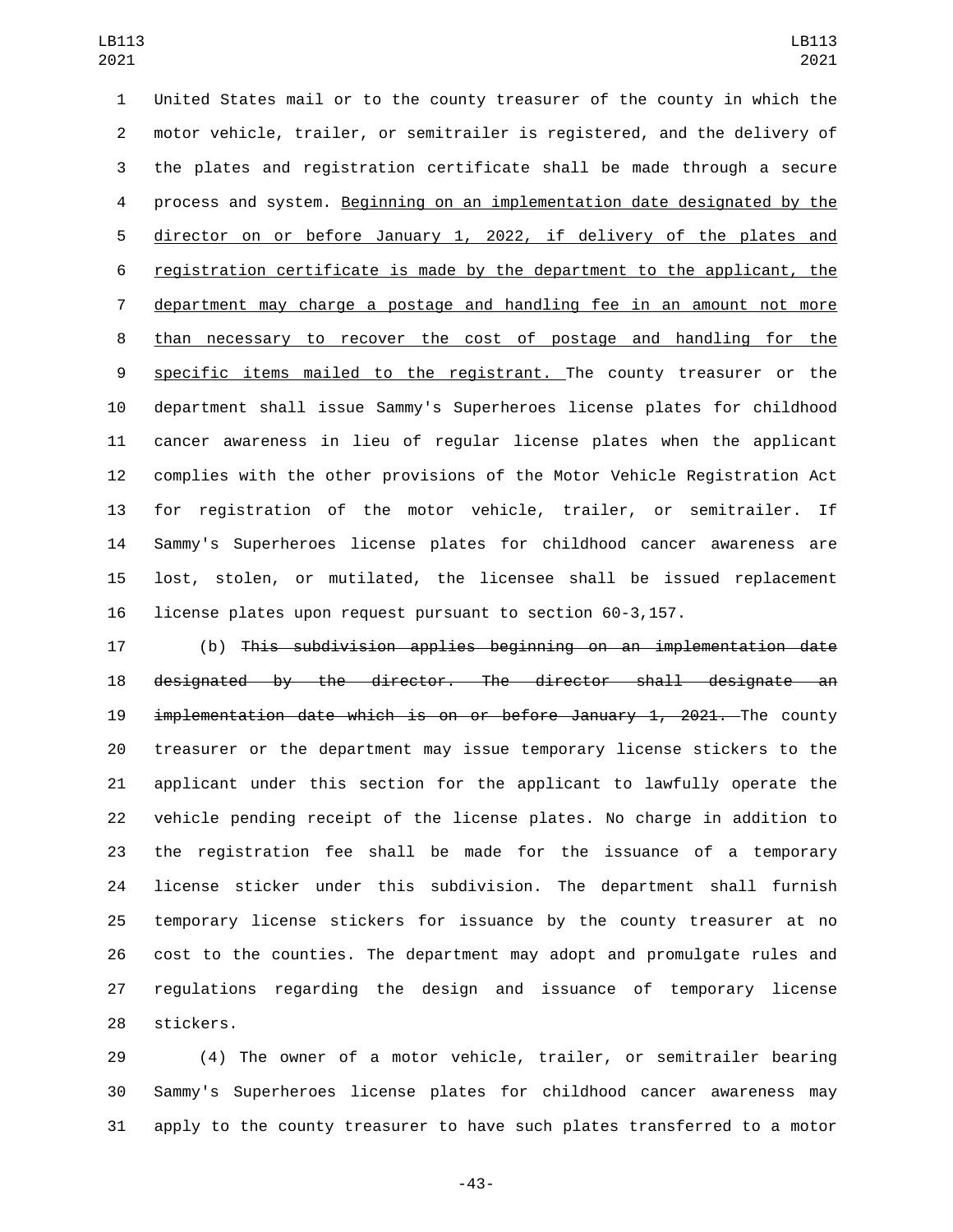United States mail or to the county treasurer of the county in which the motor vehicle, trailer, or semitrailer is registered, and the delivery of the plates and registration certificate shall be made through a secure process and system. Beginning on an implementation date designated by the director on or before January 1, 2022, if delivery of the plates and registration certificate is made by the department to the applicant, the department may charge a postage and handling fee in an amount not more than necessary to recover the cost of postage and handling for the specific items mailed to the registrant. The county treasurer or the department shall issue Sammy's Superheroes license plates for childhood cancer awareness in lieu of regular license plates when the applicant complies with the other provisions of the Motor Vehicle Registration Act for registration of the motor vehicle, trailer, or semitrailer. If Sammy's Superheroes license plates for childhood cancer awareness are lost, stolen, or mutilated, the licensee shall be issued replacement license plates upon request pursuant to section 60-3,157.

(b) ~~This subdivision applies beginning on an implementation date designated by the director. The director shall designate an implementation date which is on or before January 1, 2021.~~ The county treasurer or the department may issue temporary license stickers to the applicant under this section for the applicant to lawfully operate the vehicle pending receipt of the license plates. No charge in addition to the registration fee shall be made for the issuance of a temporary license sticker under this subdivision. The department shall furnish temporary license stickers for issuance by the county treasurer at no cost to the counties. The department may adopt and promulgate rules and regulations regarding the design and issuance of temporary license stickers.

(4) The owner of a motor vehicle, trailer, or semitrailer bearing Sammy's Superheroes license plates for childhood cancer awareness may apply to the county treasurer to have such plates transferred to a motor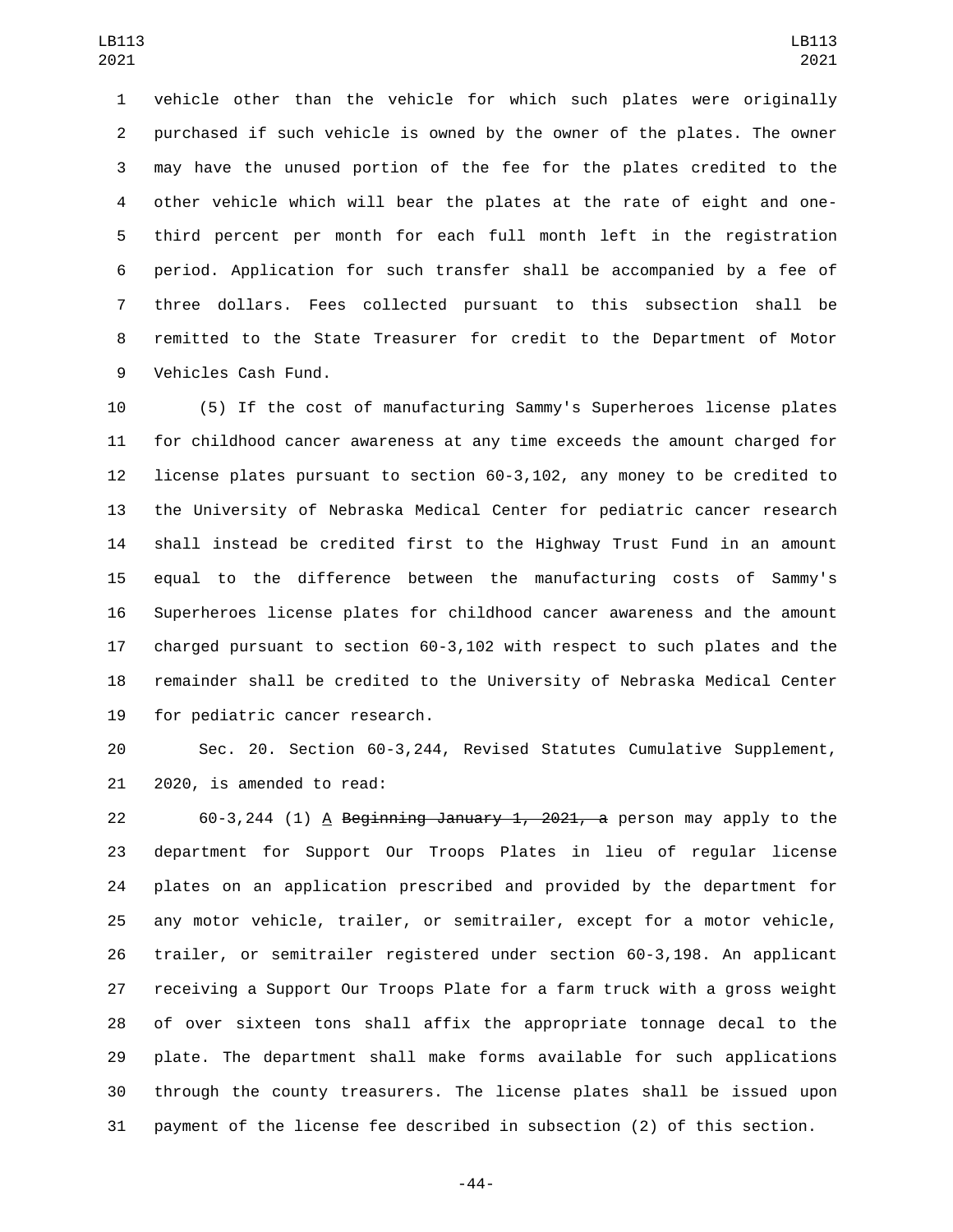vehicle other than the vehicle for which such plates were originally purchased if such vehicle is owned by the owner of the plates. The owner may have the unused portion of the fee for the plates credited to the other vehicle which will bear the plates at the rate of eight and one-third percent per month for each full month left in the registration period. Application for such transfer shall be accompanied by a fee of three dollars. Fees collected pursuant to this subsection shall be remitted to the State Treasurer for credit to the Department of Motor Vehicles Cash Fund.

(5) If the cost of manufacturing Sammy's Superheroes license plates for childhood cancer awareness at any time exceeds the amount charged for license plates pursuant to section 60-3,102, any money to be credited to the University of Nebraska Medical Center for pediatric cancer research shall instead be credited first to the Highway Trust Fund in an amount equal to the difference between the manufacturing costs of Sammy's Superheroes license plates for childhood cancer awareness and the amount charged pursuant to section 60-3,102 with respect to such plates and the remainder shall be credited to the University of Nebraska Medical Center for pediatric cancer research.

Sec. 20. Section 60-3,244, Revised Statutes Cumulative Supplement, 2020, is amended to read:

60-3,244 (1) A ~~Beginning January 1, 2021, a~~ person may apply to the department for Support Our Troops Plates in lieu of regular license plates on an application prescribed and provided by the department for any motor vehicle, trailer, or semitrailer, except for a motor vehicle, trailer, or semitrailer registered under section 60-3,198. An applicant receiving a Support Our Troops Plate for a farm truck with a gross weight of over sixteen tons shall affix the appropriate tonnage decal to the plate. The department shall make forms available for such applications through the county treasurers. The license plates shall be issued upon payment of the license fee described in subsection (2) of this section.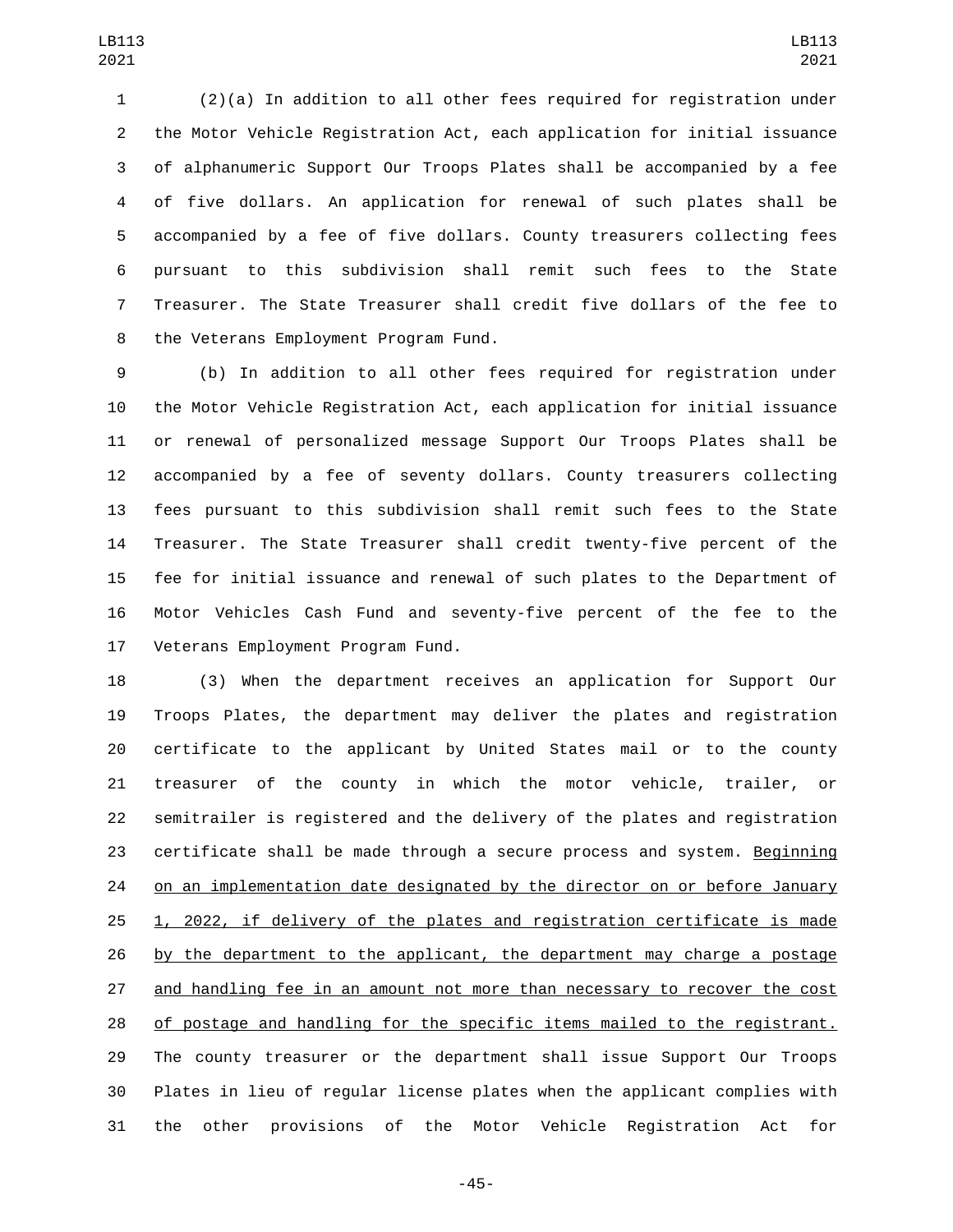(2)(a) In addition to all other fees required for registration under the Motor Vehicle Registration Act, each application for initial issuance of alphanumeric Support Our Troops Plates shall be accompanied by a fee of five dollars. An application for renewal of such plates shall be accompanied by a fee of five dollars. County treasurers collecting fees pursuant to this subdivision shall remit such fees to the State Treasurer. The State Treasurer shall credit five dollars of the fee to the Veterans Employment Program Fund.

(b) In addition to all other fees required for registration under the Motor Vehicle Registration Act, each application for initial issuance or renewal of personalized message Support Our Troops Plates shall be accompanied by a fee of seventy dollars. County treasurers collecting fees pursuant to this subdivision shall remit such fees to the State Treasurer. The State Treasurer shall credit twenty-five percent of the fee for initial issuance and renewal of such plates to the Department of Motor Vehicles Cash Fund and seventy-five percent of the fee to the Veterans Employment Program Fund.

(3) When the department receives an application for Support Our Troops Plates, the department may deliver the plates and registration certificate to the applicant by United States mail or to the county treasurer of the county in which the motor vehicle, trailer, or semitrailer is registered and the delivery of the plates and registration certificate shall be made through a secure process and system. Beginning on an implementation date designated by the director on or before January 1, 2022, if delivery of the plates and registration certificate is made by the department to the applicant, the department may charge a postage and handling fee in an amount not more than necessary to recover the cost of postage and handling for the specific items mailed to the registrant. The county treasurer or the department shall issue Support Our Troops Plates in lieu of regular license plates when the applicant complies with the other provisions of the Motor Vehicle Registration Act for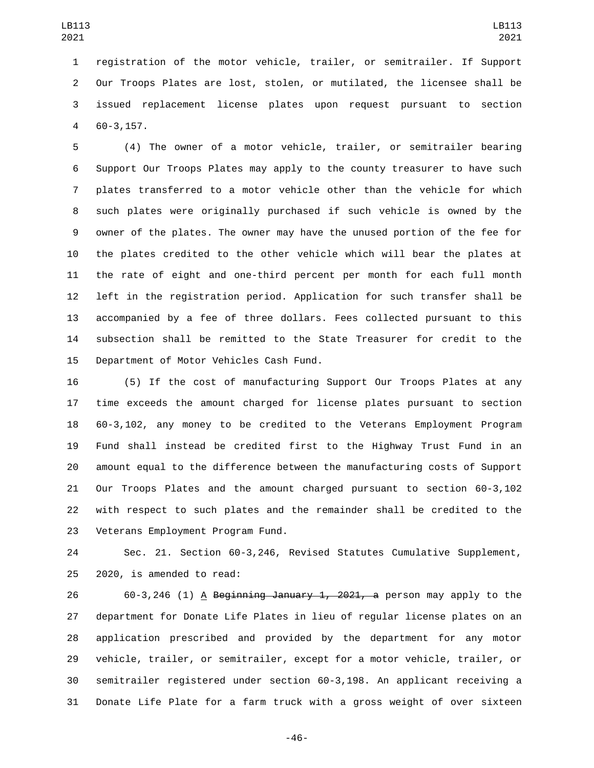registration of the motor vehicle, trailer, or semitrailer. If Support Our Troops Plates are lost, stolen, or mutilated, the licensee shall be issued replacement license plates upon request pursuant to section 60-3,157.

(4) The owner of a motor vehicle, trailer, or semitrailer bearing Support Our Troops Plates may apply to the county treasurer to have such plates transferred to a motor vehicle other than the vehicle for which such plates were originally purchased if such vehicle is owned by the owner of the plates. The owner may have the unused portion of the fee for the plates credited to the other vehicle which will bear the plates at the rate of eight and one-third percent per month for each full month left in the registration period. Application for such transfer shall be accompanied by a fee of three dollars. Fees collected pursuant to this subsection shall be remitted to the State Treasurer for credit to the Department of Motor Vehicles Cash Fund.

(5) If the cost of manufacturing Support Our Troops Plates at any time exceeds the amount charged for license plates pursuant to section 60-3,102, any money to be credited to the Veterans Employment Program Fund shall instead be credited first to the Highway Trust Fund in an amount equal to the difference between the manufacturing costs of Support Our Troops Plates and the amount charged pursuant to section 60-3,102 with respect to such plates and the remainder shall be credited to the Veterans Employment Program Fund.

Sec. 21. Section 60-3,246, Revised Statutes Cumulative Supplement, 2020, is amended to read:

60-3,246 (1) A ~~Beginning January 1, 2021, a~~ person may apply to the department for Donate Life Plates in lieu of regular license plates on an application prescribed and provided by the department for any motor vehicle, trailer, or semitrailer, except for a motor vehicle, trailer, or semitrailer registered under section 60-3,198. An applicant receiving a Donate Life Plate for a farm truck with a gross weight of over sixteen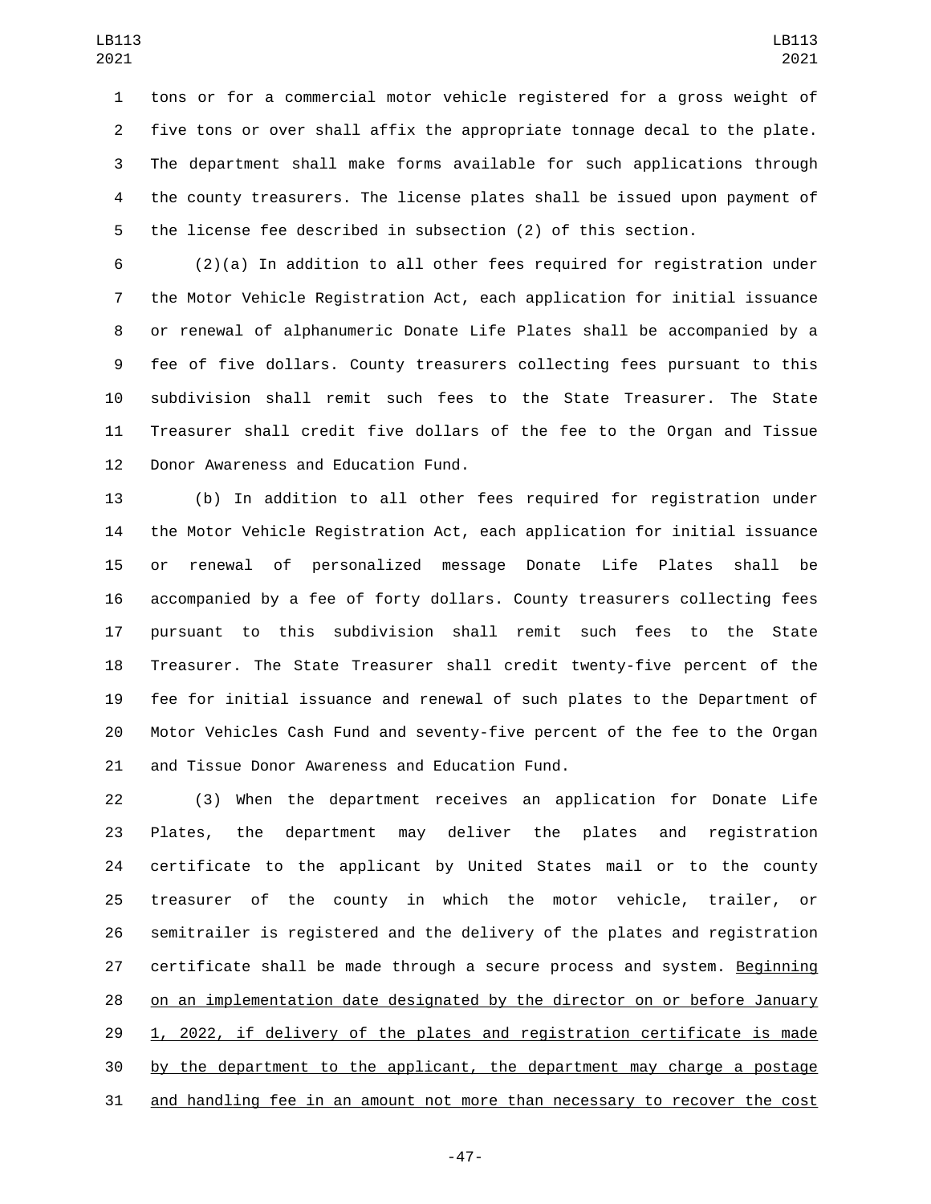tons or for a commercial motor vehicle registered for a gross weight of five tons or over shall affix the appropriate tonnage decal to the plate. The department shall make forms available for such applications through the county treasurers. The license plates shall be issued upon payment of the license fee described in subsection (2) of this section.

(2)(a) In addition to all other fees required for registration under the Motor Vehicle Registration Act, each application for initial issuance or renewal of alphanumeric Donate Life Plates shall be accompanied by a fee of five dollars. County treasurers collecting fees pursuant to this subdivision shall remit such fees to the State Treasurer. The State Treasurer shall credit five dollars of the fee to the Organ and Tissue Donor Awareness and Education Fund.

(b) In addition to all other fees required for registration under the Motor Vehicle Registration Act, each application for initial issuance or renewal of personalized message Donate Life Plates shall be accompanied by a fee of forty dollars. County treasurers collecting fees pursuant to this subdivision shall remit such fees to the State Treasurer. The State Treasurer shall credit twenty-five percent of the fee for initial issuance and renewal of such plates to the Department of Motor Vehicles Cash Fund and seventy-five percent of the fee to the Organ and Tissue Donor Awareness and Education Fund.

(3) When the department receives an application for Donate Life Plates, the department may deliver the plates and registration certificate to the applicant by United States mail or to the county treasurer of the county in which the motor vehicle, trailer, or semitrailer is registered and the delivery of the plates and registration certificate shall be made through a secure process and system. Beginning on an implementation date designated by the director on or before January 1, 2022, if delivery of the plates and registration certificate is made by the department to the applicant, the department may charge a postage and handling fee in an amount not more than necessary to recover the cost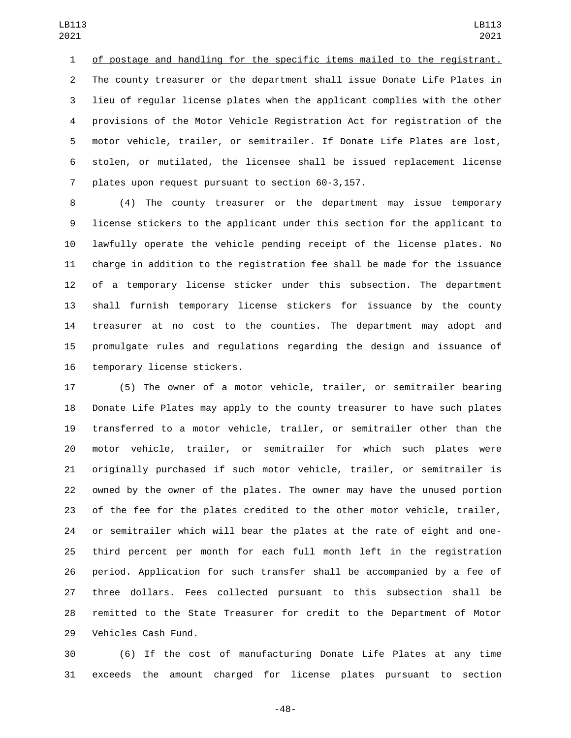of postage and handling for the specific items mailed to the registrant. The county treasurer or the department shall issue Donate Life Plates in lieu of regular license plates when the applicant complies with the other provisions of the Motor Vehicle Registration Act for registration of the motor vehicle, trailer, or semitrailer. If Donate Life Plates are lost, stolen, or mutilated, the licensee shall be issued replacement license plates upon request pursuant to section 60-3,157.

(4) The county treasurer or the department may issue temporary license stickers to the applicant under this section for the applicant to lawfully operate the vehicle pending receipt of the license plates. No charge in addition to the registration fee shall be made for the issuance of a temporary license sticker under this subsection. The department shall furnish temporary license stickers for issuance by the county treasurer at no cost to the counties. The department may adopt and promulgate rules and regulations regarding the design and issuance of temporary license stickers.

(5) The owner of a motor vehicle, trailer, or semitrailer bearing Donate Life Plates may apply to the county treasurer to have such plates transferred to a motor vehicle, trailer, or semitrailer other than the motor vehicle, trailer, or semitrailer for which such plates were originally purchased if such motor vehicle, trailer, or semitrailer is owned by the owner of the plates. The owner may have the unused portion of the fee for the plates credited to the other motor vehicle, trailer, or semitrailer which will bear the plates at the rate of eight and one-third percent per month for each full month left in the registration period. Application for such transfer shall be accompanied by a fee of three dollars. Fees collected pursuant to this subsection shall be remitted to the State Treasurer for credit to the Department of Motor Vehicles Cash Fund.

(6) If the cost of manufacturing Donate Life Plates at any time exceeds the amount charged for license plates pursuant to section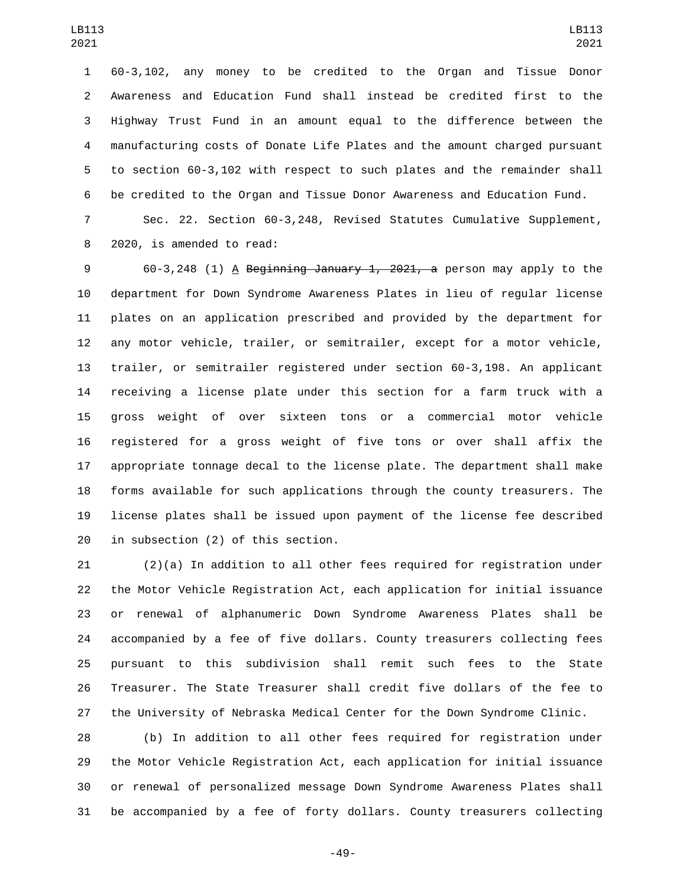60-3,102, any money to be credited to the Organ and Tissue Donor Awareness and Education Fund shall instead be credited first to the Highway Trust Fund in an amount equal to the difference between the manufacturing costs of Donate Life Plates and the amount charged pursuant to section 60-3,102 with respect to such plates and the remainder shall be credited to the Organ and Tissue Donor Awareness and Education Fund.

Sec. 22. Section 60-3,248, Revised Statutes Cumulative Supplement, 2020, is amended to read:

60-3,248 (1) A ~~Beginning January 1, 2021, a~~ person may apply to the department for Down Syndrome Awareness Plates in lieu of regular license plates on an application prescribed and provided by the department for any motor vehicle, trailer, or semitrailer, except for a motor vehicle, trailer, or semitrailer registered under section 60-3,198. An applicant receiving a license plate under this section for a farm truck with a gross weight of over sixteen tons or a commercial motor vehicle registered for a gross weight of five tons or over shall affix the appropriate tonnage decal to the license plate. The department shall make forms available for such applications through the county treasurers. The license plates shall be issued upon payment of the license fee described in subsection (2) of this section.

(2)(a) In addition to all other fees required for registration under the Motor Vehicle Registration Act, each application for initial issuance or renewal of alphanumeric Down Syndrome Awareness Plates shall be accompanied by a fee of five dollars. County treasurers collecting fees pursuant to this subdivision shall remit such fees to the State Treasurer. The State Treasurer shall credit five dollars of the fee to the University of Nebraska Medical Center for the Down Syndrome Clinic.

(b) In addition to all other fees required for registration under the Motor Vehicle Registration Act, each application for initial issuance or renewal of personalized message Down Syndrome Awareness Plates shall be accompanied by a fee of forty dollars. County treasurers collecting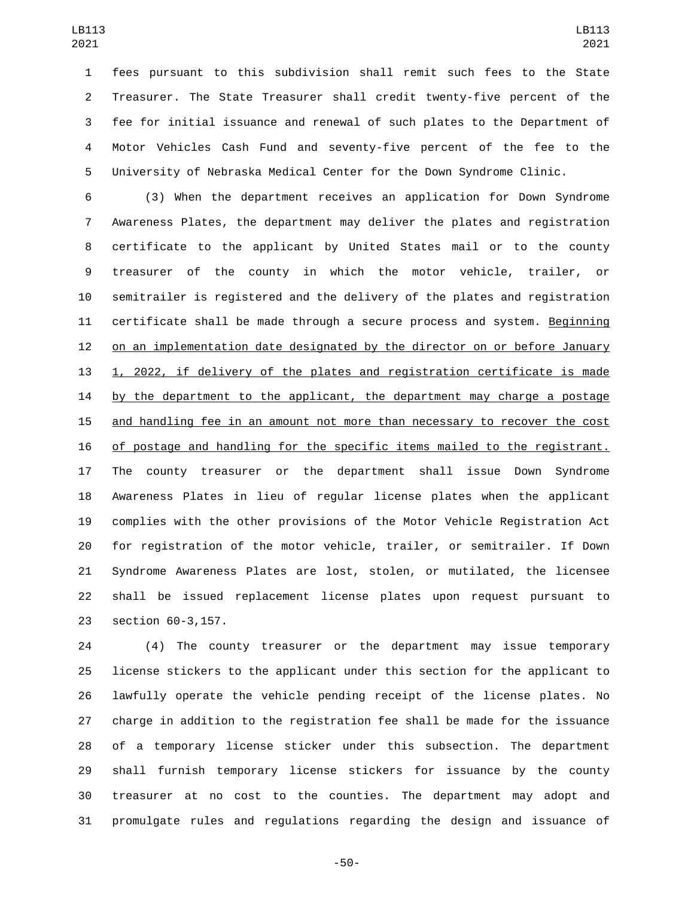fees pursuant to this subdivision shall remit such fees to the State Treasurer. The State Treasurer shall credit twenty-five percent of the fee for initial issuance and renewal of such plates to the Department of Motor Vehicles Cash Fund and seventy-five percent of the fee to the University of Nebraska Medical Center for the Down Syndrome Clinic.

(3) When the department receives an application for Down Syndrome Awareness Plates, the department may deliver the plates and registration certificate to the applicant by United States mail or to the county treasurer of the county in which the motor vehicle, trailer, or semitrailer is registered and the delivery of the plates and registration certificate shall be made through a secure process and system. Beginning on an implementation date designated by the director on or before January 1, 2022, if delivery of the plates and registration certificate is made by the department to the applicant, the department may charge a postage and handling fee in an amount not more than necessary to recover the cost of postage and handling for the specific items mailed to the registrant. The county treasurer or the department shall issue Down Syndrome Awareness Plates in lieu of regular license plates when the applicant complies with the other provisions of the Motor Vehicle Registration Act for registration of the motor vehicle, trailer, or semitrailer. If Down Syndrome Awareness Plates are lost, stolen, or mutilated, the licensee shall be issued replacement license plates upon request pursuant to section 60-3,157.

(4) The county treasurer or the department may issue temporary license stickers to the applicant under this section for the applicant to lawfully operate the vehicle pending receipt of the license plates. No charge in addition to the registration fee shall be made for the issuance of a temporary license sticker under this subsection. The department shall furnish temporary license stickers for issuance by the county treasurer at no cost to the counties. The department may adopt and promulgate rules and regulations regarding the design and issuance of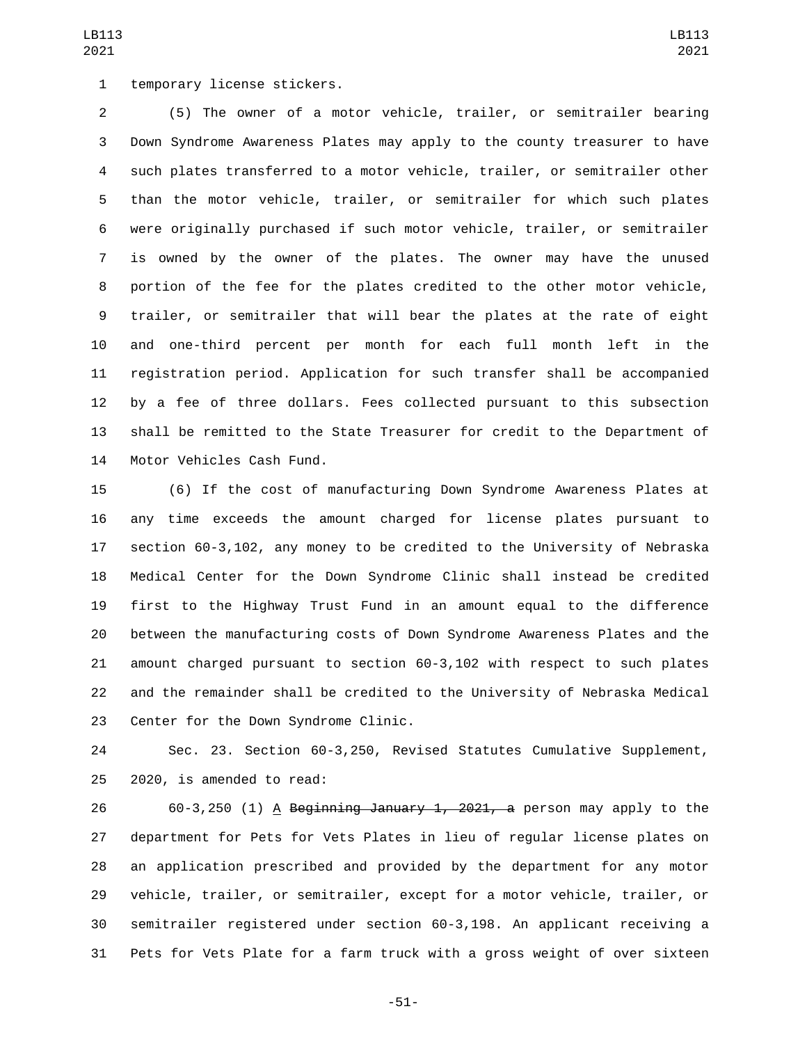temporary license stickers.

(5) The owner of a motor vehicle, trailer, or semitrailer bearing Down Syndrome Awareness Plates may apply to the county treasurer to have such plates transferred to a motor vehicle, trailer, or semitrailer other than the motor vehicle, trailer, or semitrailer for which such plates were originally purchased if such motor vehicle, trailer, or semitrailer is owned by the owner of the plates. The owner may have the unused portion of the fee for the plates credited to the other motor vehicle, trailer, or semitrailer that will bear the plates at the rate of eight and one-third percent per month for each full month left in the registration period. Application for such transfer shall be accompanied by a fee of three dollars. Fees collected pursuant to this subsection shall be remitted to the State Treasurer for credit to the Department of Motor Vehicles Cash Fund.

(6) If the cost of manufacturing Down Syndrome Awareness Plates at any time exceeds the amount charged for license plates pursuant to section 60-3,102, any money to be credited to the University of Nebraska Medical Center for the Down Syndrome Clinic shall instead be credited first to the Highway Trust Fund in an amount equal to the difference between the manufacturing costs of Down Syndrome Awareness Plates and the amount charged pursuant to section 60-3,102 with respect to such plates and the remainder shall be credited to the University of Nebraska Medical Center for the Down Syndrome Clinic.

Sec. 23. Section 60-3,250, Revised Statutes Cumulative Supplement, 2020, is amended to read:

60-3,250 (1) A ~~Beginning January 1, 2021, a~~ person may apply to the department for Pets for Vets Plates in lieu of regular license plates on an application prescribed and provided by the department for any motor vehicle, trailer, or semitrailer, except for a motor vehicle, trailer, or semitrailer registered under section 60-3,198. An applicant receiving a Pets for Vets Plate for a farm truck with a gross weight of over sixteen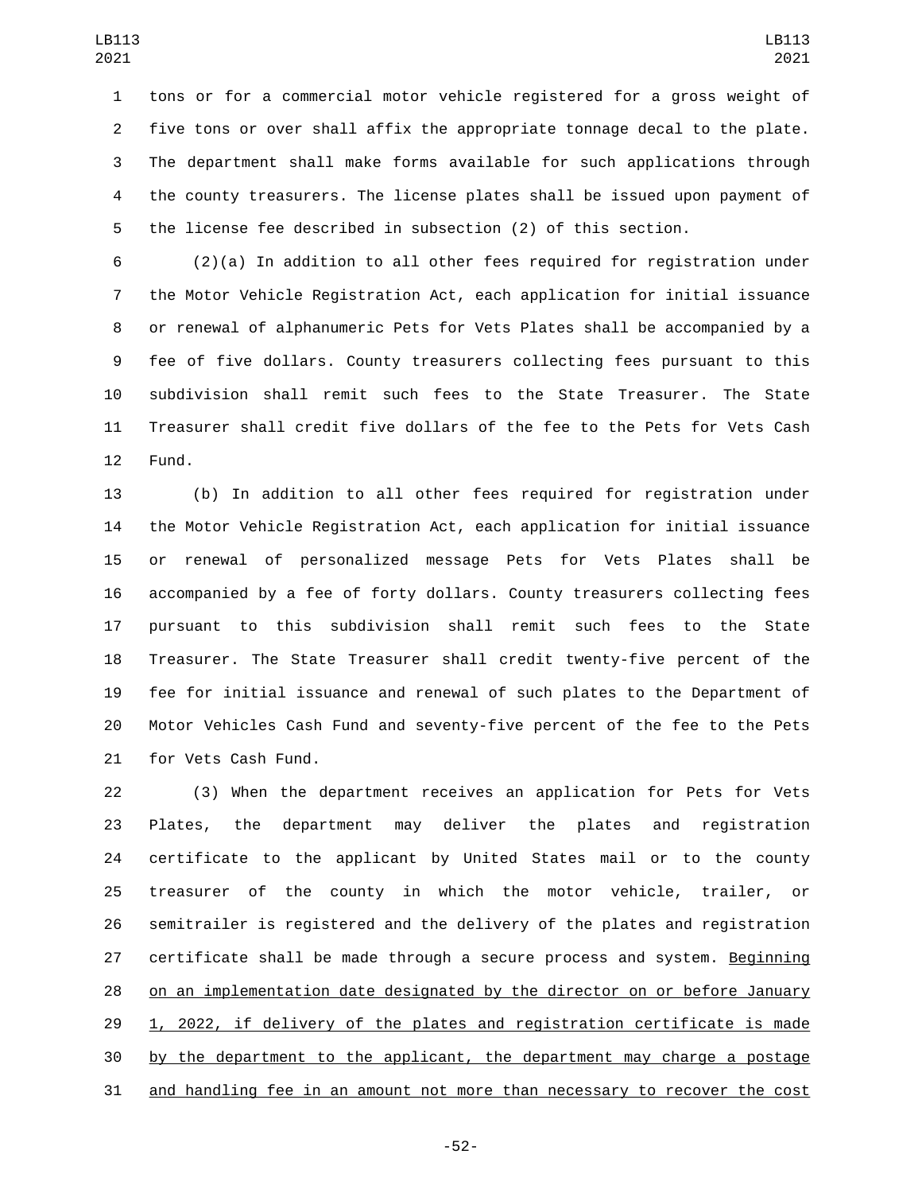tons or for a commercial motor vehicle registered for a gross weight of five tons or over shall affix the appropriate tonnage decal to the plate. The department shall make forms available for such applications through the county treasurers. The license plates shall be issued upon payment of the license fee described in subsection (2) of this section.

(2)(a) In addition to all other fees required for registration under the Motor Vehicle Registration Act, each application for initial issuance or renewal of alphanumeric Pets for Vets Plates shall be accompanied by a fee of five dollars. County treasurers collecting fees pursuant to this subdivision shall remit such fees to the State Treasurer. The State Treasurer shall credit five dollars of the fee to the Pets for Vets Cash Fund.

(b) In addition to all other fees required for registration under the Motor Vehicle Registration Act, each application for initial issuance or renewal of personalized message Pets for Vets Plates shall be accompanied by a fee of forty dollars. County treasurers collecting fees pursuant to this subdivision shall remit such fees to the State Treasurer. The State Treasurer shall credit twenty-five percent of the fee for initial issuance and renewal of such plates to the Department of Motor Vehicles Cash Fund and seventy-five percent of the fee to the Pets for Vets Cash Fund.

(3) When the department receives an application for Pets for Vets Plates, the department may deliver the plates and registration certificate to the applicant by United States mail or to the county treasurer of the county in which the motor vehicle, trailer, or semitrailer is registered and the delivery of the plates and registration certificate shall be made through a secure process and system. <u>Beginning on an implementation date designated by the director on or before January 1, 2022, if delivery of the plates and registration certificate is made by the department to the applicant, the department may charge a postage and handling fee in an amount not more than necessary to recover the cost</u>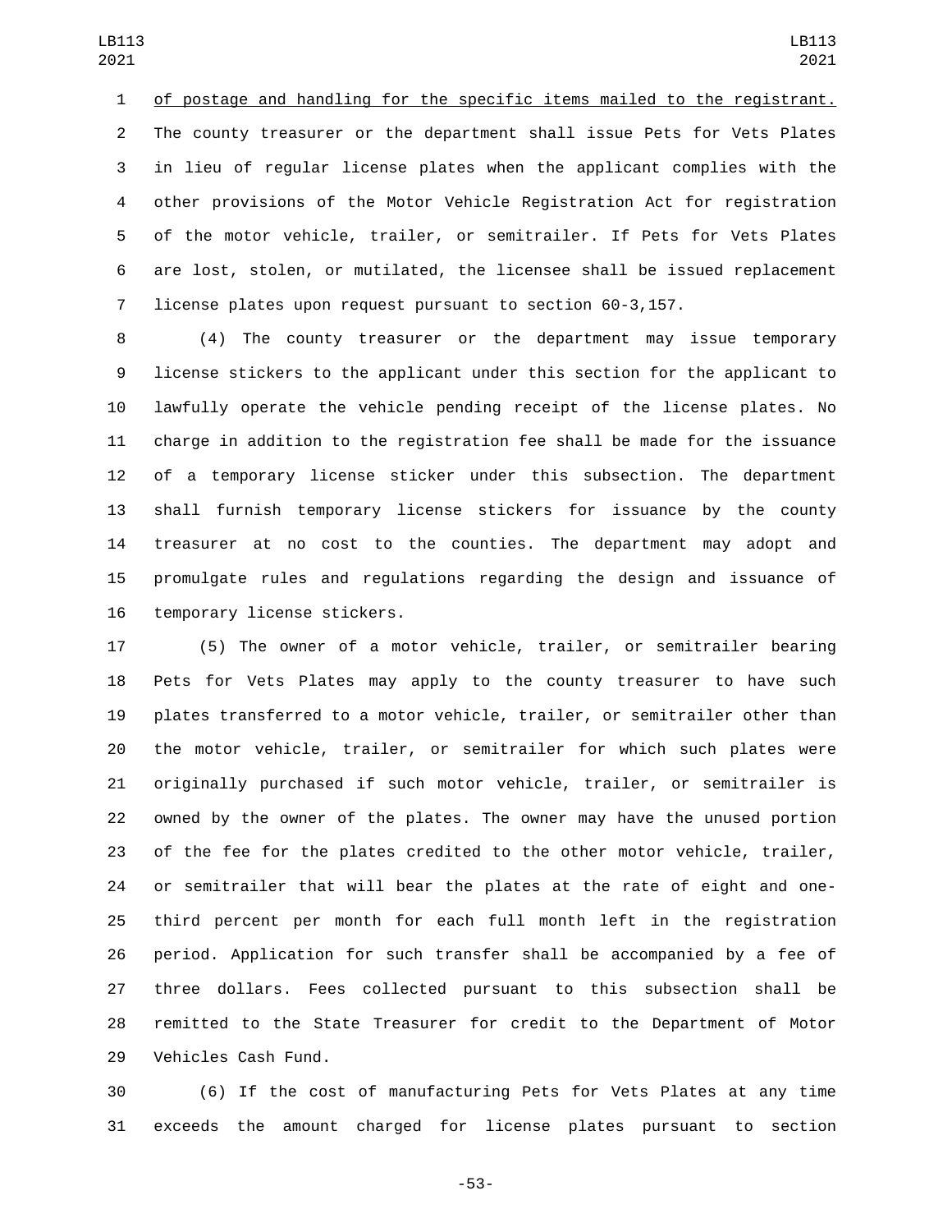of postage and handling for the specific items mailed to the registrant. The county treasurer or the department shall issue Pets for Vets Plates in lieu of regular license plates when the applicant complies with the other provisions of the Motor Vehicle Registration Act for registration of the motor vehicle, trailer, or semitrailer. If Pets for Vets Plates are lost, stolen, or mutilated, the licensee shall be issued replacement license plates upon request pursuant to section 60-3,157.

(4) The county treasurer or the department may issue temporary license stickers to the applicant under this section for the applicant to lawfully operate the vehicle pending receipt of the license plates. No charge in addition to the registration fee shall be made for the issuance of a temporary license sticker under this subsection. The department shall furnish temporary license stickers for issuance by the county treasurer at no cost to the counties. The department may adopt and promulgate rules and regulations regarding the design and issuance of temporary license stickers.

(5) The owner of a motor vehicle, trailer, or semitrailer bearing Pets for Vets Plates may apply to the county treasurer to have such plates transferred to a motor vehicle, trailer, or semitrailer other than the motor vehicle, trailer, or semitrailer for which such plates were originally purchased if such motor vehicle, trailer, or semitrailer is owned by the owner of the plates. The owner may have the unused portion of the fee for the plates credited to the other motor vehicle, trailer, or semitrailer that will bear the plates at the rate of eight and one-third percent per month for each full month left in the registration period. Application for such transfer shall be accompanied by a fee of three dollars. Fees collected pursuant to this subsection shall be remitted to the State Treasurer for credit to the Department of Motor Vehicles Cash Fund.

(6) If the cost of manufacturing Pets for Vets Plates at any time exceeds the amount charged for license plates pursuant to section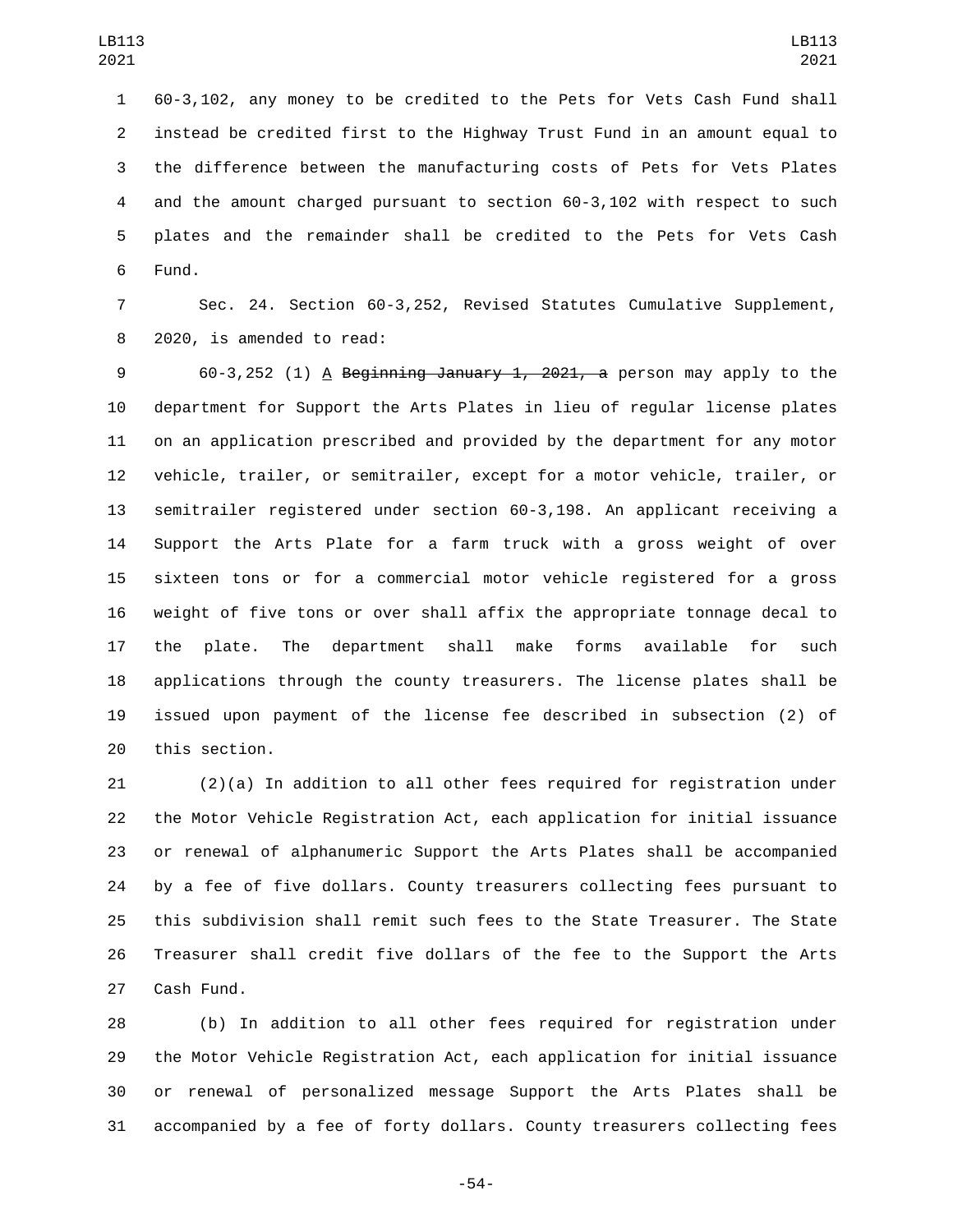60-3,102, any money to be credited to the Pets for Vets Cash Fund shall instead be credited first to the Highway Trust Fund in an amount equal to the difference between the manufacturing costs of Pets for Vets Plates and the amount charged pursuant to section 60-3,102 with respect to such plates and the remainder shall be credited to the Pets for Vets Cash Fund.

Sec. 24. Section 60-3,252, Revised Statutes Cumulative Supplement, 2020, is amended to read:

60-3,252 (1) <u>A</u> ~~Beginning January 1, 2021, a~~ person may apply to the department for Support the Arts Plates in lieu of regular license plates on an application prescribed and provided by the department for any motor vehicle, trailer, or semitrailer, except for a motor vehicle, trailer, or semitrailer registered under section 60-3,198. An applicant receiving a Support the Arts Plate for a farm truck with a gross weight of over sixteen tons or for a commercial motor vehicle registered for a gross weight of five tons or over shall affix the appropriate tonnage decal to the plate. The department shall make forms available for such applications through the county treasurers. The license plates shall be issued upon payment of the license fee described in subsection (2) of this section.

(2)(a) In addition to all other fees required for registration under the Motor Vehicle Registration Act, each application for initial issuance or renewal of alphanumeric Support the Arts Plates shall be accompanied by a fee of five dollars. County treasurers collecting fees pursuant to this subdivision shall remit such fees to the State Treasurer. The State Treasurer shall credit five dollars of the fee to the Support the Arts Cash Fund.

(b) In addition to all other fees required for registration under the Motor Vehicle Registration Act, each application for initial issuance or renewal of personalized message Support the Arts Plates shall be accompanied by a fee of forty dollars. County treasurers collecting fees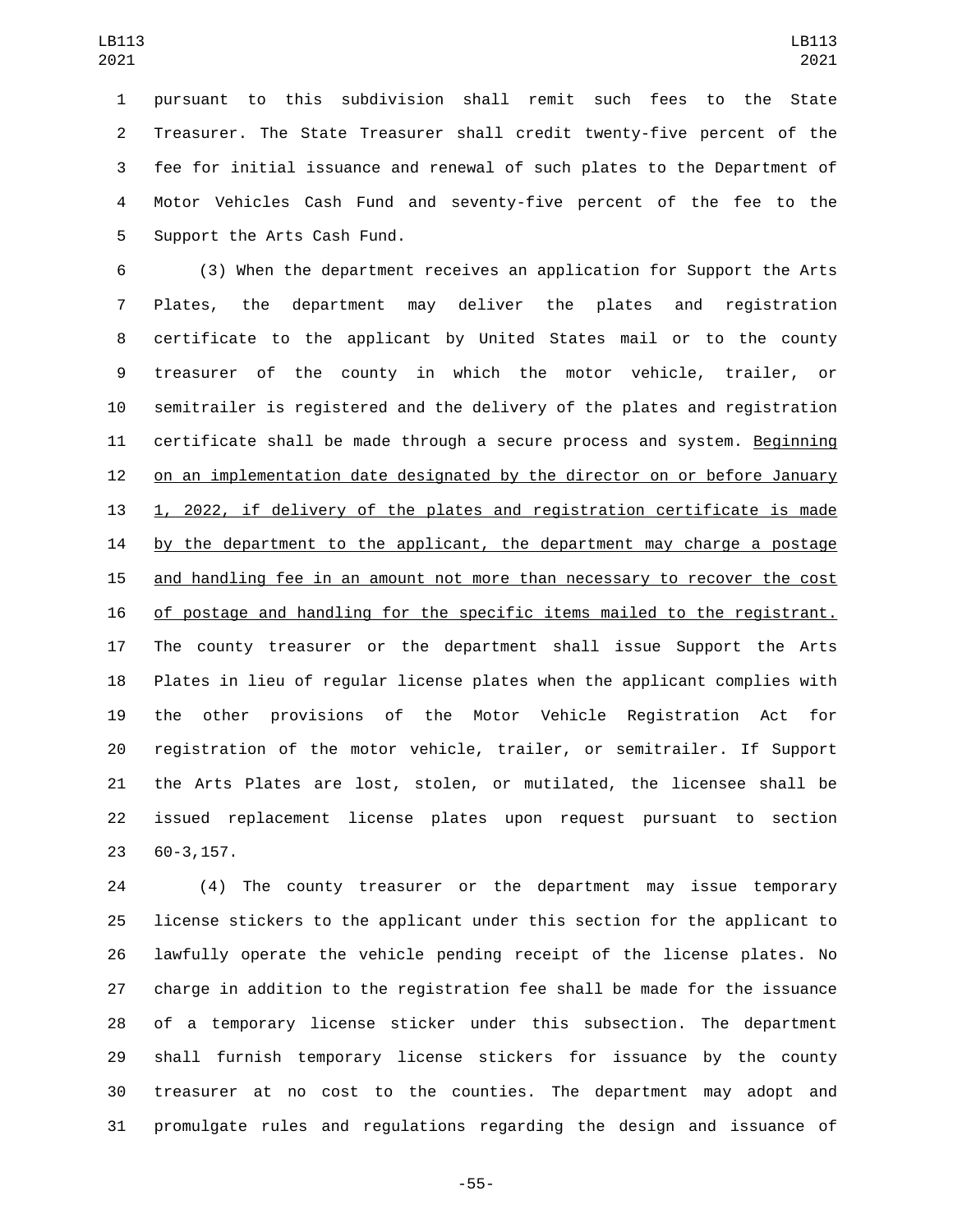pursuant to this subdivision shall remit such fees to the State Treasurer. The State Treasurer shall credit twenty-five percent of the fee for initial issuance and renewal of such plates to the Department of Motor Vehicles Cash Fund and seventy-five percent of the fee to the Support the Arts Cash Fund.

(3) When the department receives an application for Support the Arts Plates, the department may deliver the plates and registration certificate to the applicant by United States mail or to the county treasurer of the county in which the motor vehicle, trailer, or semitrailer is registered and the delivery of the plates and registration certificate shall be made through a secure process and system. Beginning on an implementation date designated by the director on or before January 1, 2022, if delivery of the plates and registration certificate is made by the department to the applicant, the department may charge a postage and handling fee in an amount not more than necessary to recover the cost of postage and handling for the specific items mailed to the registrant. The county treasurer or the department shall issue Support the Arts Plates in lieu of regular license plates when the applicant complies with the other provisions of the Motor Vehicle Registration Act for registration of the motor vehicle, trailer, or semitrailer. If Support the Arts Plates are lost, stolen, or mutilated, the licensee shall be issued replacement license plates upon request pursuant to section 60-3,157.

(4) The county treasurer or the department may issue temporary license stickers to the applicant under this section for the applicant to lawfully operate the vehicle pending receipt of the license plates. No charge in addition to the registration fee shall be made for the issuance of a temporary license sticker under this subsection. The department shall furnish temporary license stickers for issuance by the county treasurer at no cost to the counties. The department may adopt and promulgate rules and regulations regarding the design and issuance of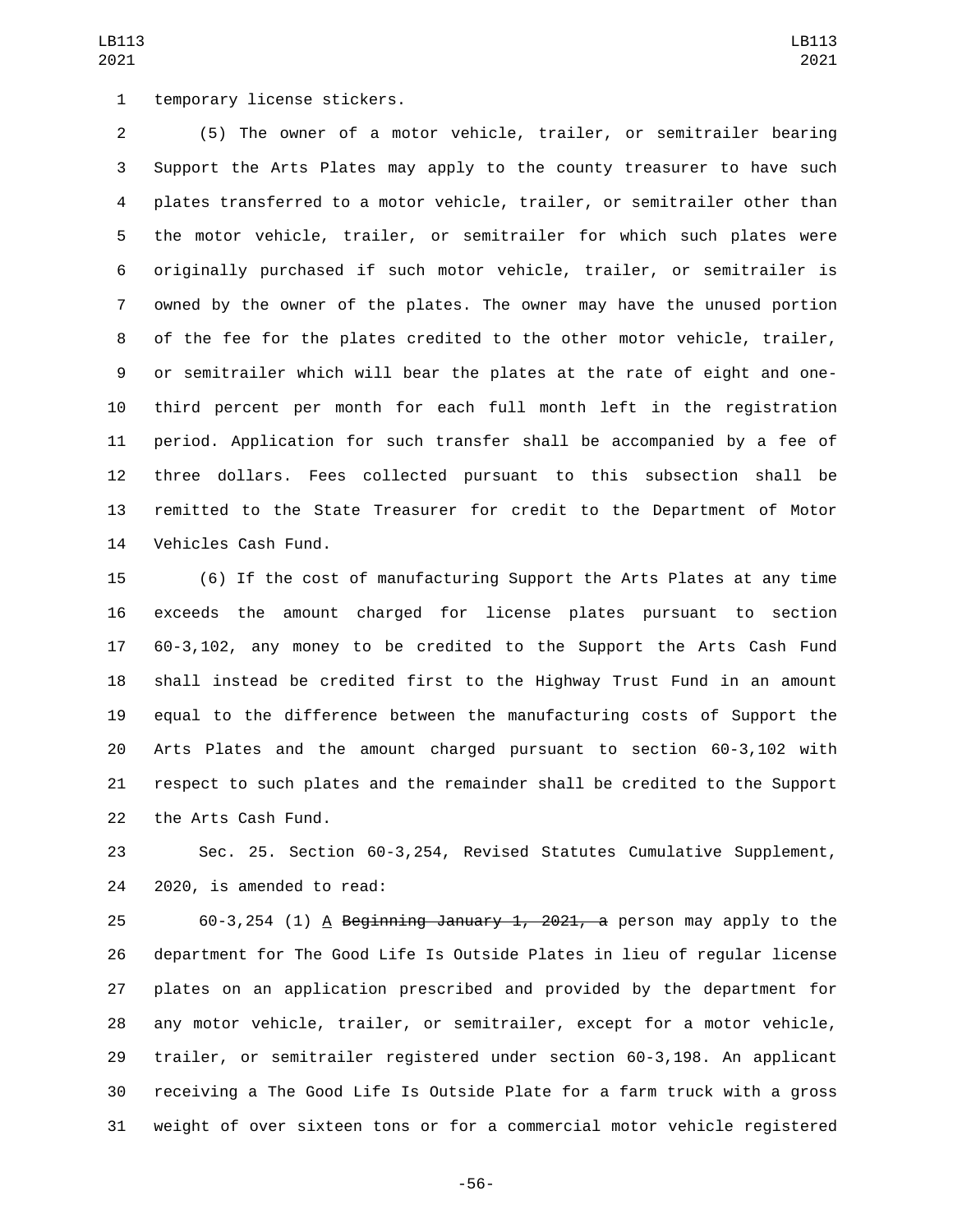temporary license stickers.

(5) The owner of a motor vehicle, trailer, or semitrailer bearing Support the Arts Plates may apply to the county treasurer to have such plates transferred to a motor vehicle, trailer, or semitrailer other than the motor vehicle, trailer, or semitrailer for which such plates were originally purchased if such motor vehicle, trailer, or semitrailer is owned by the owner of the plates. The owner may have the unused portion of the fee for the plates credited to the other motor vehicle, trailer, or semitrailer which will bear the plates at the rate of eight and one-third percent per month for each full month left in the registration period. Application for such transfer shall be accompanied by a fee of three dollars. Fees collected pursuant to this subsection shall be remitted to the State Treasurer for credit to the Department of Motor Vehicles Cash Fund.

(6) If the cost of manufacturing Support the Arts Plates at any time exceeds the amount charged for license plates pursuant to section 60-3,102, any money to be credited to the Support the Arts Cash Fund shall instead be credited first to the Highway Trust Fund in an amount equal to the difference between the manufacturing costs of Support the Arts Plates and the amount charged pursuant to section 60-3,102 with respect to such plates and the remainder shall be credited to the Support the Arts Cash Fund.

Sec. 25. Section 60-3,254, Revised Statutes Cumulative Supplement, 2020, is amended to read:

60-3,254 (1) A ~~Beginning January 1, 2021, a~~ person may apply to the department for The Good Life Is Outside Plates in lieu of regular license plates on an application prescribed and provided by the department for any motor vehicle, trailer, or semitrailer, except for a motor vehicle, trailer, or semitrailer registered under section 60-3,198. An applicant receiving a The Good Life Is Outside Plate for a farm truck with a gross weight of over sixteen tons or for a commercial motor vehicle registered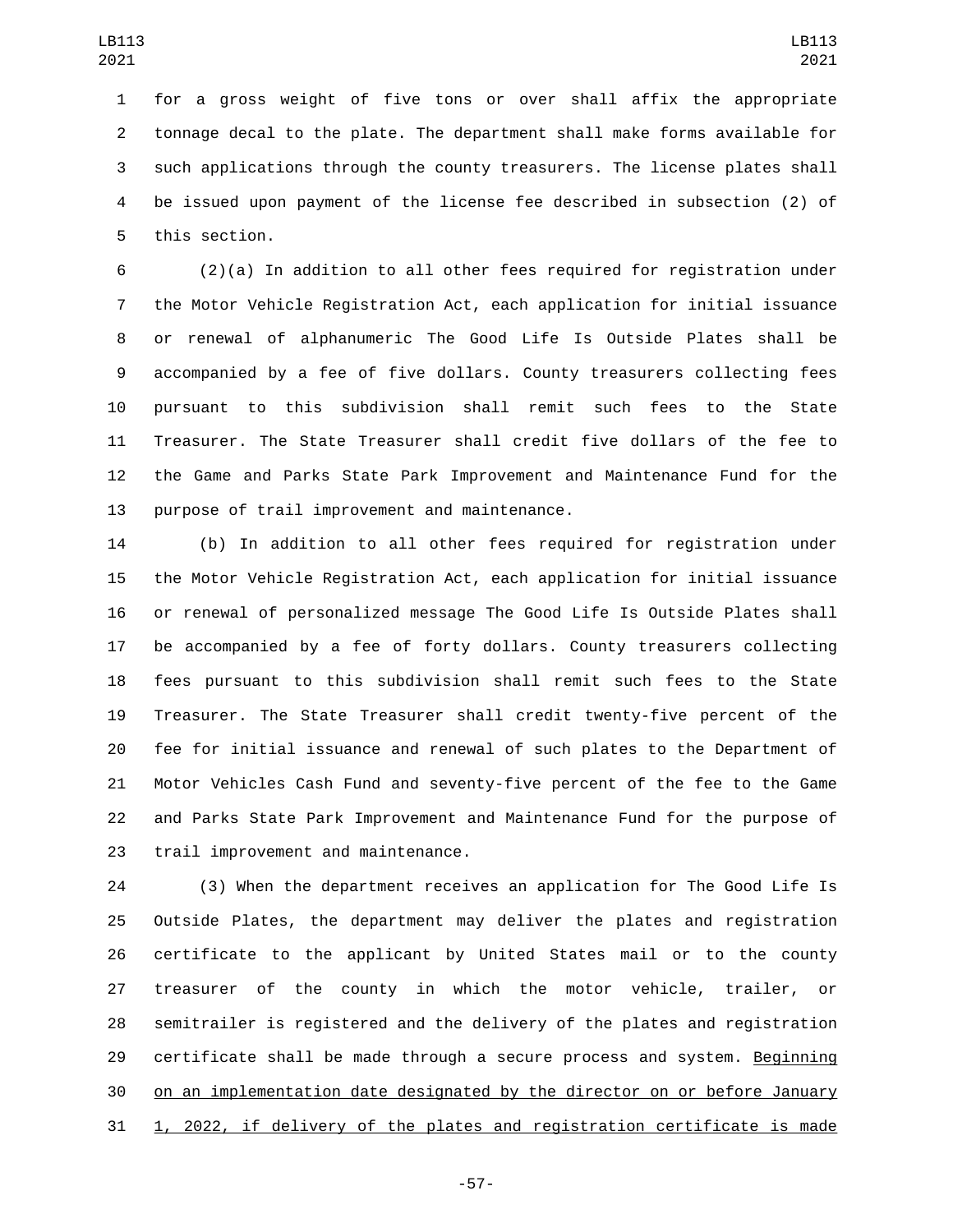for a gross weight of five tons or over shall affix the appropriate tonnage decal to the plate. The department shall make forms available for such applications through the county treasurers. The license plates shall be issued upon payment of the license fee described in subsection (2) of this section.

(2)(a) In addition to all other fees required for registration under the Motor Vehicle Registration Act, each application for initial issuance or renewal of alphanumeric The Good Life Is Outside Plates shall be accompanied by a fee of five dollars. County treasurers collecting fees pursuant to this subdivision shall remit such fees to the State Treasurer. The State Treasurer shall credit five dollars of the fee to the Game and Parks State Park Improvement and Maintenance Fund for the purpose of trail improvement and maintenance.

(b) In addition to all other fees required for registration under the Motor Vehicle Registration Act, each application for initial issuance or renewal of personalized message The Good Life Is Outside Plates shall be accompanied by a fee of forty dollars. County treasurers collecting fees pursuant to this subdivision shall remit such fees to the State Treasurer. The State Treasurer shall credit twenty-five percent of the fee for initial issuance and renewal of such plates to the Department of Motor Vehicles Cash Fund and seventy-five percent of the fee to the Game and Parks State Park Improvement and Maintenance Fund for the purpose of trail improvement and maintenance.

(3) When the department receives an application for The Good Life Is Outside Plates, the department may deliver the plates and registration certificate to the applicant by United States mail or to the county treasurer of the county in which the motor vehicle, trailer, or semitrailer is registered and the delivery of the plates and registration certificate shall be made through a secure process and system. <u>Beginning on an implementation date designated by the director on or before January 1, 2022, if delivery of the plates and registration certificate is made</u>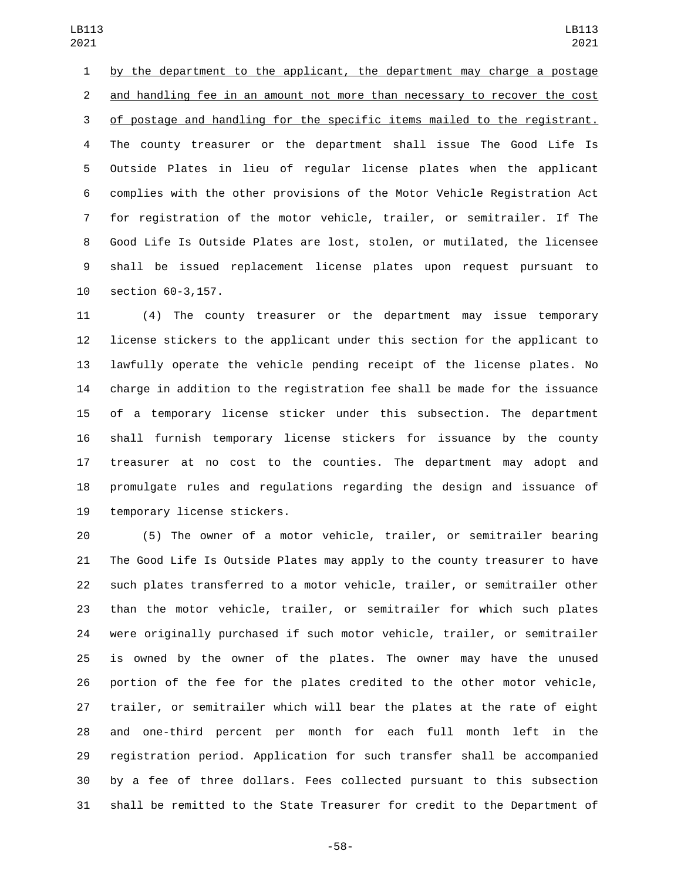by the department to the applicant, the department may charge a postage and handling fee in an amount not more than necessary to recover the cost of postage and handling for the specific items mailed to the registrant. The county treasurer or the department shall issue The Good Life Is Outside Plates in lieu of regular license plates when the applicant complies with the other provisions of the Motor Vehicle Registration Act for registration of the motor vehicle, trailer, or semitrailer. If The Good Life Is Outside Plates are lost, stolen, or mutilated, the licensee shall be issued replacement license plates upon request pursuant to section 60-3,157.

(4) The county treasurer or the department may issue temporary license stickers to the applicant under this section for the applicant to lawfully operate the vehicle pending receipt of the license plates. No charge in addition to the registration fee shall be made for the issuance of a temporary license sticker under this subsection. The department shall furnish temporary license stickers for issuance by the county treasurer at no cost to the counties. The department may adopt and promulgate rules and regulations regarding the design and issuance of temporary license stickers.

(5) The owner of a motor vehicle, trailer, or semitrailer bearing The Good Life Is Outside Plates may apply to the county treasurer to have such plates transferred to a motor vehicle, trailer, or semitrailer other than the motor vehicle, trailer, or semitrailer for which such plates were originally purchased if such motor vehicle, trailer, or semitrailer is owned by the owner of the plates. The owner may have the unused portion of the fee for the plates credited to the other motor vehicle, trailer, or semitrailer which will bear the plates at the rate of eight and one-third percent per month for each full month left in the registration period. Application for such transfer shall be accompanied by a fee of three dollars. Fees collected pursuant to this subsection shall be remitted to the State Treasurer for credit to the Department of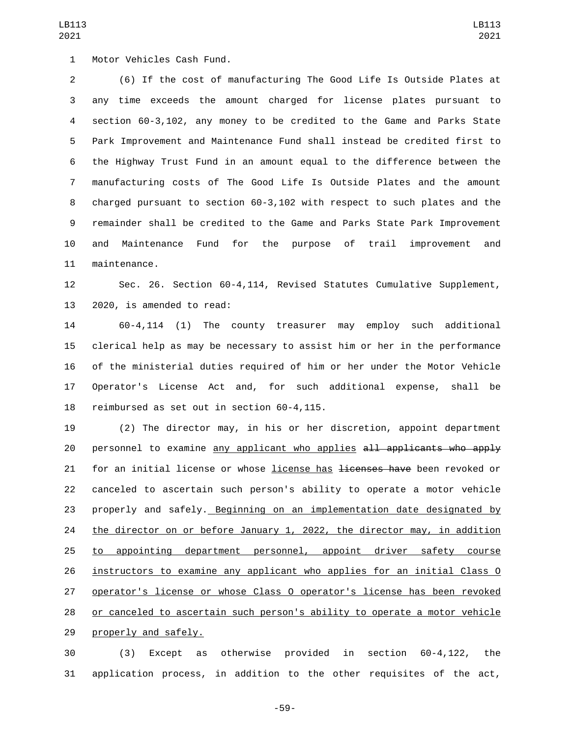Motor Vehicles Cash Fund.

(6) If the cost of manufacturing The Good Life Is Outside Plates at any time exceeds the amount charged for license plates pursuant to section 60-3,102, any money to be credited to the Game and Parks State Park Improvement and Maintenance Fund shall instead be credited first to the Highway Trust Fund in an amount equal to the difference between the manufacturing costs of The Good Life Is Outside Plates and the amount charged pursuant to section 60-3,102 with respect to such plates and the remainder shall be credited to the Game and Parks State Park Improvement and Maintenance Fund for the purpose of trail improvement and maintenance.

Sec. 26. Section 60-4,114, Revised Statutes Cumulative Supplement, 2020, is amended to read:

60-4,114 (1) The county treasurer may employ such additional clerical help as may be necessary to assist him or her in the performance of the ministerial duties required of him or her under the Motor Vehicle Operator's License Act and, for such additional expense, shall be reimbursed as set out in section 60-4,115.

(2) The director may, in his or her discretion, appoint department personnel to examine any applicant who applies ~~all applicants who apply~~ for an initial license or whose license has ~~licenses have~~ been revoked or canceled to ascertain such person's ability to operate a motor vehicle properly and safely. Beginning on an implementation date designated by the director on or before January 1, 2022, the director may, in addition to appointing department personnel, appoint driver safety course instructors to examine any applicant who applies for an initial Class O operator's license or whose Class O operator's license has been revoked or canceled to ascertain such person's ability to operate a motor vehicle properly and safely.

(3) Except as otherwise provided in section 60-4,122, the application process, in addition to the other requisites of the act,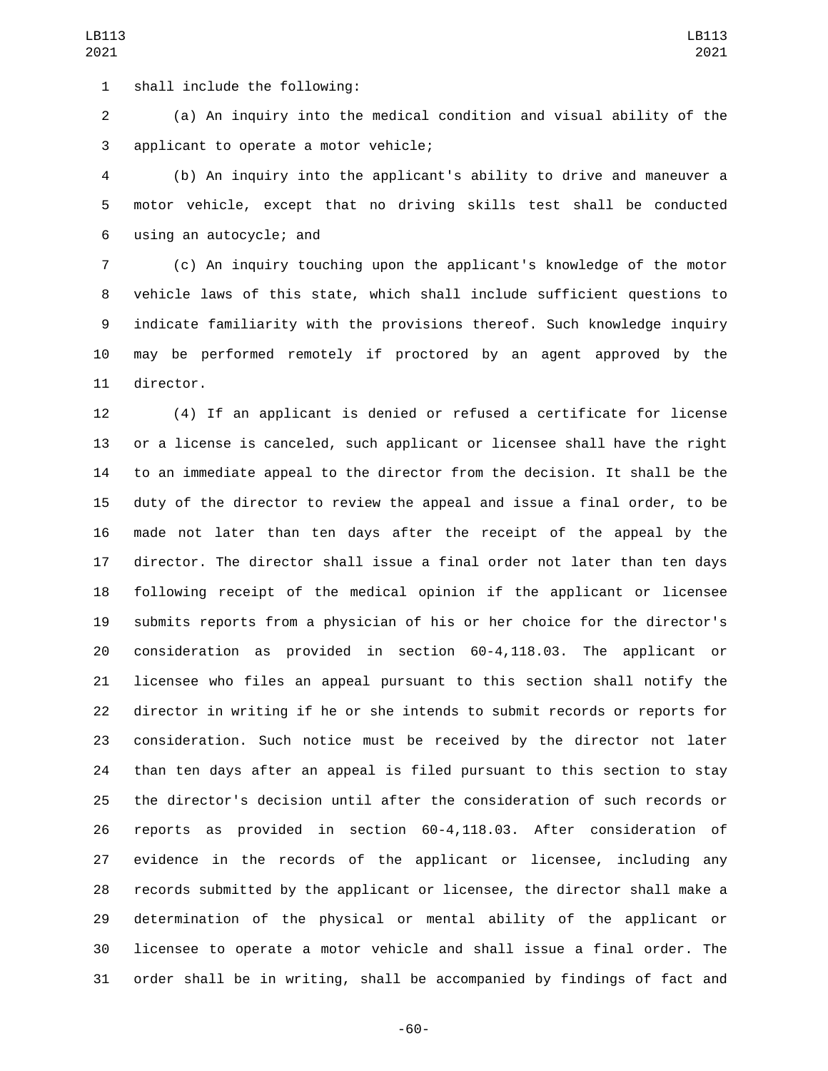shall include the following:

(a) An inquiry into the medical condition and visual ability of the applicant to operate a motor vehicle;

(b) An inquiry into the applicant's ability to drive and maneuver a motor vehicle, except that no driving skills test shall be conducted using an autocycle; and

(c) An inquiry touching upon the applicant's knowledge of the motor vehicle laws of this state, which shall include sufficient questions to indicate familiarity with the provisions thereof. Such knowledge inquiry may be performed remotely if proctored by an agent approved by the director.

(4) If an applicant is denied or refused a certificate for license or a license is canceled, such applicant or licensee shall have the right to an immediate appeal to the director from the decision. It shall be the duty of the director to review the appeal and issue a final order, to be made not later than ten days after the receipt of the appeal by the director. The director shall issue a final order not later than ten days following receipt of the medical opinion if the applicant or licensee submits reports from a physician of his or her choice for the director's consideration as provided in section 60-4,118.03. The applicant or licensee who files an appeal pursuant to this section shall notify the director in writing if he or she intends to submit records or reports for consideration. Such notice must be received by the director not later than ten days after an appeal is filed pursuant to this section to stay the director's decision until after the consideration of such records or reports as provided in section 60-4,118.03. After consideration of evidence in the records of the applicant or licensee, including any records submitted by the applicant or licensee, the director shall make a determination of the physical or mental ability of the applicant or licensee to operate a motor vehicle and shall issue a final order. The order shall be in writing, shall be accompanied by findings of fact and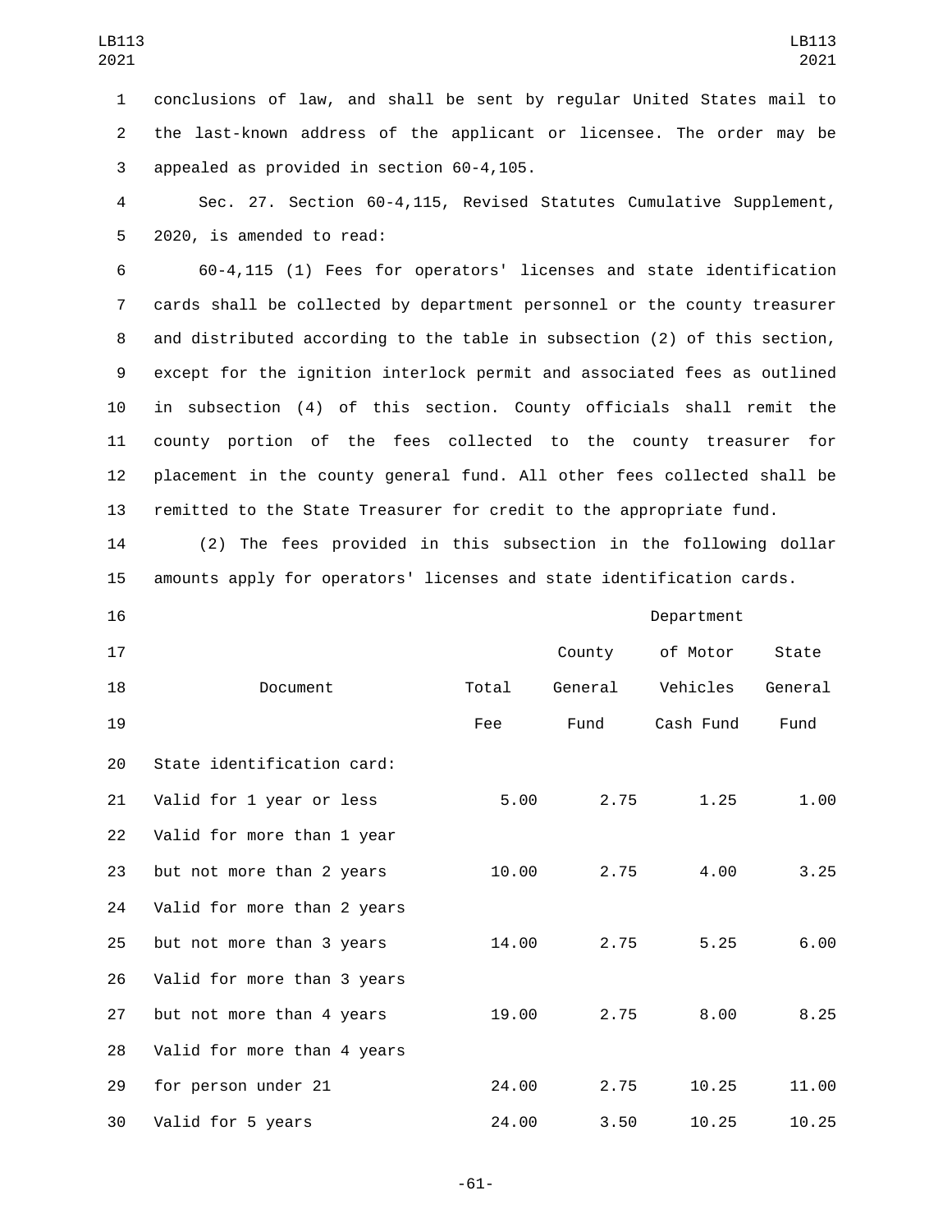conclusions of law, and shall be sent by regular United States mail to the last-known address of the applicant or licensee. The order may be appealed as provided in section 60-4,105.

Sec. 27. Section 60-4,115, Revised Statutes Cumulative Supplement, 2020, is amended to read:

60-4,115 (1) Fees for operators' licenses and state identification cards shall be collected by department personnel or the county treasurer and distributed according to the table in subsection (2) of this section, except for the ignition interlock permit and associated fees as outlined in subsection (4) of this section. County officials shall remit the county portion of the fees collected to the county treasurer for placement in the county general fund. All other fees collected shall be remitted to the State Treasurer for credit to the appropriate fund.

(2) The fees provided in this subsection in the following dollar amounts apply for operators' licenses and state identification cards.

| Document | Total Fee | County General Fund | Department of Motor Vehicles Cash Fund | State General Fund |
|---|---|---|---|---|
| State identification card: | | | | |
| Valid for 1 year or less | 5.00 | 2.75 | 1.25 | 1.00 |
| Valid for more than 1 year but not more than 2 years | 10.00 | 2.75 | 4.00 | 3.25 |
| Valid for more than 2 years but not more than 3 years | 14.00 | 2.75 | 5.25 | 6.00 |
| Valid for more than 3 years but not more than 4 years | 19.00 | 2.75 | 8.00 | 8.25 |
| Valid for more than 4 years for person under 21 | 24.00 | 2.75 | 10.25 | 11.00 |
| Valid for 5 years | 24.00 | 3.50 | 10.25 | 10.25 |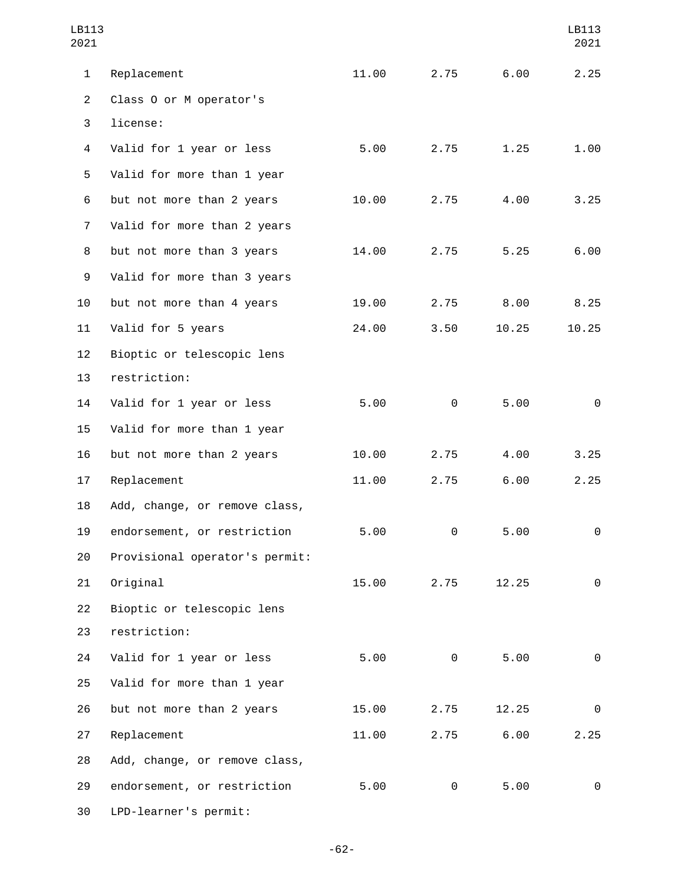| | | | | |
|---|---|---|---|---|
| Replacement | 11.00 | 2.75 | 6.00 | 2.25 |
| Class O or M operator's license: | | | | |
| Valid for 1 year or less | 5.00 | 2.75 | 1.25 | 1.00 |
| Valid for more than 1 year but not more than 2 years | 10.00 | 2.75 | 4.00 | 3.25 |
| Valid for more than 2 years but not more than 3 years | 14.00 | 2.75 | 5.25 | 6.00 |
| Valid for more than 3 years but not more than 4 years | 19.00 | 2.75 | 8.00 | 8.25 |
| Valid for 5 years | 24.00 | 3.50 | 10.25 | 10.25 |
| Bioptic or telescopic lens restriction: | | | | |
| Valid for 1 year or less | 5.00 | 0 | 5.00 | 0 |
| Valid for more than 1 year but not more than 2 years | 10.00 | 2.75 | 4.00 | 3.25 |
| Replacement | 11.00 | 2.75 | 6.00 | 2.25 |
| Add, change, or remove class, endorsement, or restriction | 5.00 | 0 | 5.00 | 0 |
| Provisional operator's permit: | | | | |
| Original | 15.00 | 2.75 | 12.25 | 0 |
| Bioptic or telescopic lens restriction: | | | | |
| Valid for 1 year or less | 5.00 | 0 | 5.00 | 0 |
| Valid for more than 1 year but not more than 2 years | 15.00 | 2.75 | 12.25 | 0 |
| Replacement | 11.00 | 2.75 | 6.00 | 2.25 |
| Add, change, or remove class, endorsement, or restriction | 5.00 | 0 | 5.00 | 0 |
| LPD-learner's permit: | | | | |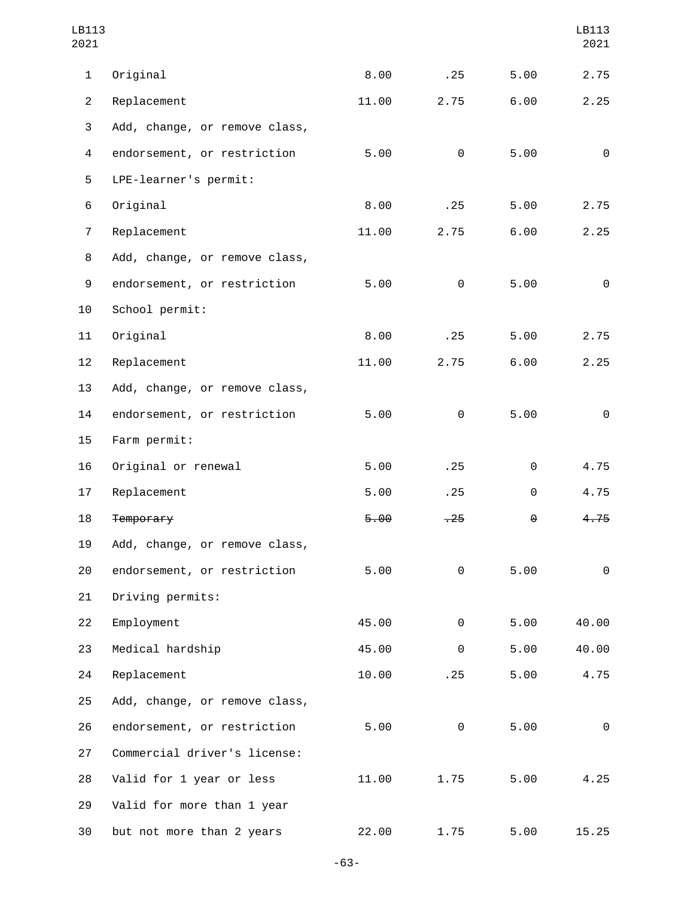| | | | | |
|---|---|---|---|---|
| Original | 8.00 | .25 | 5.00 | 2.75 |
| Replacement | 11.00 | 2.75 | 6.00 | 2.25 |
| Add, change, or remove class, endorsement, or restriction | 5.00 | 0 | 5.00 | 0 |
| LPE-learner's permit: | | | | |
| Original | 8.00 | .25 | 5.00 | 2.75 |
| Replacement | 11.00 | 2.75 | 6.00 | 2.25 |
| Add, change, or remove class, endorsement, or restriction | 5.00 | 0 | 5.00 | 0 |
| School permit: | | | | |
| Original | 8.00 | .25 | 5.00 | 2.75 |
| Replacement | 11.00 | 2.75 | 6.00 | 2.25 |
| Add, change, or remove class, endorsement, or restriction | 5.00 | 0 | 5.00 | 0 |
| Farm permit: | | | | |
| Original or renewal | 5.00 | .25 | 0 | 4.75 |
| Replacement | 5.00 | .25 | 0 | 4.75 |
| ~~Temporary~~ | ~~5.00~~ | ~~.25~~ | ~~0~~ | ~~4.75~~ |
| Add, change, or remove class, endorsement, or restriction | 5.00 | 0 | 5.00 | 0 |
| Driving permits: | | | | |
| Employment | 45.00 | 0 | 5.00 | 40.00 |
| Medical hardship | 45.00 | 0 | 5.00 | 40.00 |
| Replacement | 10.00 | .25 | 5.00 | 4.75 |
| Add, change, or remove class, endorsement, or restriction | 5.00 | 0 | 5.00 | 0 |
| Commercial driver's license: | | | | |
| Valid for 1 year or less | 11.00 | 1.75 | 5.00 | 4.25 |
| Valid for more than 1 year but not more than 2 years | 22.00 | 1.75 | 5.00 | 15.25 |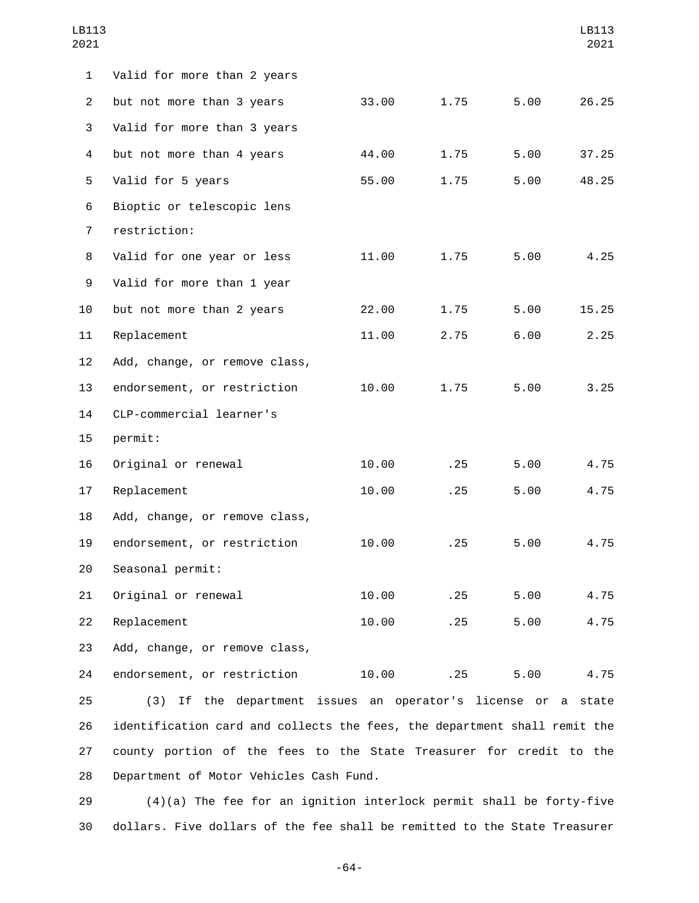| | | | | |
|---|---|---|---|---|
| Valid for more than 2 years but not more than 3 years | 33.00 | 1.75 | 5.00 | 26.25 |
| Valid for more than 3 years but not more than 4 years | 44.00 | 1.75 | 5.00 | 37.25 |
| Valid for 5 years | 55.00 | 1.75 | 5.00 | 48.25 |
| Bioptic or telescopic lens restriction: | | | | |
| Valid for one year or less | 11.00 | 1.75 | 5.00 | 4.25 |
| Valid for more than 1 year but not more than 2 years | 22.00 | 1.75 | 5.00 | 15.25 |
| Replacement | 11.00 | 2.75 | 6.00 | 2.25 |
| Add, change, or remove class, endorsement, or restriction | 10.00 | 1.75 | 5.00 | 3.25 |
| CLP-commercial learner's permit: | | | | |
| Original or renewal | 10.00 | .25 | 5.00 | 4.75 |
| Replacement | 10.00 | .25 | 5.00 | 4.75 |
| Add, change, or remove class, endorsement, or restriction | 10.00 | .25 | 5.00 | 4.75 |
| Seasonal permit: | | | | |
| Original or renewal | 10.00 | .25 | 5.00 | 4.75 |
| Replacement | 10.00 | .25 | 5.00 | 4.75 |
| Add, change, or remove class, endorsement, or restriction | 10.00 | .25 | 5.00 | 4.75 |

(3) If the department issues an operator's license or a state identification card and collects the fees, the department shall remit the county portion of the fees to the State Treasurer for credit to the Department of Motor Vehicles Cash Fund.

(4)(a) The fee for an ignition interlock permit shall be forty-five dollars. Five dollars of the fee shall be remitted to the State Treasurer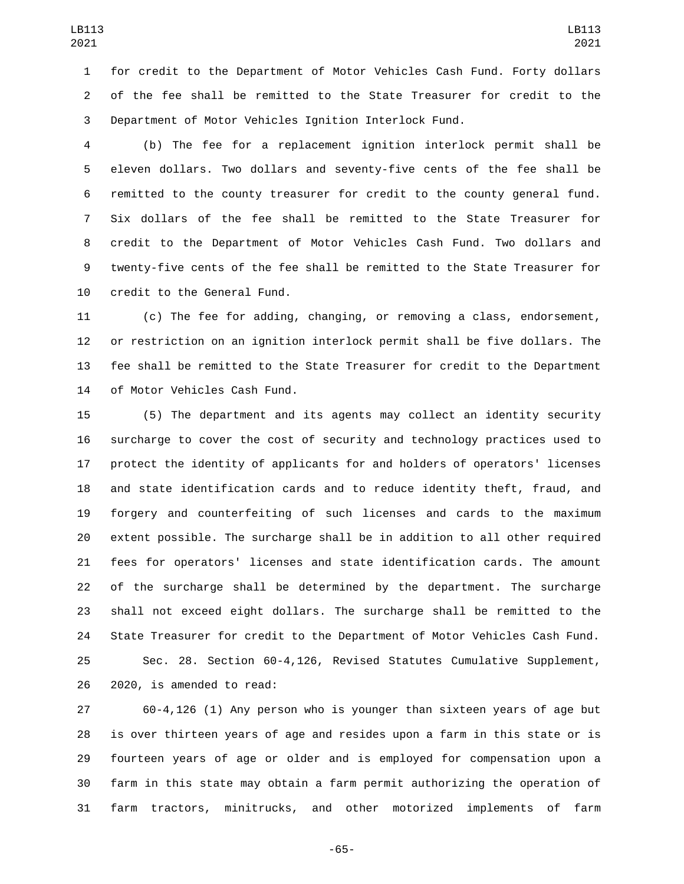for credit to the Department of Motor Vehicles Cash Fund. Forty dollars of the fee shall be remitted to the State Treasurer for credit to the Department of Motor Vehicles Ignition Interlock Fund.

(b) The fee for a replacement ignition interlock permit shall be eleven dollars. Two dollars and seventy-five cents of the fee shall be remitted to the county treasurer for credit to the county general fund. Six dollars of the fee shall be remitted to the State Treasurer for credit to the Department of Motor Vehicles Cash Fund. Two dollars and twenty-five cents of the fee shall be remitted to the State Treasurer for credit to the General Fund.

(c) The fee for adding, changing, or removing a class, endorsement, or restriction on an ignition interlock permit shall be five dollars. The fee shall be remitted to the State Treasurer for credit to the Department of Motor Vehicles Cash Fund.

(5) The department and its agents may collect an identity security surcharge to cover the cost of security and technology practices used to protect the identity of applicants for and holders of operators' licenses and state identification cards and to reduce identity theft, fraud, and forgery and counterfeiting of such licenses and cards to the maximum extent possible. The surcharge shall be in addition to all other required fees for operators' licenses and state identification cards. The amount of the surcharge shall be determined by the department. The surcharge shall not exceed eight dollars. The surcharge shall be remitted to the State Treasurer for credit to the Department of Motor Vehicles Cash Fund.

Sec. 28. Section 60-4,126, Revised Statutes Cumulative Supplement, 2020, is amended to read:

60-4,126 (1) Any person who is younger than sixteen years of age but is over thirteen years of age and resides upon a farm in this state or is fourteen years of age or older and is employed for compensation upon a farm in this state may obtain a farm permit authorizing the operation of farm tractors, minitrucks, and other motorized implements of farm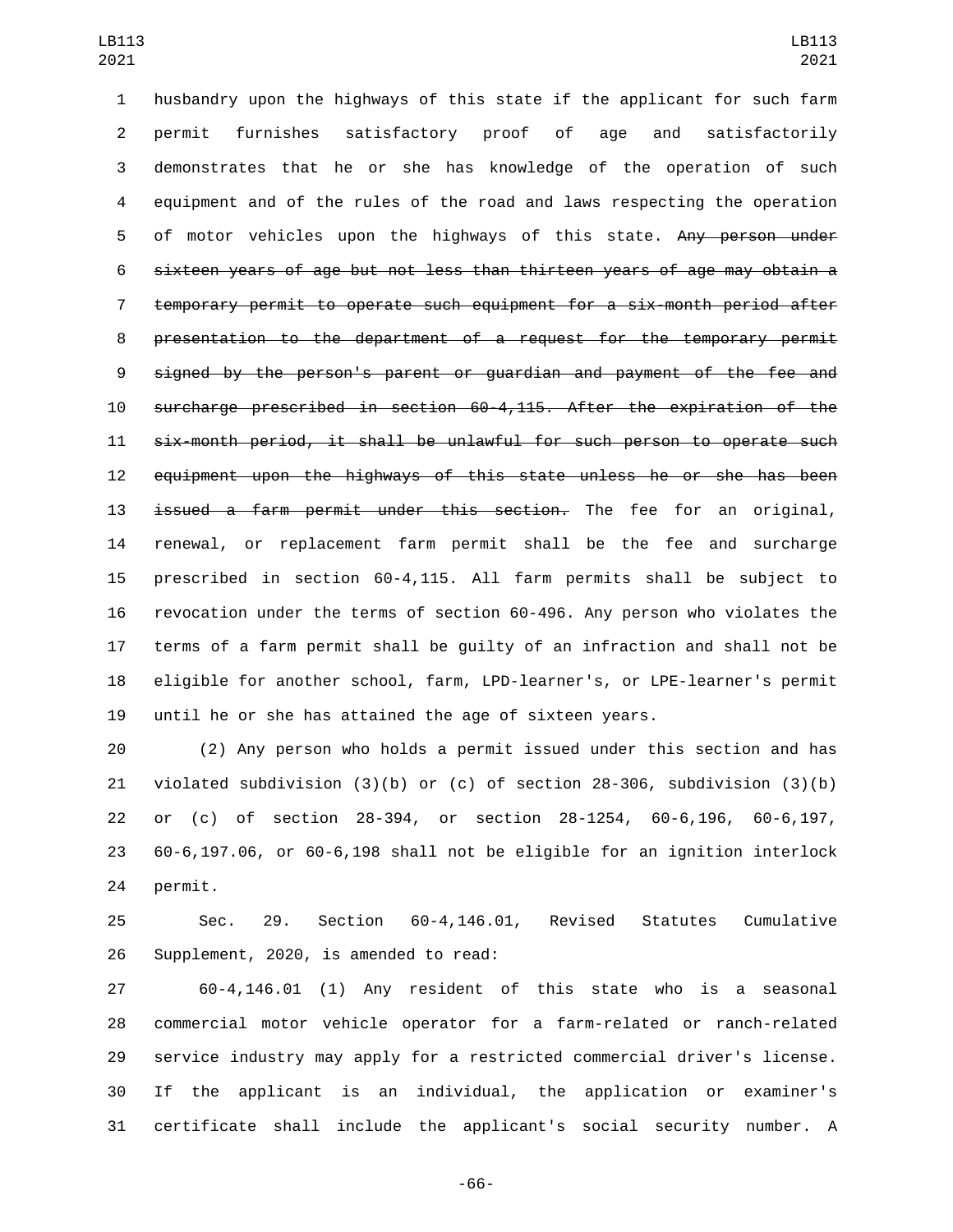husbandry upon the highways of this state if the applicant for such farm permit furnishes satisfactory proof of age and satisfactorily demonstrates that he or she has knowledge of the operation of such equipment and of the rules of the road and laws respecting the operation of motor vehicles upon the highways of this state. ~~Any person under sixteen years of age but not less than thirteen years of age may obtain a temporary permit to operate such equipment for a six-month period after presentation to the department of a request for the temporary permit signed by the person's parent or guardian and payment of the fee and surcharge prescribed in section 60-4,115. After the expiration of the six-month period, it shall be unlawful for such person to operate such equipment upon the highways of this state unless he or she has been issued a farm permit under this section.~~ The fee for an original, renewal, or replacement farm permit shall be the fee and surcharge prescribed in section 60-4,115. All farm permits shall be subject to revocation under the terms of section 60-496. Any person who violates the terms of a farm permit shall be guilty of an infraction and shall not be eligible for another school, farm, LPD-learner's, or LPE-learner's permit until he or she has attained the age of sixteen years.

(2) Any person who holds a permit issued under this section and has violated subdivision (3)(b) or (c) of section 28-306, subdivision (3)(b) or (c) of section 28-394, or section 28-1254, 60-6,196, 60-6,197, 60-6,197.06, or 60-6,198 shall not be eligible for an ignition interlock permit.

Sec. 29. Section 60-4,146.01, Revised Statutes Cumulative Supplement, 2020, is amended to read:

60-4,146.01 (1) Any resident of this state who is a seasonal commercial motor vehicle operator for a farm-related or ranch-related service industry may apply for a restricted commercial driver's license. If the applicant is an individual, the application or examiner's certificate shall include the applicant's social security number. A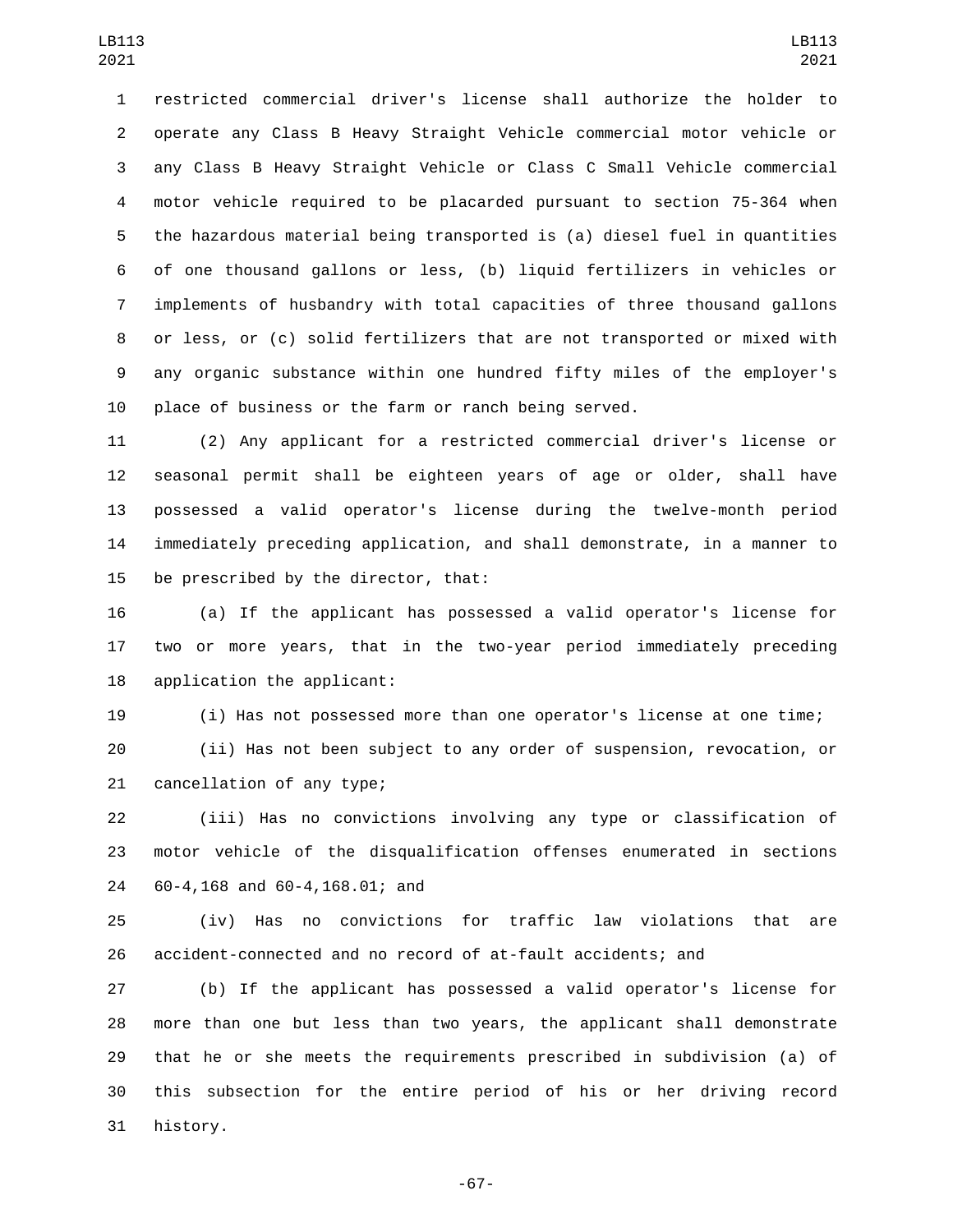restricted commercial driver's license shall authorize the holder to operate any Class B Heavy Straight Vehicle commercial motor vehicle or any Class B Heavy Straight Vehicle or Class C Small Vehicle commercial motor vehicle required to be placarded pursuant to section 75-364 when the hazardous material being transported is (a) diesel fuel in quantities of one thousand gallons or less, (b) liquid fertilizers in vehicles or implements of husbandry with total capacities of three thousand gallons or less, or (c) solid fertilizers that are not transported or mixed with any organic substance within one hundred fifty miles of the employer's place of business or the farm or ranch being served.

(2) Any applicant for a restricted commercial driver's license or seasonal permit shall be eighteen years of age or older, shall have possessed a valid operator's license during the twelve-month period immediately preceding application, and shall demonstrate, in a manner to be prescribed by the director, that:

(a) If the applicant has possessed a valid operator's license for two or more years, that in the two-year period immediately preceding application the applicant:

(i) Has not possessed more than one operator's license at one time;

(ii) Has not been subject to any order of suspension, revocation, or cancellation of any type;

(iii) Has no convictions involving any type or classification of motor vehicle of the disqualification offenses enumerated in sections 60-4,168 and 60-4,168.01; and

(iv) Has no convictions for traffic law violations that are accident-connected and no record of at-fault accidents; and

(b) If the applicant has possessed a valid operator's license for more than one but less than two years, the applicant shall demonstrate that he or she meets the requirements prescribed in subdivision (a) of this subsection for the entire period of his or her driving record history.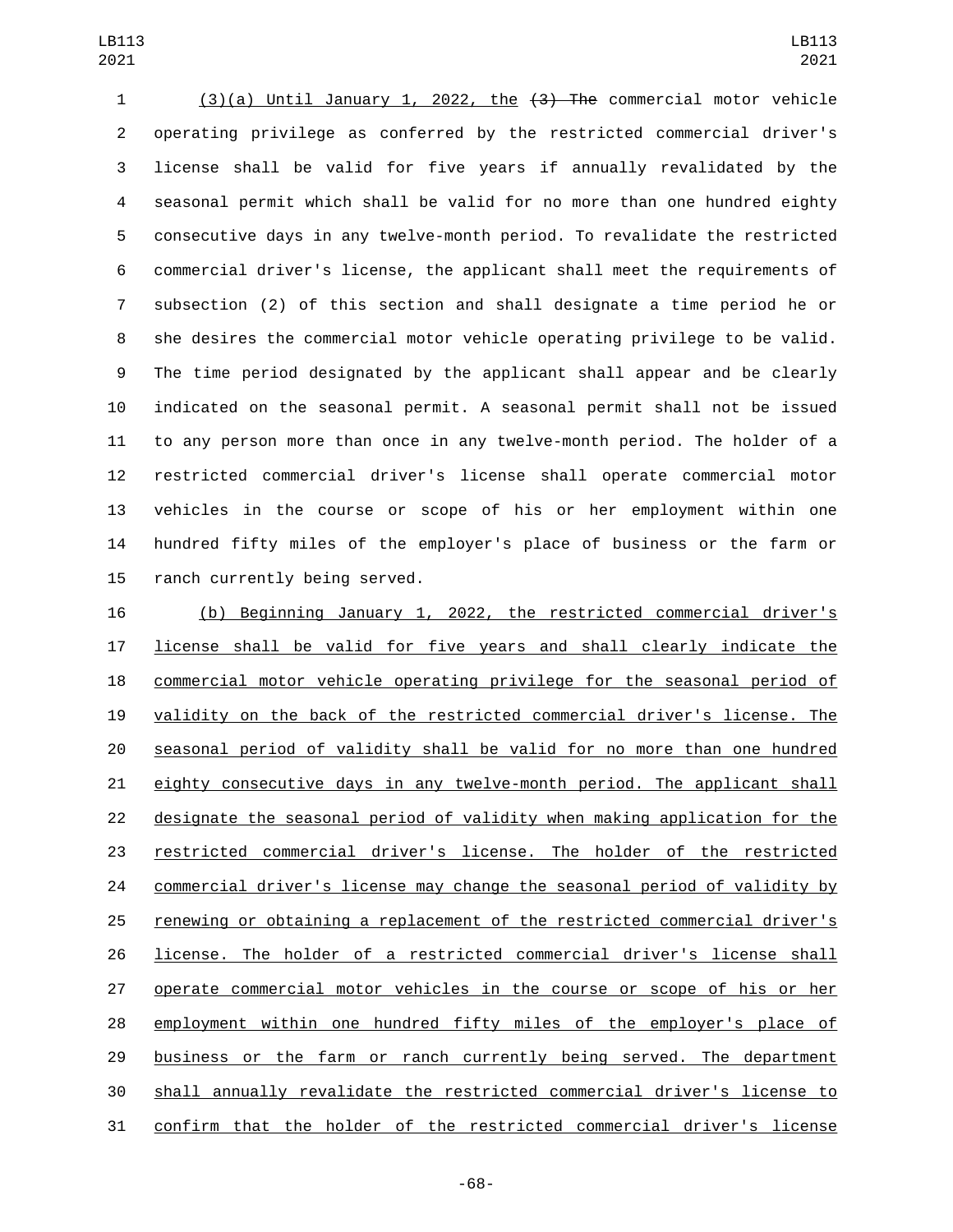(3)(a) Until January 1, 2022, the ~~(3) The~~ commercial motor vehicle operating privilege as conferred by the restricted commercial driver's license shall be valid for five years if annually revalidated by the seasonal permit which shall be valid for no more than one hundred eighty consecutive days in any twelve-month period. To revalidate the restricted commercial driver's license, the applicant shall meet the requirements of subsection (2) of this section and shall designate a time period he or she desires the commercial motor vehicle operating privilege to be valid. The time period designated by the applicant shall appear and be clearly indicated on the seasonal permit. A seasonal permit shall not be issued to any person more than once in any twelve-month period. The holder of a restricted commercial driver's license shall operate commercial motor vehicles in the course or scope of his or her employment within one hundred fifty miles of the employer's place of business or the farm or ranch currently being served.

(b) Beginning January 1, 2022, the restricted commercial driver's license shall be valid for five years and shall clearly indicate the commercial motor vehicle operating privilege for the seasonal period of validity on the back of the restricted commercial driver's license. The seasonal period of validity shall be valid for no more than one hundred eighty consecutive days in any twelve-month period. The applicant shall designate the seasonal period of validity when making application for the restricted commercial driver's license. The holder of the restricted commercial driver's license may change the seasonal period of validity by renewing or obtaining a replacement of the restricted commercial driver's license. The holder of a restricted commercial driver's license shall operate commercial motor vehicles in the course or scope of his or her employment within one hundred fifty miles of the employer's place of business or the farm or ranch currently being served. The department shall annually revalidate the restricted commercial driver's license to confirm that the holder of the restricted commercial driver's license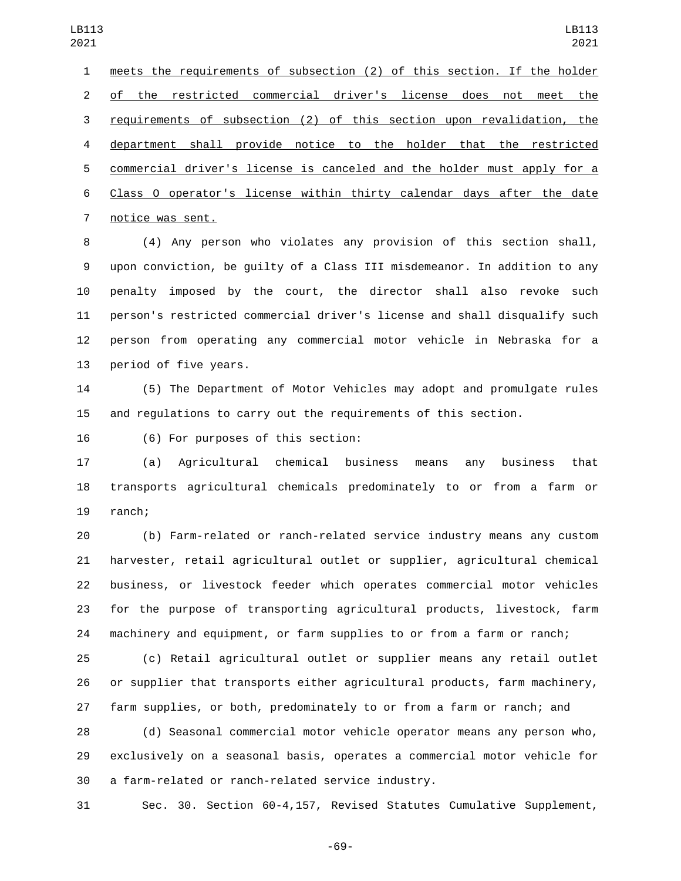meets the requirements of subsection (2) of this section. If the holder of the restricted commercial driver's license does not meet the requirements of subsection (2) of this section upon revalidation, the department shall provide notice to the holder that the restricted commercial driver's license is canceled and the holder must apply for a Class O operator's license within thirty calendar days after the date notice was sent.

(4) Any person who violates any provision of this section shall, upon conviction, be guilty of a Class III misdemeanor. In addition to any penalty imposed by the court, the director shall also revoke such person's restricted commercial driver's license and shall disqualify such person from operating any commercial motor vehicle in Nebraska for a period of five years.

(5) The Department of Motor Vehicles may adopt and promulgate rules and regulations to carry out the requirements of this section.

(6) For purposes of this section:

(a) Agricultural chemical business means any business that transports agricultural chemicals predominately to or from a farm or ranch;

(b) Farm-related or ranch-related service industry means any custom harvester, retail agricultural outlet or supplier, agricultural chemical business, or livestock feeder which operates commercial motor vehicles for the purpose of transporting agricultural products, livestock, farm machinery and equipment, or farm supplies to or from a farm or ranch;

(c) Retail agricultural outlet or supplier means any retail outlet or supplier that transports either agricultural products, farm machinery, farm supplies, or both, predominately to or from a farm or ranch; and

(d) Seasonal commercial motor vehicle operator means any person who, exclusively on a seasonal basis, operates a commercial motor vehicle for a farm-related or ranch-related service industry.

Sec. 30. Section 60-4,157, Revised Statutes Cumulative Supplement,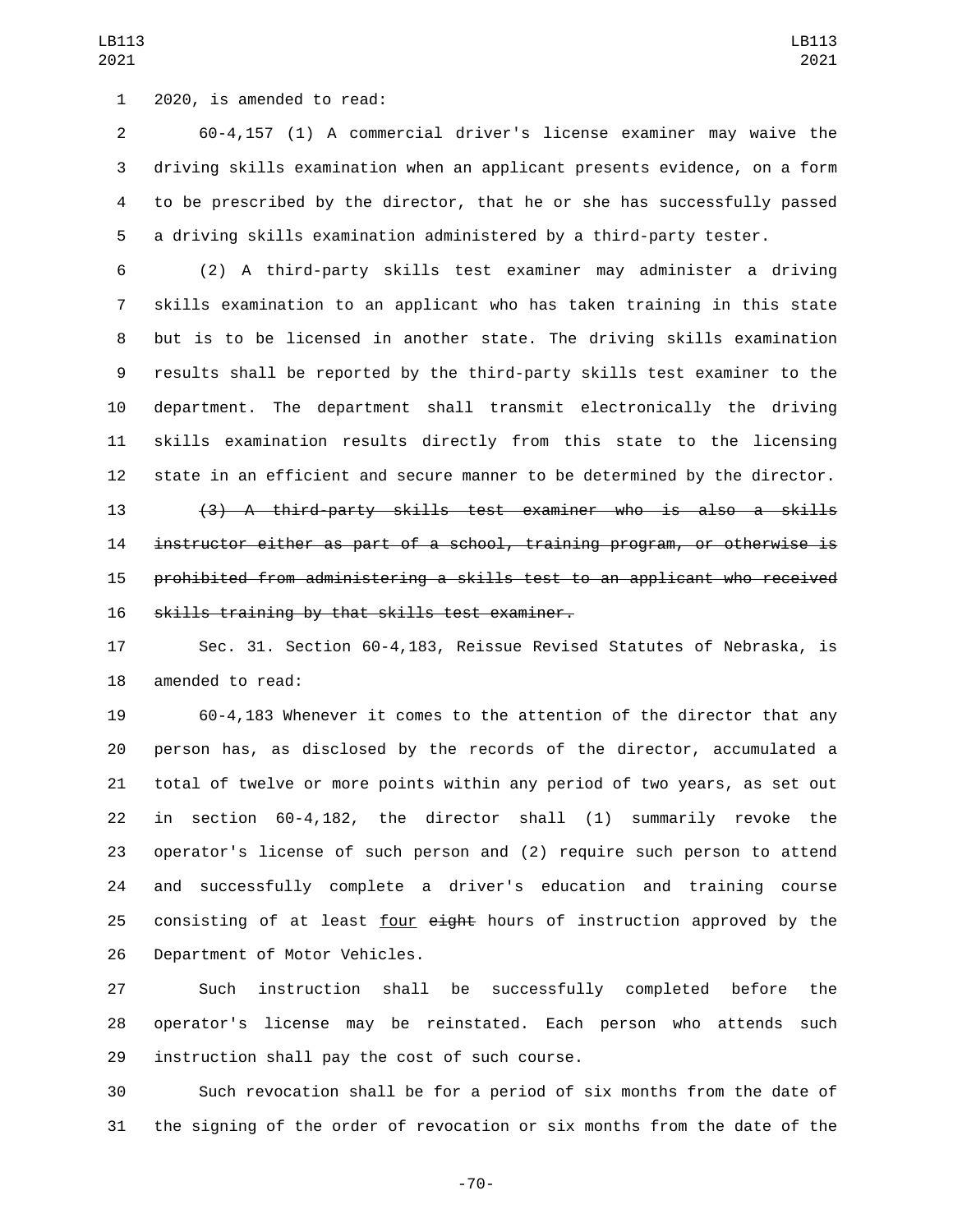2020, is amended to read:

60-4,157 (1) A commercial driver's license examiner may waive the driving skills examination when an applicant presents evidence, on a form to be prescribed by the director, that he or she has successfully passed a driving skills examination administered by a third-party tester.

(2) A third-party skills test examiner may administer a driving skills examination to an applicant who has taken training in this state but is to be licensed in another state. The driving skills examination results shall be reported by the third-party skills test examiner to the department. The department shall transmit electronically the driving skills examination results directly from this state to the licensing state in an efficient and secure manner to be determined by the director.

~~(3) A third-party skills test examiner who is also a skills instructor either as part of a school, training program, or otherwise is prohibited from administering a skills test to an applicant who received skills training by that skills test examiner.~~

Sec. 31. Section 60-4,183, Reissue Revised Statutes of Nebraska, is amended to read:

60-4,183 Whenever it comes to the attention of the director that any person has, as disclosed by the records of the director, accumulated a total of twelve or more points within any period of two years, as set out in section 60-4,182, the director shall (1) summarily revoke the operator's license of such person and (2) require such person to attend and successfully complete a driver's education and training course consisting of at least <u>four</u> ~~eight~~ hours of instruction approved by the Department of Motor Vehicles.

Such instruction shall be successfully completed before the operator's license may be reinstated. Each person who attends such instruction shall pay the cost of such course.

Such revocation shall be for a period of six months from the date of the signing of the order of revocation or six months from the date of the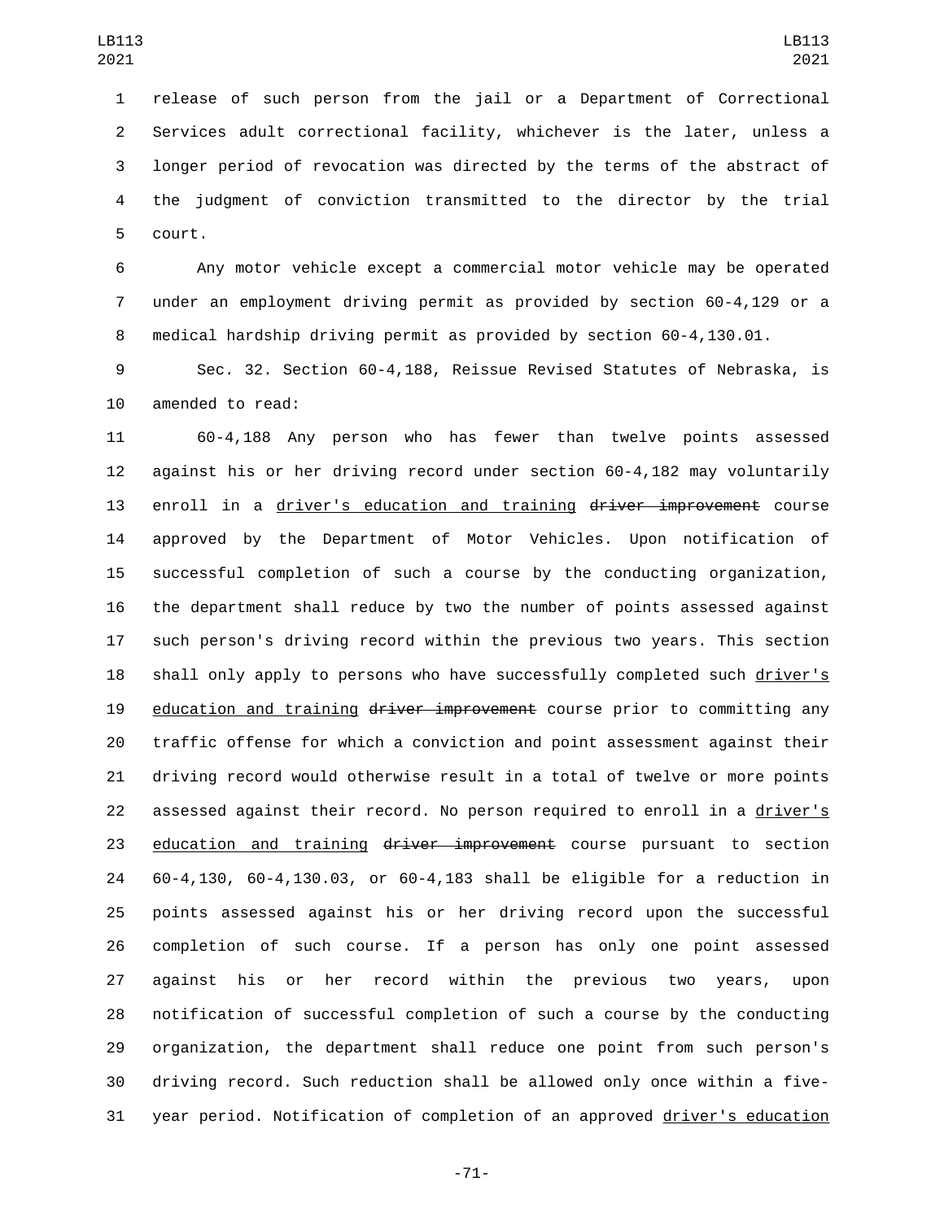release of such person from the jail or a Department of Correctional Services adult correctional facility, whichever is the later, unless a longer period of revocation was directed by the terms of the abstract of the judgment of conviction transmitted to the director by the trial court.

Any motor vehicle except a commercial motor vehicle may be operated under an employment driving permit as provided by section 60-4,129 or a medical hardship driving permit as provided by section 60-4,130.01.

Sec. 32. Section 60-4,188, Reissue Revised Statutes of Nebraska, is amended to read:

60-4,188 Any person who has fewer than twelve points assessed against his or her driving record under section 60-4,182 may voluntarily enroll in a driver's education and training ~~driver improvement~~ course approved by the Department of Motor Vehicles. Upon notification of successful completion of such a course by the conducting organization, the department shall reduce by two the number of points assessed against such person's driving record within the previous two years. This section shall only apply to persons who have successfully completed such driver's education and training ~~driver improvement~~ course prior to committing any traffic offense for which a conviction and point assessment against their driving record would otherwise result in a total of twelve or more points assessed against their record. No person required to enroll in a driver's education and training ~~driver improvement~~ course pursuant to section 60-4,130, 60-4,130.03, or 60-4,183 shall be eligible for a reduction in points assessed against his or her driving record upon the successful completion of such course. If a person has only one point assessed against his or her record within the previous two years, upon notification of successful completion of such a course by the conducting organization, the department shall reduce one point from such person's driving record. Such reduction shall be allowed only once within a five-year period. Notification of completion of an approved driver's education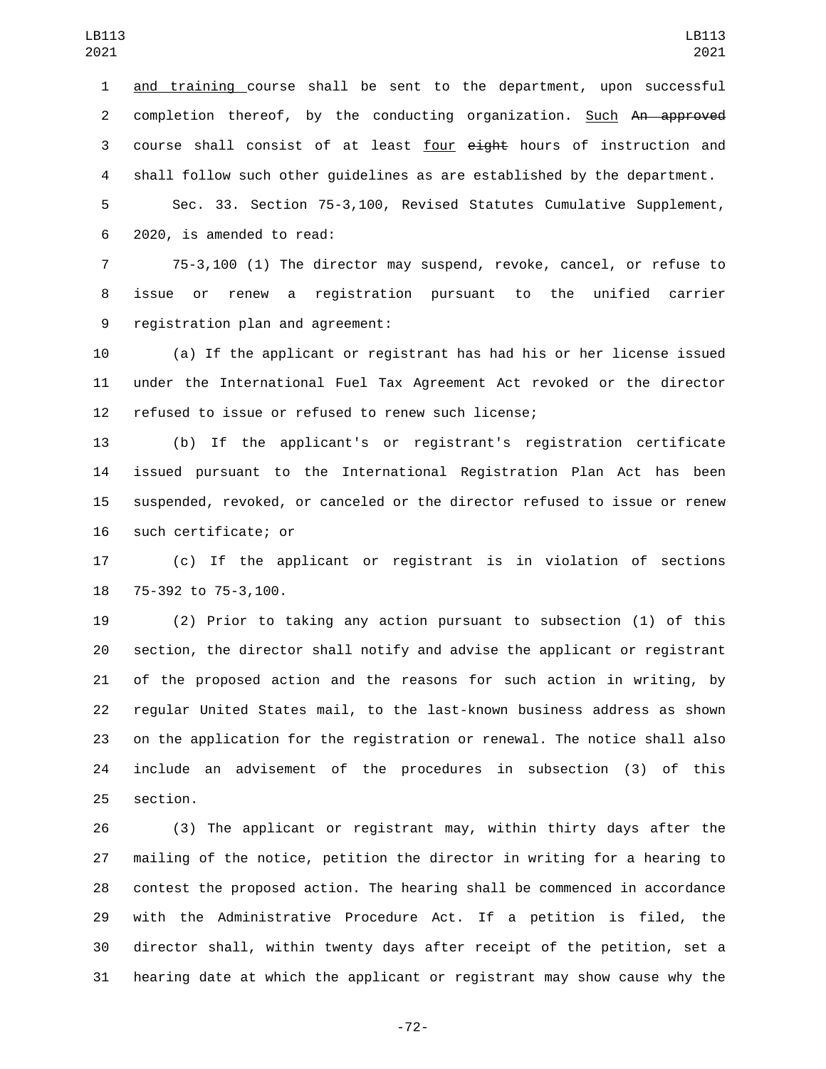and training course shall be sent to the department, upon successful completion thereof, by the conducting organization. Such ~~An approved~~ course shall consist of at least four ~~eight~~ hours of instruction and shall follow such other guidelines as are established by the department.

Sec. 33. Section 75-3,100, Revised Statutes Cumulative Supplement, 2020, is amended to read:

75-3,100 (1) The director may suspend, revoke, cancel, or refuse to issue or renew a registration pursuant to the unified carrier registration plan and agreement:

(a) If the applicant or registrant has had his or her license issued under the International Fuel Tax Agreement Act revoked or the director refused to issue or refused to renew such license;

(b) If the applicant's or registrant's registration certificate issued pursuant to the International Registration Plan Act has been suspended, revoked, or canceled or the director refused to issue or renew such certificate; or

(c) If the applicant or registrant is in violation of sections 75-392 to 75-3,100.

(2) Prior to taking any action pursuant to subsection (1) of this section, the director shall notify and advise the applicant or registrant of the proposed action and the reasons for such action in writing, by regular United States mail, to the last-known business address as shown on the application for the registration or renewal. The notice shall also include an advisement of the procedures in subsection (3) of this section.

(3) The applicant or registrant may, within thirty days after the mailing of the notice, petition the director in writing for a hearing to contest the proposed action. The hearing shall be commenced in accordance with the Administrative Procedure Act. If a petition is filed, the director shall, within twenty days after receipt of the petition, set a hearing date at which the applicant or registrant may show cause why the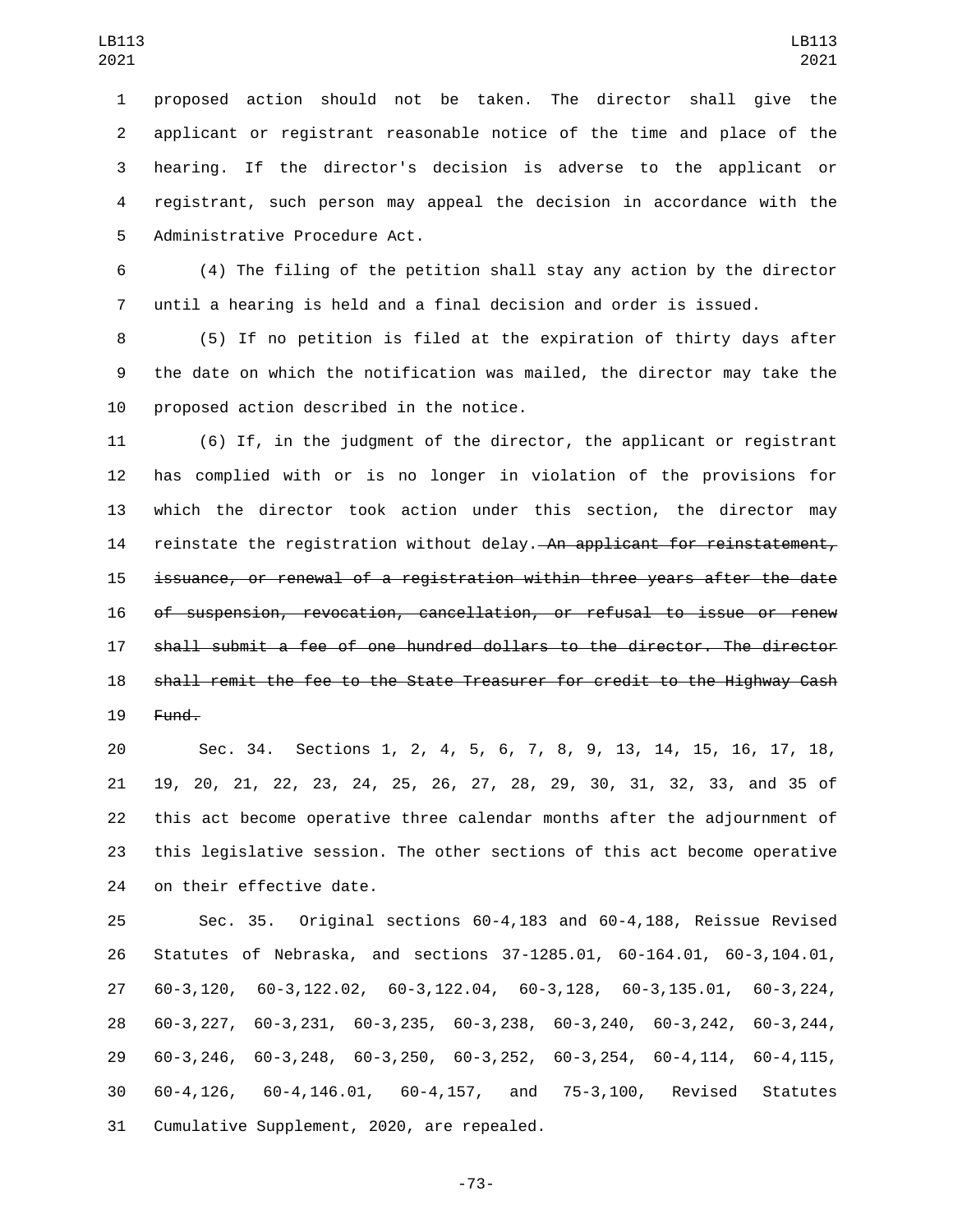proposed action should not be taken. The director shall give the applicant or registrant reasonable notice of the time and place of the hearing. If the director's decision is adverse to the applicant or registrant, such person may appeal the decision in accordance with the Administrative Procedure Act.

(4) The filing of the petition shall stay any action by the director until a hearing is held and a final decision and order is issued.

(5) If no petition is filed at the expiration of thirty days after the date on which the notification was mailed, the director may take the proposed action described in the notice.

(6) If, in the judgment of the director, the applicant or registrant has complied with or is no longer in violation of the provisions for which the director took action under this section, the director may reinstate the registration without delay. ~~An applicant for reinstatement, issuance, or renewal of a registration within three years after the date of suspension, revocation, cancellation, or refusal to issue or renew shall submit a fee of one hundred dollars to the director. The director shall remit the fee to the State Treasurer for credit to the Highway Cash Fund.~~

Sec. 34. Sections 1, 2, 4, 5, 6, 7, 8, 9, 13, 14, 15, 16, 17, 18, 19, 20, 21, 22, 23, 24, 25, 26, 27, 28, 29, 30, 31, 32, 33, and 35 of this act become operative three calendar months after the adjournment of this legislative session. The other sections of this act become operative on their effective date.

Sec. 35. Original sections 60-4,183 and 60-4,188, Reissue Revised Statutes of Nebraska, and sections 37-1285.01, 60-164.01, 60-3,104.01, 60-3,120, 60-3,122.02, 60-3,122.04, 60-3,128, 60-3,135.01, 60-3,224, 60-3,227, 60-3,231, 60-3,235, 60-3,238, 60-3,240, 60-3,242, 60-3,244, 60-3,246, 60-3,248, 60-3,250, 60-3,252, 60-3,254, 60-4,114, 60-4,115, 60-4,126, 60-4,146.01, 60-4,157, and 75-3,100, Revised Statutes Cumulative Supplement, 2020, are repealed.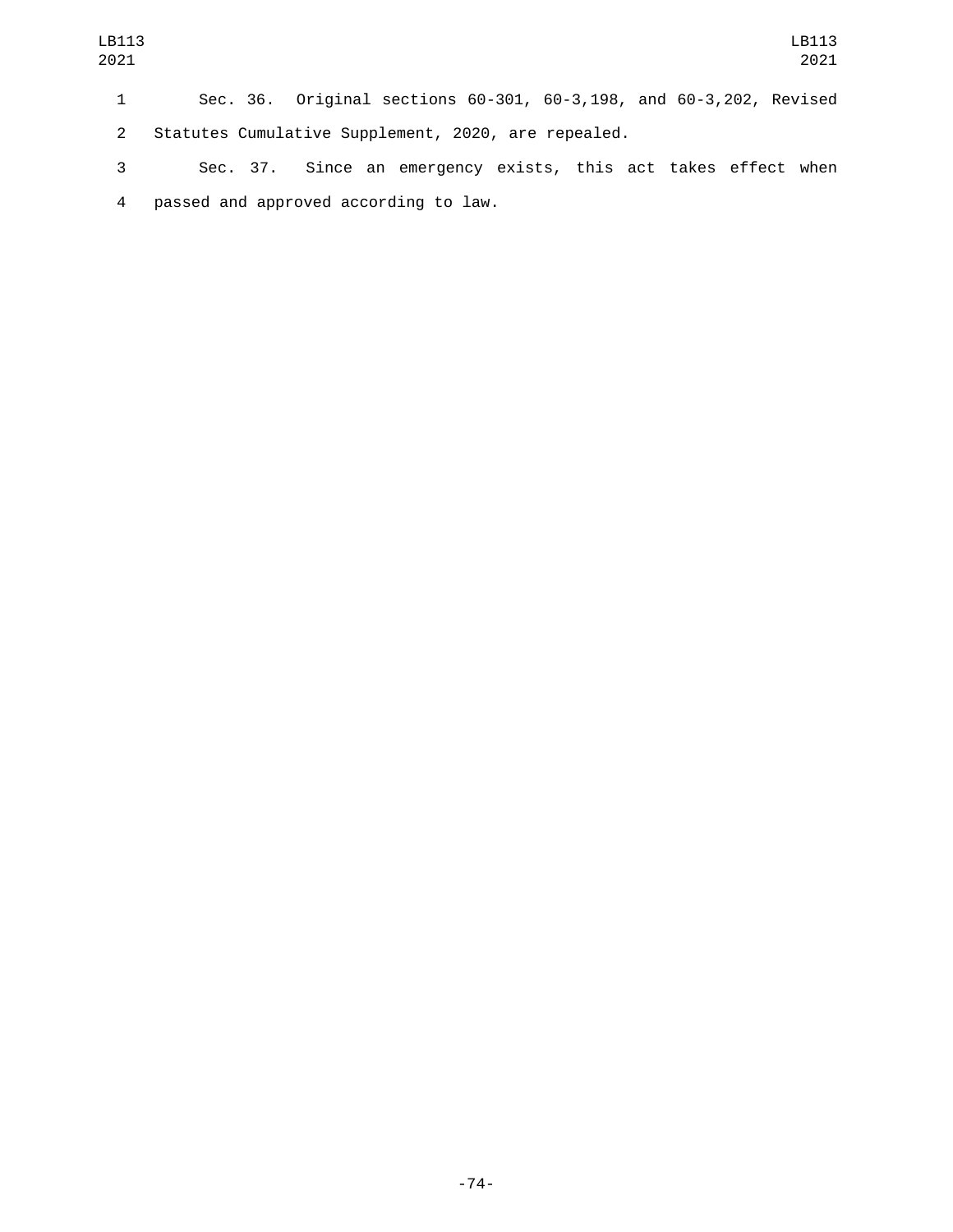Sec. 36. Original sections 60-301, 60-3,198, and 60-3,202, Revised Statutes Cumulative Supplement, 2020, are repealed.

Sec. 37. Since an emergency exists, this act takes effect when passed and approved according to law.